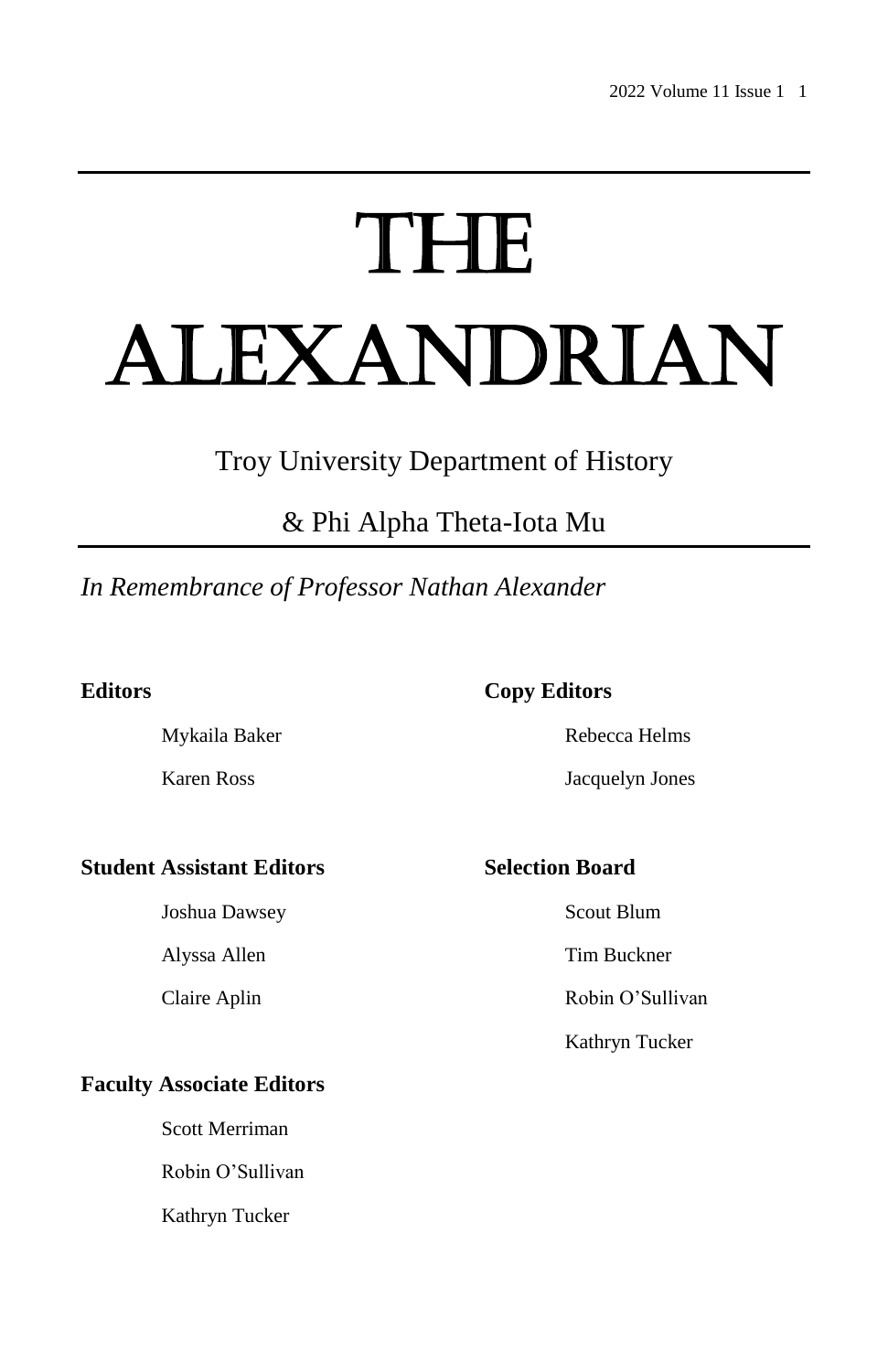# THE ALEXANDRIAN

Troy University Department of History

& Phi Alpha Theta-Iota Mu

*In Remembrance of Professor Nathan Alexander*

**Editors**

Mykaila Baker

Karen Ross

**Copy Editors**

Rebecca Helms

Jacquelyn Jones

**Student Assistant Editors**

Joshua Dawsey

Alyssa Allen

Claire Aplin

**Selection Board**

Scout Blum

Tim Buckner

Robin O'Sullivan

Kathryn Tucker

**Faculty Associate Editors**

Scott Merriman

Robin O'Sullivan

Kathryn Tucker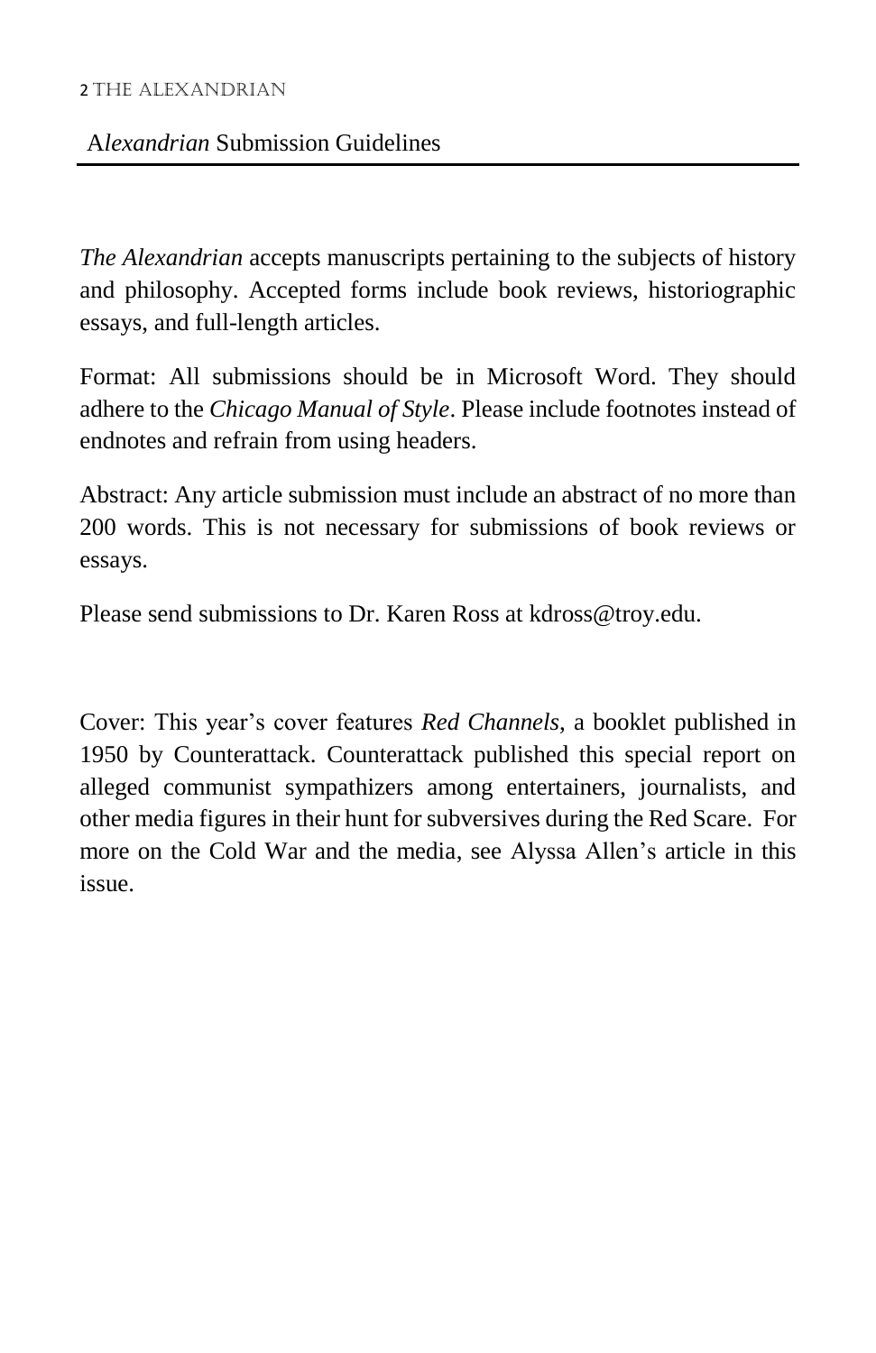## A*lexandrian* Submission Guidelines

*The Alexandrian* accepts manuscripts pertaining to the subjects of history and philosophy. Accepted forms include book reviews, historiographic essays, and full-length articles.

Format: All submissions should be in Microsoft Word. They should adhere to the *Chicago Manual of Style*. Please include footnotes instead of endnotes and refrain from using headers.

Abstract: Any article submission must include an abstract of no more than 200 words. This is not necessary for submissions of book reviews or essays.

Please send submissions to Dr. Karen Ross at kdross@troy.edu.

Cover: This year's cover features *Red Channels*, a booklet published in 1950 by Counterattack. Counterattack published this special report on alleged communist sympathizers among entertainers, journalists, and other media figures in their hunt for subversives during the Red Scare. For more on the Cold War and the media, see Alyssa Allen's article in this issue.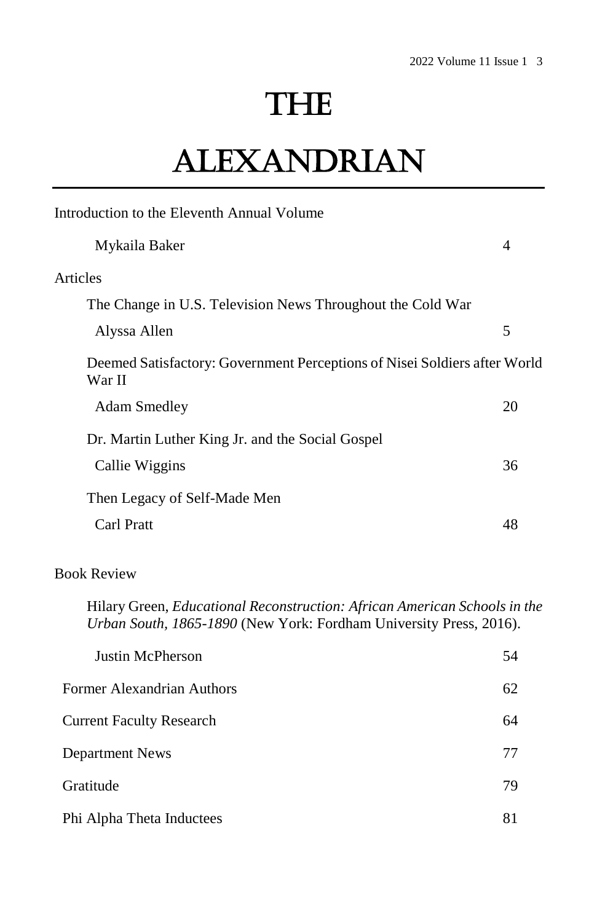# The Alexandrian

Introduction to the Eleventh Annual Volume

Mykaila Baker — 4

Articles

The Change in U.S. Television News Throughout the Cold War

Alyssa Allen — 5

Deemed Satisfactory: Government Perceptions of Nisei Soldiers after World War II

Adam Smedley — 20

Dr. Martin Luther King Jr. and the Social Gospel

Callie Wiggins — 36

Then Legacy of Self-Made Men

Carl Pratt — 48

Book Review

Hilary Green, *Educational Reconstruction: African American Schools in the Urban South, 1865-1890* (New York: Fordham University Press, 2016).

Justin McPherson — 54

Former Alexandrian Authors — 62

Current Faculty Research — 64

Department News — 77

Gratitude — 79

Phi Alpha Theta Inductees — 81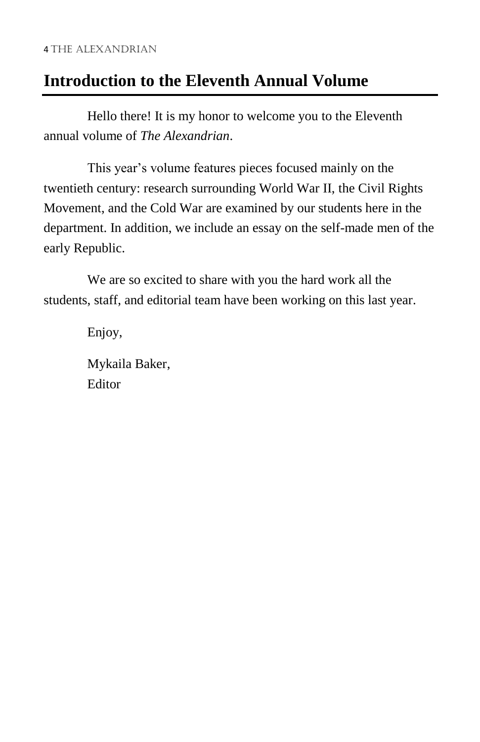## Introduction to the Eleventh Annual Volume

Hello there! It is my honor to welcome you to the Eleventh annual volume of *The Alexandrian*.

This year's volume features pieces focused mainly on the twentieth century: research surrounding World War II, the Civil Rights Movement, and the Cold War are examined by our students here in the department. In addition, we include an essay on the self-made men of the early Republic.

We are so excited to share with you the hard work all the students, staff, and editorial team have been working on this last year.

Enjoy,

Mykaila Baker,
Editor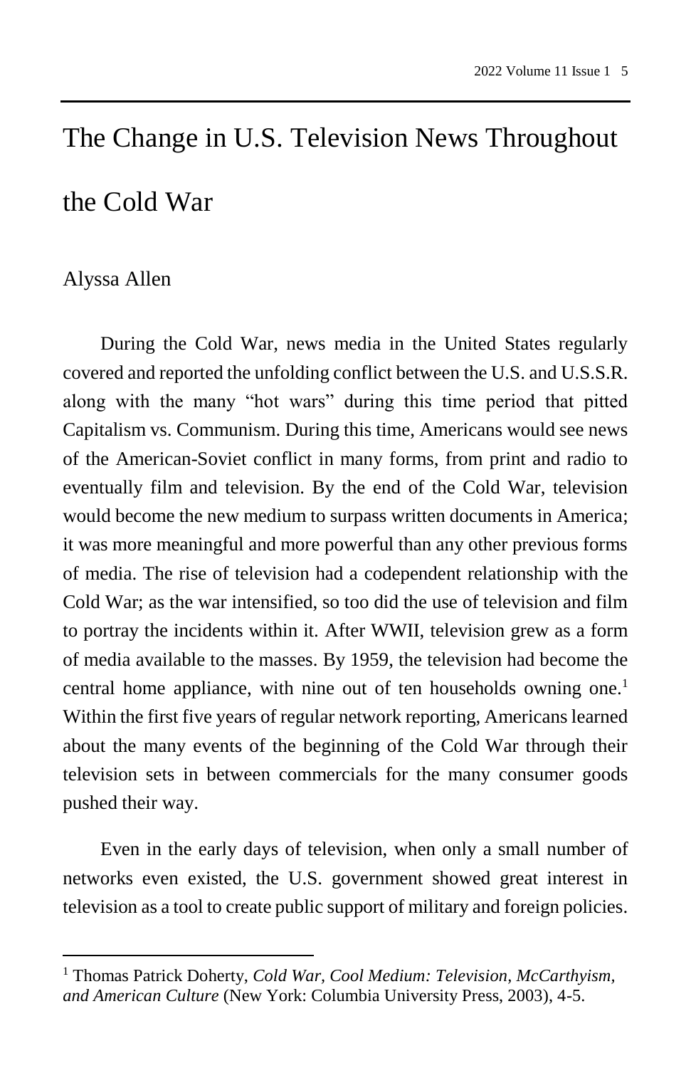# The Change in U.S. Television News Throughout the Cold War

Alyssa Allen

During the Cold War, news media in the United States regularly covered and reported the unfolding conflict between the U.S. and U.S.S.R. along with the many "hot wars" during this time period that pitted Capitalism vs. Communism. During this time, Americans would see news of the American-Soviet conflict in many forms, from print and radio to eventually film and television. By the end of the Cold War, television would become the new medium to surpass written documents in America; it was more meaningful and more powerful than any other previous forms of media. The rise of television had a codependent relationship with the Cold War; as the war intensified, so too did the use of television and film to portray the incidents within it. After WWII, television grew as a form of media available to the masses. By 1959, the television had become the central home appliance, with nine out of ten households owning one.[1] Within the first five years of regular network reporting, Americans learned about the many events of the beginning of the Cold War through their television sets in between commercials for the many consumer goods pushed their way.

Even in the early days of television, when only a small number of networks even existed, the U.S. government showed great interest in television as a tool to create public support of military and foreign policies.

---

[1] Thomas Patrick Doherty, *Cold War, Cool Medium: Television, McCarthyism, and American Culture* (New York: Columbia University Press, 2003), 4-5.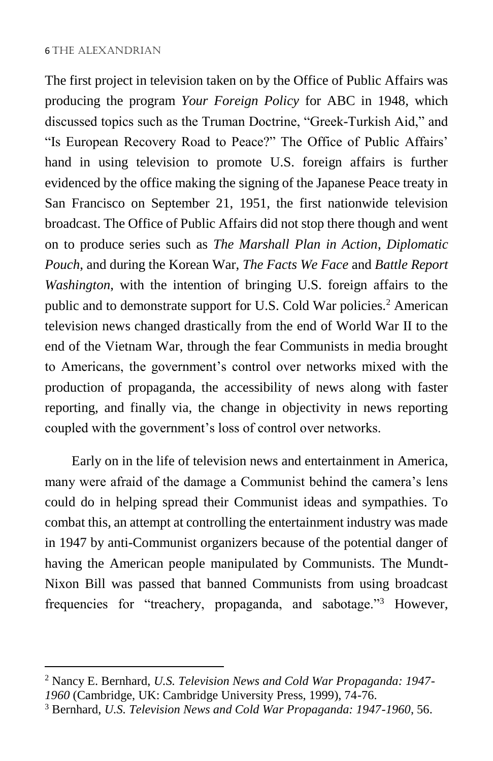The first project in television taken on by the Office of Public Affairs was producing the program *Your Foreign Policy* for ABC in 1948, which discussed topics such as the Truman Doctrine, "Greek-Turkish Aid," and "Is European Recovery Road to Peace?" The Office of Public Affairs' hand in using television to promote U.S. foreign affairs is further evidenced by the office making the signing of the Japanese Peace treaty in San Francisco on September 21, 1951, the first nationwide television broadcast. The Office of Public Affairs did not stop there though and went on to produce series such as *The Marshall Plan in Action*, *Diplomatic Pouch*, and during the Korean War, *The Facts We Face* and *Battle Report Washington*, with the intention of bringing U.S. foreign affairs to the public and to demonstrate support for U.S. Cold War policies.[2] American television news changed drastically from the end of World War II to the end of the Vietnam War, through the fear Communists in media brought to Americans, the government's control over networks mixed with the production of propaganda, the accessibility of news along with faster reporting, and finally via, the change in objectivity in news reporting coupled with the government's loss of control over networks.

Early on in the life of television news and entertainment in America, many were afraid of the damage a Communist behind the camera's lens could do in helping spread their Communist ideas and sympathies. To combat this, an attempt at controlling the entertainment industry was made in 1947 by anti-Communist organizers because of the potential danger of having the American people manipulated by Communists. The Mundt-Nixon Bill was passed that banned Communists from using broadcast frequencies for "treachery, propaganda, and sabotage."[3] However,

---

[2] Nancy E. Bernhard, *U.S. Television News and Cold War Propaganda: 1947-1960* (Cambridge, UK: Cambridge University Press, 1999), 74-76.

[3] Bernhard, *U.S. Television News and Cold War Propaganda: 1947-1960*, 56.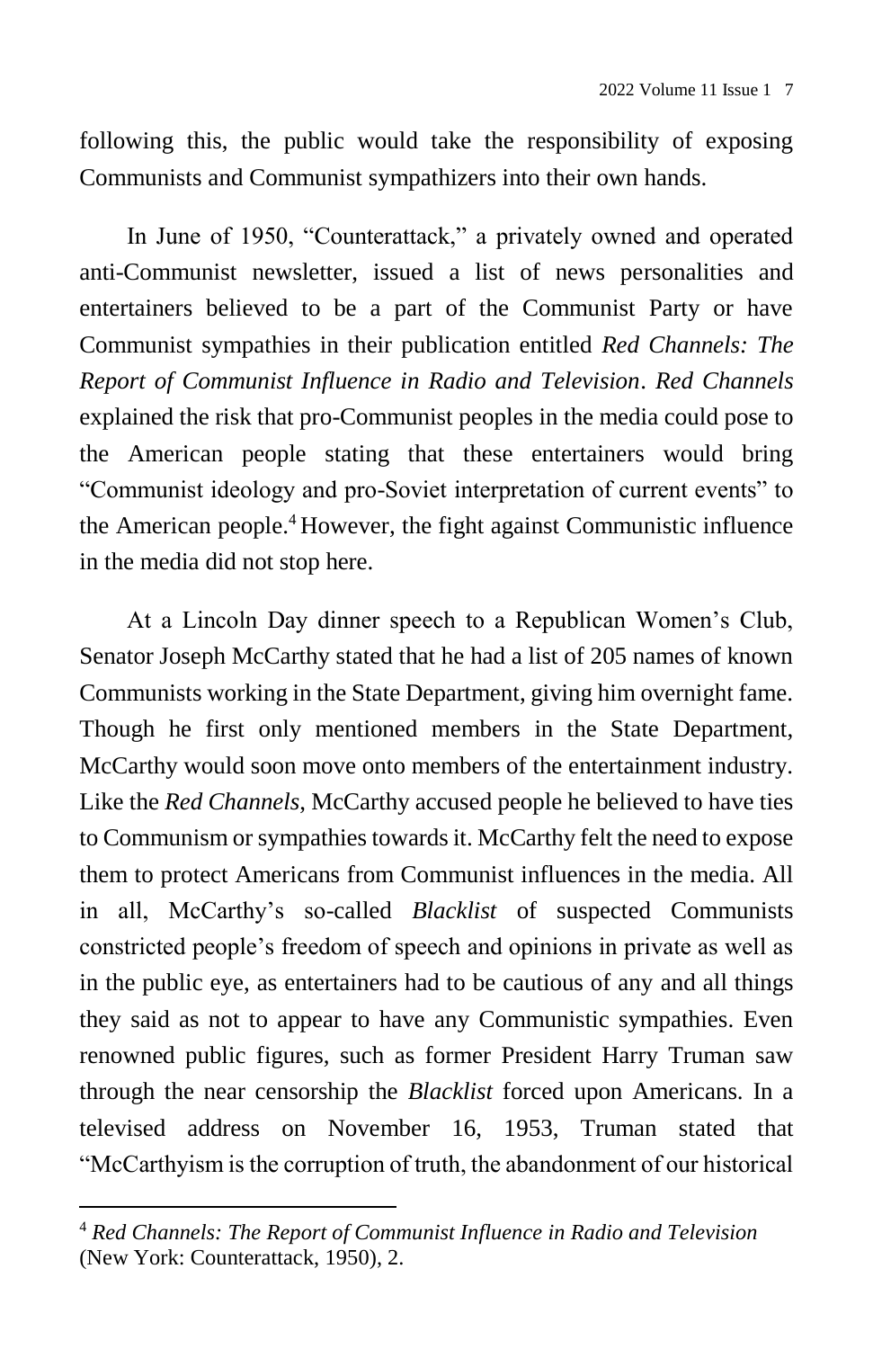following this, the public would take the responsibility of exposing Communists and Communist sympathizers into their own hands.

In June of 1950, "Counterattack," a privately owned and operated anti-Communist newsletter, issued a list of news personalities and entertainers believed to be a part of the Communist Party or have Communist sympathies in their publication entitled *Red Channels: The Report of Communist Influence in Radio and Television*. *Red Channels* explained the risk that pro-Communist peoples in the media could pose to the American people stating that these entertainers would bring "Communist ideology and pro-Soviet interpretation of current events" to the American people.[4] However, the fight against Communistic influence in the media did not stop here.

At a Lincoln Day dinner speech to a Republican Women's Club, Senator Joseph McCarthy stated that he had a list of 205 names of known Communists working in the State Department, giving him overnight fame. Though he first only mentioned members in the State Department, McCarthy would soon move onto members of the entertainment industry. Like the *Red Channels,* McCarthy accused people he believed to have ties to Communism or sympathies towards it. McCarthy felt the need to expose them to protect Americans from Communist influences in the media. All in all, McCarthy's so-called *Blacklist* of suspected Communists constricted people's freedom of speech and opinions in private as well as in the public eye, as entertainers had to be cautious of any and all things they said as not to appear to have any Communistic sympathies. Even renowned public figures, such as former President Harry Truman saw through the near censorship the *Blacklist* forced upon Americans. In a televised address on November 16, 1953, Truman stated that "McCarthyism is the corruption of truth, the abandonment of our historical

---

[4] *Red Channels: The Report of Communist Influence in Radio and Television* (New York: Counterattack, 1950), 2.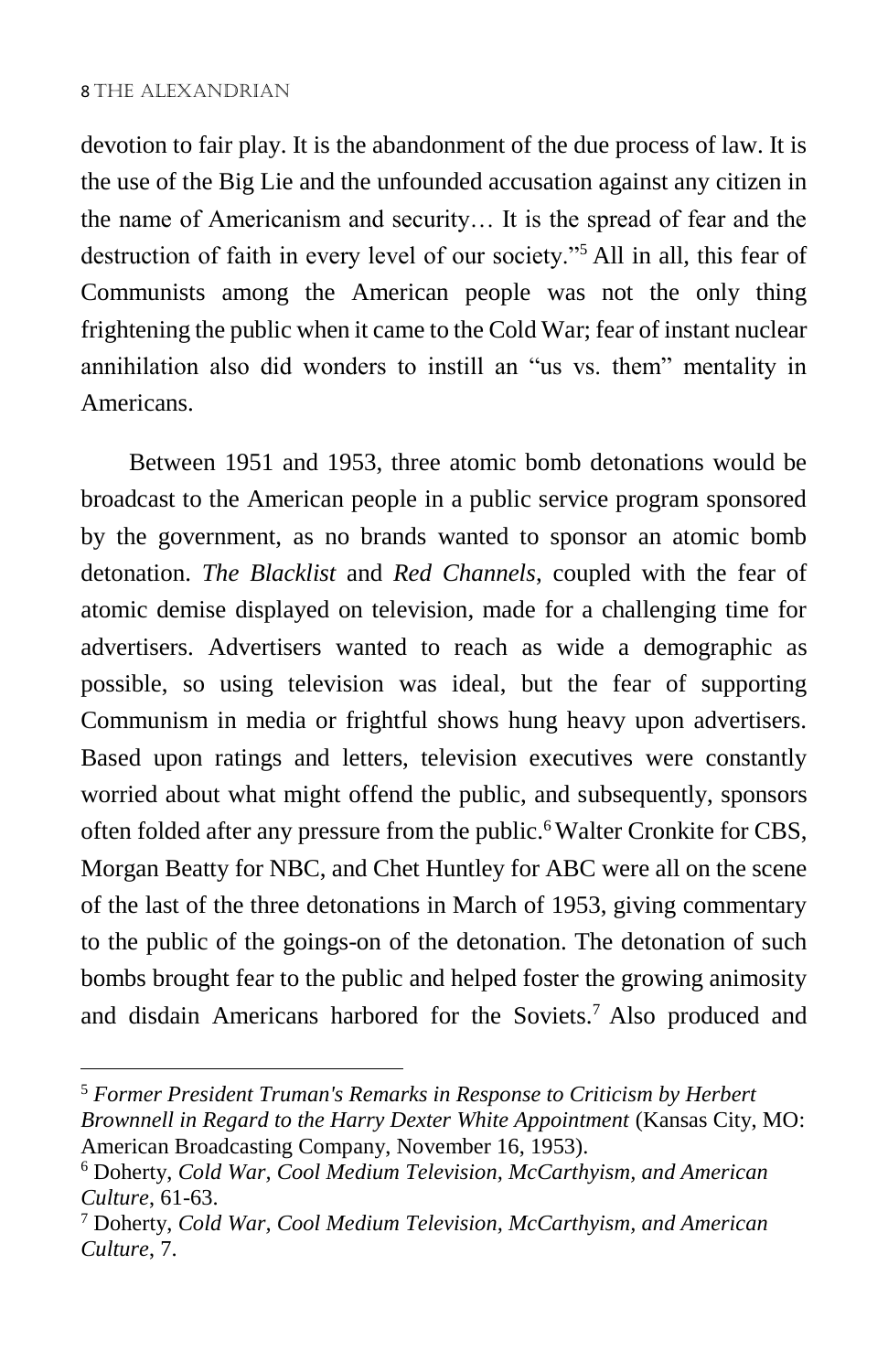devotion to fair play. It is the abandonment of the due process of law. It is the use of the Big Lie and the unfounded accusation against any citizen in the name of Americanism and security… It is the spread of fear and the destruction of faith in every level of our society."[5] All in all, this fear of Communists among the American people was not the only thing frightening the public when it came to the Cold War; fear of instant nuclear annihilation also did wonders to instill an "us vs. them" mentality in Americans.

Between 1951 and 1953, three atomic bomb detonations would be broadcast to the American people in a public service program sponsored by the government, as no brands wanted to sponsor an atomic bomb detonation. *The Blacklist* and *Red Channels*, coupled with the fear of atomic demise displayed on television, made for a challenging time for advertisers. Advertisers wanted to reach as wide a demographic as possible, so using television was ideal, but the fear of supporting Communism in media or frightful shows hung heavy upon advertisers. Based upon ratings and letters, television executives were constantly worried about what might offend the public, and subsequently, sponsors often folded after any pressure from the public.[6] Walter Cronkite for CBS, Morgan Beatty for NBC, and Chet Huntley for ABC were all on the scene of the last of the three detonations in March of 1953, giving commentary to the public of the goings-on of the detonation. The detonation of such bombs brought fear to the public and helped foster the growing animosity and disdain Americans harbored for the Soviets.[7] Also produced and

---

[5] *Former President Truman's Remarks in Response to Criticism by Herbert Brownnell in Regard to the Harry Dexter White Appointment* (Kansas City, MO: American Broadcasting Company, November 16, 1953).

[6] Doherty, *Cold War, Cool Medium Television, McCarthyism, and American Culture*, 61-63.

[7] Doherty, *Cold War, Cool Medium Television, McCarthyism, and American Culture*, 7.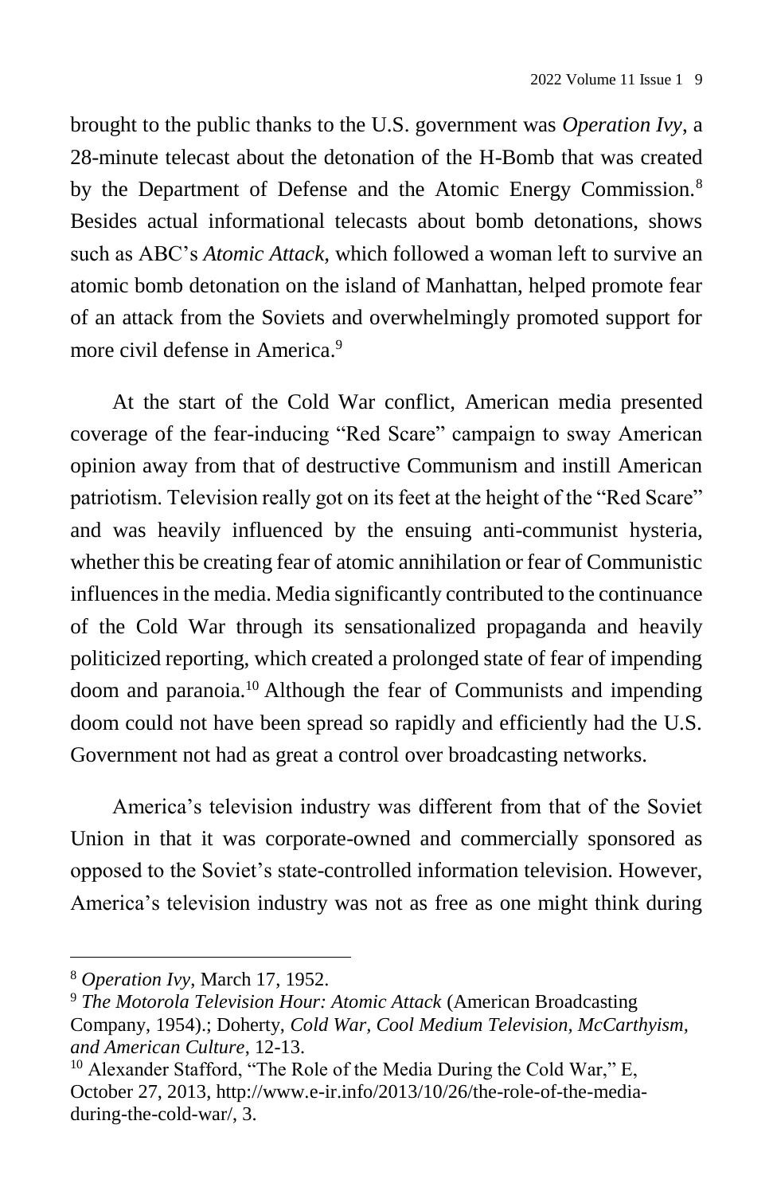brought to the public thanks to the U.S. government was *Operation Ivy*, a 28-minute telecast about the detonation of the H-Bomb that was created by the Department of Defense and the Atomic Energy Commission.[8] Besides actual informational telecasts about bomb detonations, shows such as ABC's *Atomic Attack*, which followed a woman left to survive an atomic bomb detonation on the island of Manhattan, helped promote fear of an attack from the Soviets and overwhelmingly promoted support for more civil defense in America.[9]

At the start of the Cold War conflict, American media presented coverage of the fear-inducing "Red Scare" campaign to sway American opinion away from that of destructive Communism and instill American patriotism. Television really got on its feet at the height of the "Red Scare" and was heavily influenced by the ensuing anti-communist hysteria, whether this be creating fear of atomic annihilation or fear of Communistic influences in the media. Media significantly contributed to the continuance of the Cold War through its sensationalized propaganda and heavily politicized reporting, which created a prolonged state of fear of impending doom and paranoia.[10] Although the fear of Communists and impending doom could not have been spread so rapidly and efficiently had the U.S. Government not had as great a control over broadcasting networks.

America's television industry was different from that of the Soviet Union in that it was corporate-owned and commercially sponsored as opposed to the Soviet's state-controlled information television. However, America's television industry was not as free as one might think during

---

[8] *Operation Ivy*, March 17, 1952.

[9] *The Motorola Television Hour: Atomic Attack* (American Broadcasting Company, 1954).; Doherty, *Cold War, Cool Medium Television, McCarthyism, and American Culture*, 12-13.

[10] Alexander Stafford, "The Role of the Media During the Cold War," E, October 27, 2013, http://www.e-ir.info/2013/10/26/the-role-of-the-media-during-the-cold-war/, 3.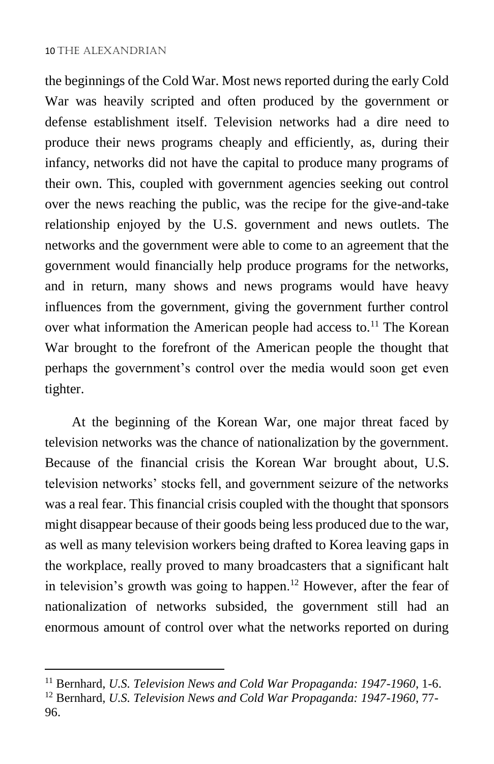the beginnings of the Cold War. Most news reported during the early Cold War was heavily scripted and often produced by the government or defense establishment itself. Television networks had a dire need to produce their news programs cheaply and efficiently, as, during their infancy, networks did not have the capital to produce many programs of their own. This, coupled with government agencies seeking out control over the news reaching the public, was the recipe for the give-and-take relationship enjoyed by the U.S. government and news outlets. The networks and the government were able to come to an agreement that the government would financially help produce programs for the networks, and in return, many shows and news programs would have heavy influences from the government, giving the government further control over what information the American people had access to.[11] The Korean War brought to the forefront of the American people the thought that perhaps the government's control over the media would soon get even tighter.

At the beginning of the Korean War, one major threat faced by television networks was the chance of nationalization by the government. Because of the financial crisis the Korean War brought about, U.S. television networks' stocks fell, and government seizure of the networks was a real fear. This financial crisis coupled with the thought that sponsors might disappear because of their goods being less produced due to the war, as well as many television workers being drafted to Korea leaving gaps in the workplace, really proved to many broadcasters that a significant halt in television's growth was going to happen.[12] However, after the fear of nationalization of networks subsided, the government still had an enormous amount of control over what the networks reported on during

[11] Bernhard, *U.S. Television News and Cold War Propaganda: 1947-1960*, 1-6.

[12] Bernhard, *U.S. Television News and Cold War Propaganda: 1947-1960*, 77-96.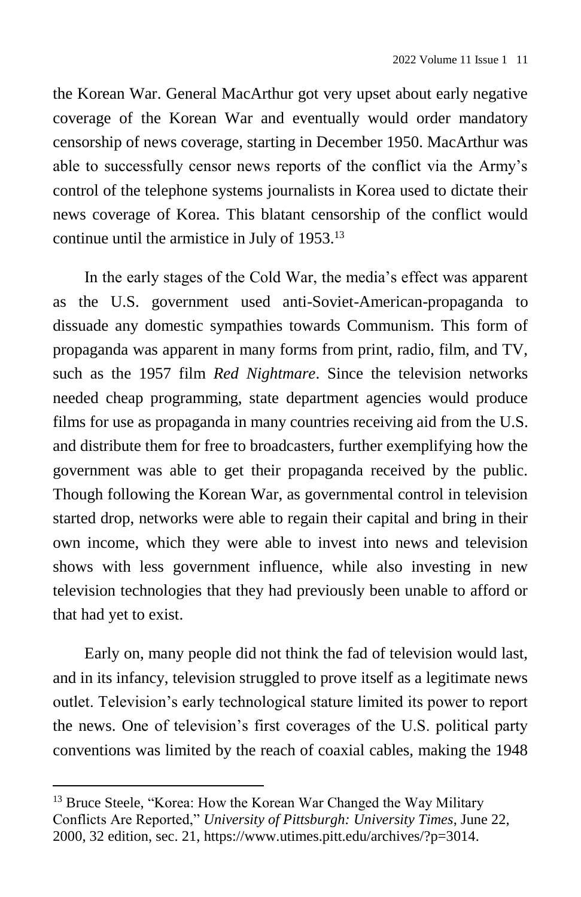the Korean War. General MacArthur got very upset about early negative coverage of the Korean War and eventually would order mandatory censorship of news coverage, starting in December 1950. MacArthur was able to successfully censor news reports of the conflict via the Army's control of the telephone systems journalists in Korea used to dictate their news coverage of Korea. This blatant censorship of the conflict would continue until the armistice in July of 1953.[13]

In the early stages of the Cold War, the media's effect was apparent as the U.S. government used anti-Soviet-American-propaganda to dissuade any domestic sympathies towards Communism. This form of propaganda was apparent in many forms from print, radio, film, and TV, such as the 1957 film *Red Nightmare*. Since the television networks needed cheap programming, state department agencies would produce films for use as propaganda in many countries receiving aid from the U.S. and distribute them for free to broadcasters, further exemplifying how the government was able to get their propaganda received by the public. Though following the Korean War, as governmental control in television started drop, networks were able to regain their capital and bring in their own income, which they were able to invest into news and television shows with less government influence, while also investing in new television technologies that they had previously been unable to afford or that had yet to exist.

Early on, many people did not think the fad of television would last, and in its infancy, television struggled to prove itself as a legitimate news outlet. Television's early technological stature limited its power to report the news. One of television's first coverages of the U.S. political party conventions was limited by the reach of coaxial cables, making the 1948

---

[13] Bruce Steele, "Korea: How the Korean War Changed the Way Military Conflicts Are Reported," *University of Pittsburgh: University Times*, June 22, 2000, 32 edition, sec. 21, https://www.utimes.pitt.edu/archives/?p=3014.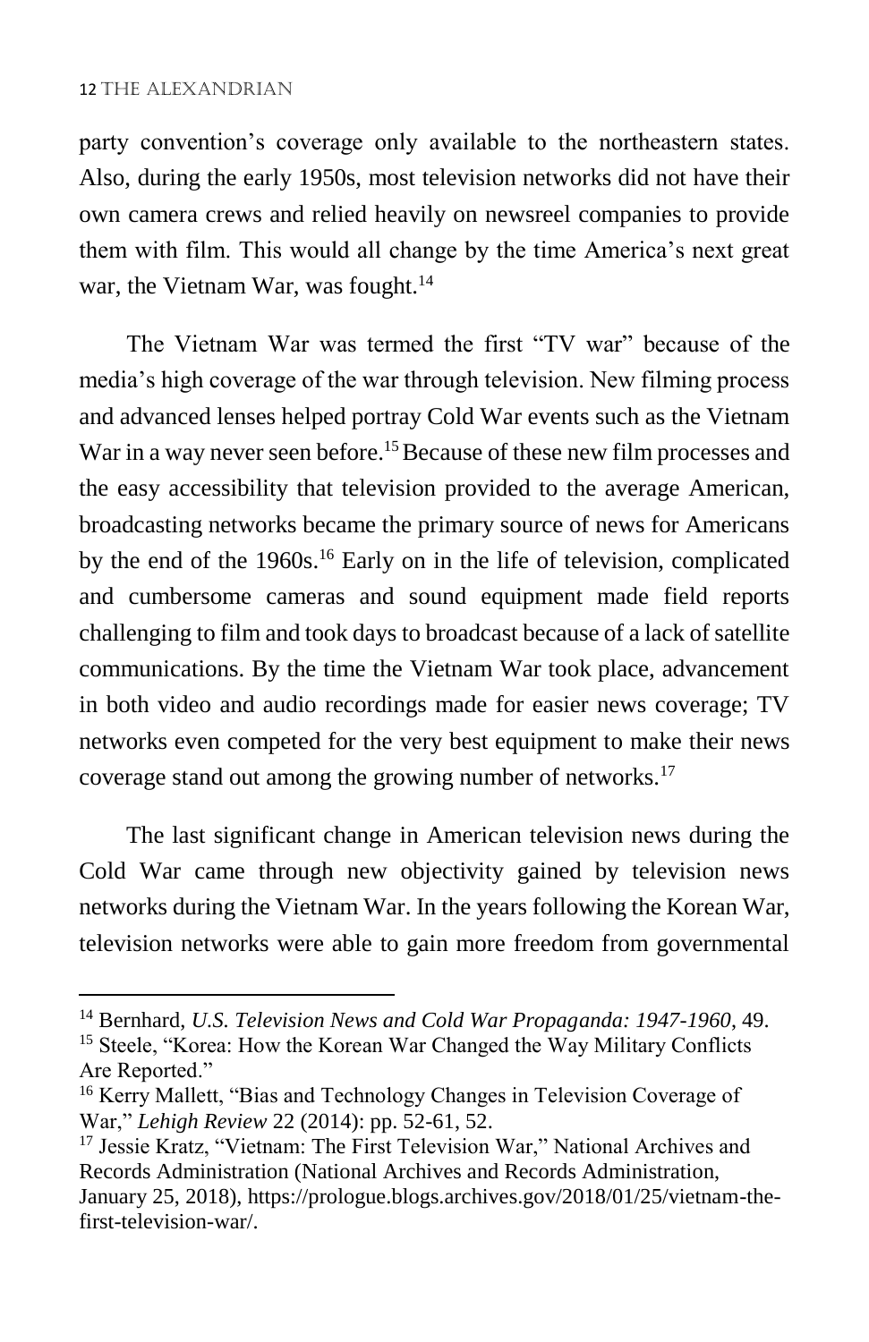party convention's coverage only available to the northeastern states. Also, during the early 1950s, most television networks did not have their own camera crews and relied heavily on newsreel companies to provide them with film. This would all change by the time America's next great war, the Vietnam War, was fought.[14]

The Vietnam War was termed the first "TV war" because of the media's high coverage of the war through television. New filming process and advanced lenses helped portray Cold War events such as the Vietnam War in a way never seen before.[15] Because of these new film processes and the easy accessibility that television provided to the average American, broadcasting networks became the primary source of news for Americans by the end of the 1960s.[16] Early on in the life of television, complicated and cumbersome cameras and sound equipment made field reports challenging to film and took days to broadcast because of a lack of satellite communications. By the time the Vietnam War took place, advancement in both video and audio recordings made for easier news coverage; TV networks even competed for the very best equipment to make their news coverage stand out among the growing number of networks.[17]

The last significant change in American television news during the Cold War came through new objectivity gained by television news networks during the Vietnam War. In the years following the Korean War, television networks were able to gain more freedom from governmental

---

[14] Bernhard, *U.S. Television News and Cold War Propaganda: 1947-1960*, 49.

[15] Steele, "Korea: How the Korean War Changed the Way Military Conflicts Are Reported."

[16] Kerry Mallett, "Bias and Technology Changes in Television Coverage of War," *Lehigh Review* 22 (2014): pp. 52-61, 52.

[17] Jessie Kratz, "Vietnam: The First Television War," National Archives and Records Administration (National Archives and Records Administration, January 25, 2018), https://prologue.blogs.archives.gov/2018/01/25/vietnam-the-first-television-war/.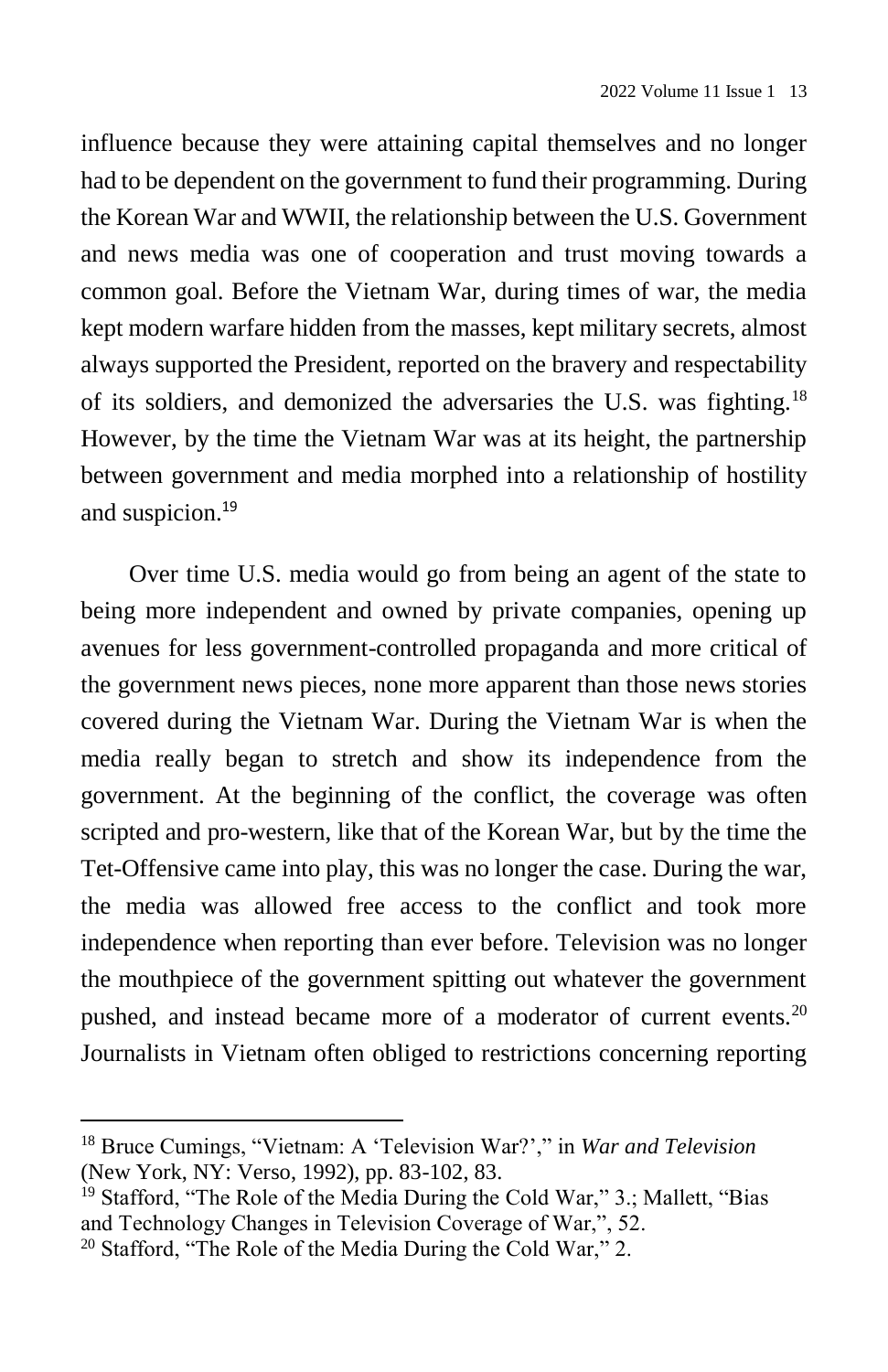influence because they were attaining capital themselves and no longer had to be dependent on the government to fund their programming. During the Korean War and WWII, the relationship between the U.S. Government and news media was one of cooperation and trust moving towards a common goal. Before the Vietnam War, during times of war, the media kept modern warfare hidden from the masses, kept military secrets, almost always supported the President, reported on the bravery and respectability of its soldiers, and demonized the adversaries the U.S. was fighting.[18] However, by the time the Vietnam War was at its height, the partnership between government and media morphed into a relationship of hostility and suspicion.[19]

Over time U.S. media would go from being an agent of the state to being more independent and owned by private companies, opening up avenues for less government-controlled propaganda and more critical of the government news pieces, none more apparent than those news stories covered during the Vietnam War. During the Vietnam War is when the media really began to stretch and show its independence from the government. At the beginning of the conflict, the coverage was often scripted and pro-western, like that of the Korean War, but by the time the Tet-Offensive came into play, this was no longer the case. During the war, the media was allowed free access to the conflict and took more independence when reporting than ever before. Television was no longer the mouthpiece of the government spitting out whatever the government pushed, and instead became more of a moderator of current events.[20] Journalists in Vietnam often obliged to restrictions concerning reporting

---

[18] Bruce Cumings, "Vietnam: A 'Television War?'," in *War and Television* (New York, NY: Verso, 1992), pp. 83-102, 83.

[19] Stafford, "The Role of the Media During the Cold War," 3.; Mallett, "Bias and Technology Changes in Television Coverage of War,", 52.

[20] Stafford, "The Role of the Media During the Cold War," 2.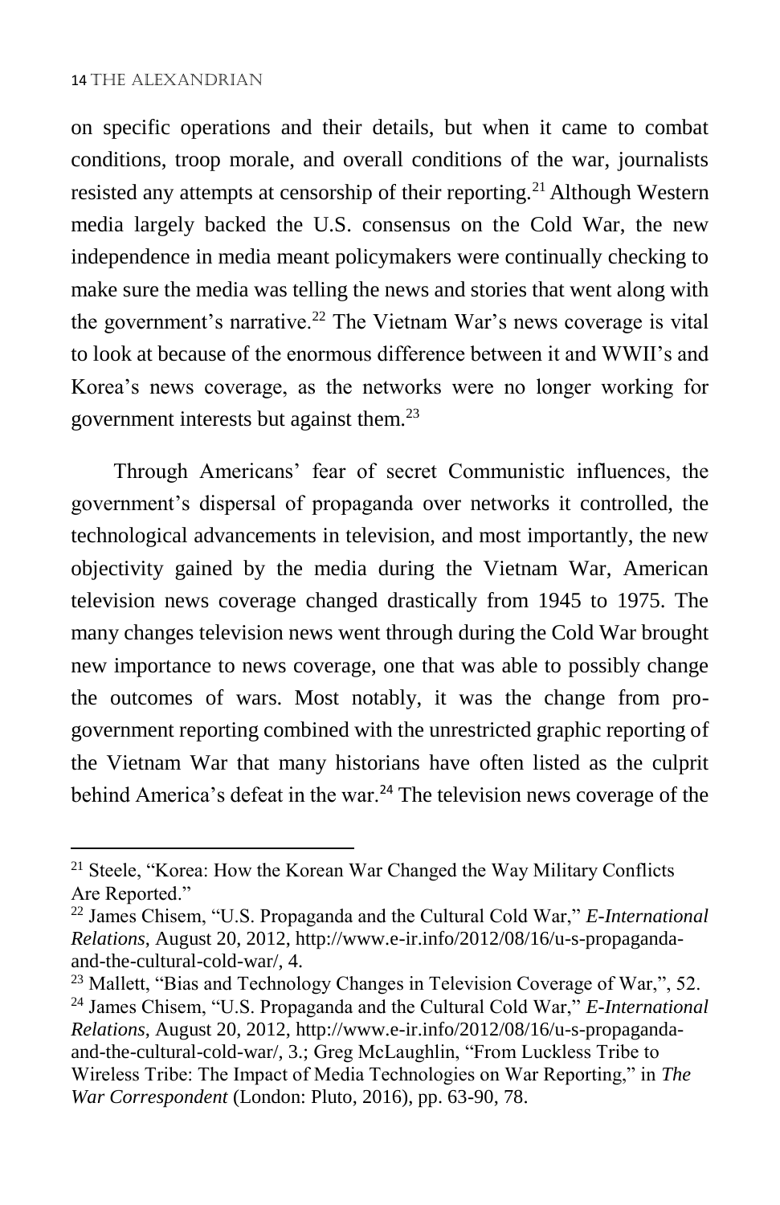on specific operations and their details, but when it came to combat conditions, troop morale, and overall conditions of the war, journalists resisted any attempts at censorship of their reporting.[21] Although Western media largely backed the U.S. consensus on the Cold War, the new independence in media meant policymakers were continually checking to make sure the media was telling the news and stories that went along with the government's narrative.[22] The Vietnam War's news coverage is vital to look at because of the enormous difference between it and WWII's and Korea's news coverage, as the networks were no longer working for government interests but against them.[23]

Through Americans' fear of secret Communistic influences, the government's dispersal of propaganda over networks it controlled, the technological advancements in television, and most importantly, the new objectivity gained by the media during the Vietnam War, American television news coverage changed drastically from 1945 to 1975. The many changes television news went through during the Cold War brought new importance to news coverage, one that was able to possibly change the outcomes of wars. Most notably, it was the change from pro-government reporting combined with the unrestricted graphic reporting of the Vietnam War that many historians have often listed as the culprit behind America's defeat in the war.[24] The television news coverage of the

---

[21] Steele, "Korea: How the Korean War Changed the Way Military Conflicts Are Reported."

[22] James Chisem, "U.S. Propaganda and the Cultural Cold War," *E-International Relations*, August 20, 2012, http://www.e-ir.info/2012/08/16/u-s-propaganda-and-the-cultural-cold-war/, 4.

[23] Mallett, "Bias and Technology Changes in Television Coverage of War,", 52.

[24] James Chisem, "U.S. Propaganda and the Cultural Cold War," *E-International Relations*, August 20, 2012, http://www.e-ir.info/2012/08/16/u-s-propaganda-and-the-cultural-cold-war/, 3.; Greg McLaughlin, "From Luckless Tribe to Wireless Tribe: The Impact of Media Technologies on War Reporting," in *The War Correspondent* (London: Pluto, 2016), pp. 63-90, 78.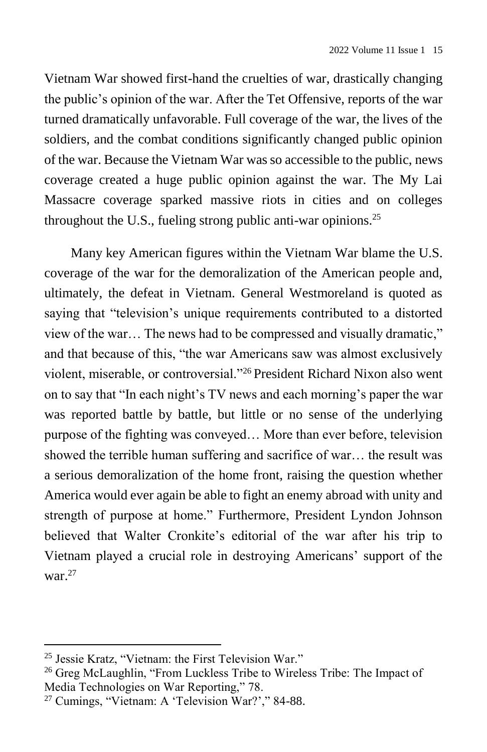Vietnam War showed first-hand the cruelties of war, drastically changing the public's opinion of the war. After the Tet Offensive, reports of the war turned dramatically unfavorable. Full coverage of the war, the lives of the soldiers, and the combat conditions significantly changed public opinion of the war. Because the Vietnam War was so accessible to the public, news coverage created a huge public opinion against the war. The My Lai Massacre coverage sparked massive riots in cities and on colleges throughout the U.S., fueling strong public anti-war opinions.[25]

Many key American figures within the Vietnam War blame the U.S. coverage of the war for the demoralization of the American people and, ultimately, the defeat in Vietnam. General Westmoreland is quoted as saying that "television's unique requirements contributed to a distorted view of the war… The news had to be compressed and visually dramatic," and that because of this, "the war Americans saw was almost exclusively violent, miserable, or controversial."[26] President Richard Nixon also went on to say that "In each night's TV news and each morning's paper the war was reported battle by battle, but little or no sense of the underlying purpose of the fighting was conveyed… More than ever before, television showed the terrible human suffering and sacrifice of war… the result was a serious demoralization of the home front, raising the question whether America would ever again be able to fight an enemy abroad with unity and strength of purpose at home." Furthermore, President Lyndon Johnson believed that Walter Cronkite's editorial of the war after his trip to Vietnam played a crucial role in destroying Americans' support of the war.[27]

---

[25] Jessie Kratz, "Vietnam: the First Television War."

[26] Greg McLaughlin, "From Luckless Tribe to Wireless Tribe: The Impact of Media Technologies on War Reporting," 78.

[27] Cumings, "Vietnam: A 'Television War?'," 84-88.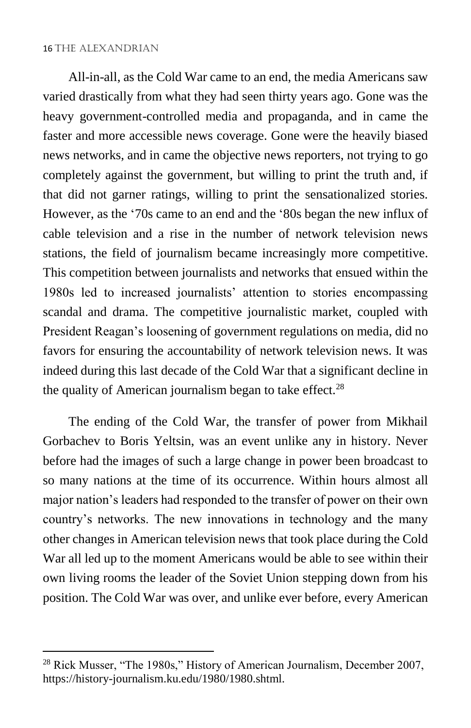All-in-all, as the Cold War came to an end, the media Americans saw varied drastically from what they had seen thirty years ago. Gone was the heavy government-controlled media and propaganda, and in came the faster and more accessible news coverage. Gone were the heavily biased news networks, and in came the objective news reporters, not trying to go completely against the government, but willing to print the truth and, if that did not garner ratings, willing to print the sensationalized stories. However, as the '70s came to an end and the '80s began the new influx of cable television and a rise in the number of network television news stations, the field of journalism became increasingly more competitive. This competition between journalists and networks that ensued within the 1980s led to increased journalists' attention to stories encompassing scandal and drama. The competitive journalistic market, coupled with President Reagan's loosening of government regulations on media, did no favors for ensuring the accountability of network television news. It was indeed during this last decade of the Cold War that a significant decline in the quality of American journalism began to take effect.[28]

The ending of the Cold War, the transfer of power from Mikhail Gorbachev to Boris Yeltsin, was an event unlike any in history. Never before had the images of such a large change in power been broadcast to so many nations at the time of its occurrence. Within hours almost all major nation's leaders had responded to the transfer of power on their own country's networks. The new innovations in technology and the many other changes in American television news that took place during the Cold War all led up to the moment Americans would be able to see within their own living rooms the leader of the Soviet Union stepping down from his position. The Cold War was over, and unlike ever before, every American

[28] Rick Musser, "The 1980s," History of American Journalism, December 2007, https://history-journalism.ku.edu/1980/1980.shtml.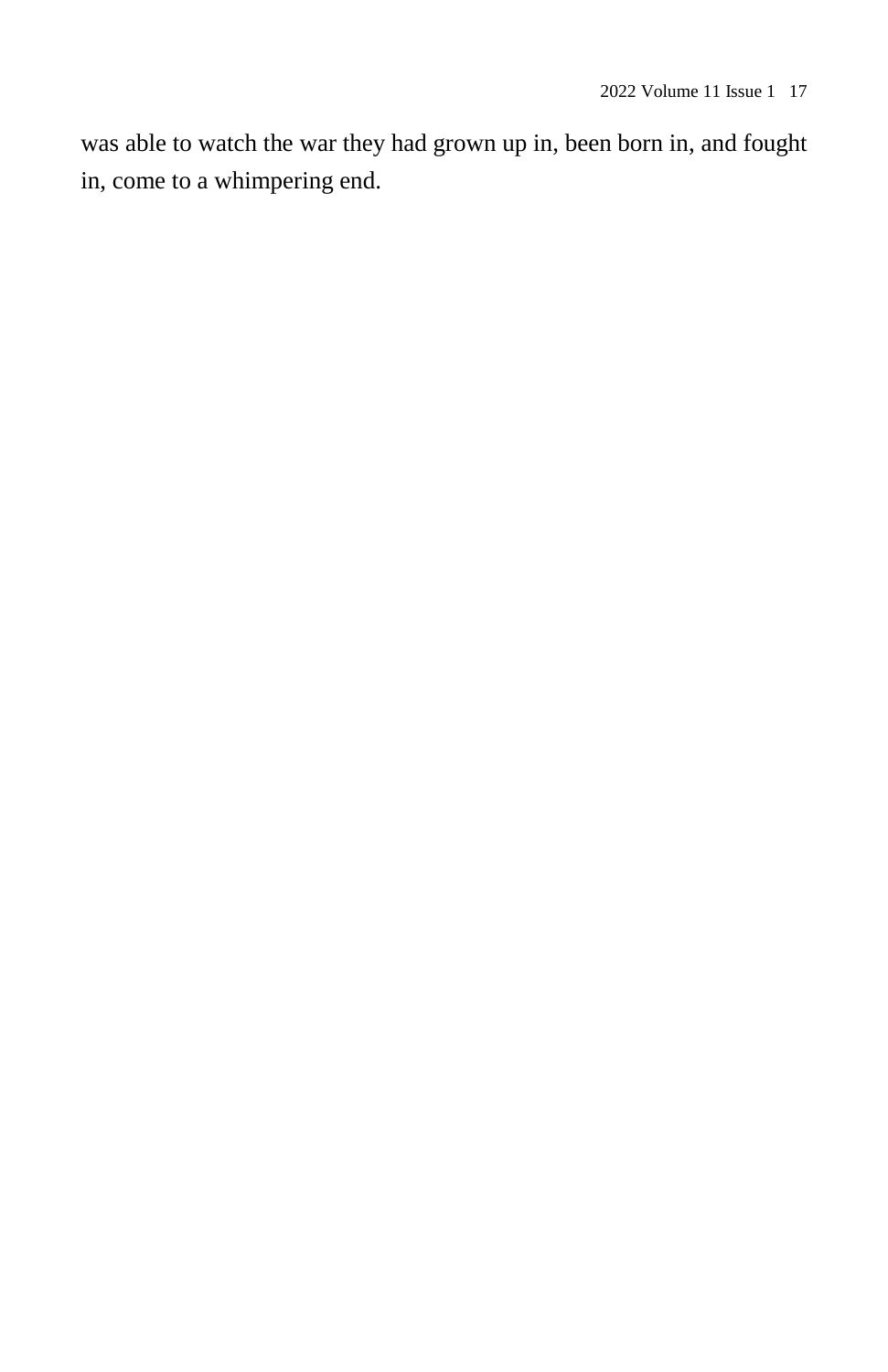was able to watch the war they had grown up in, been born in, and fought in, come to a whimpering end.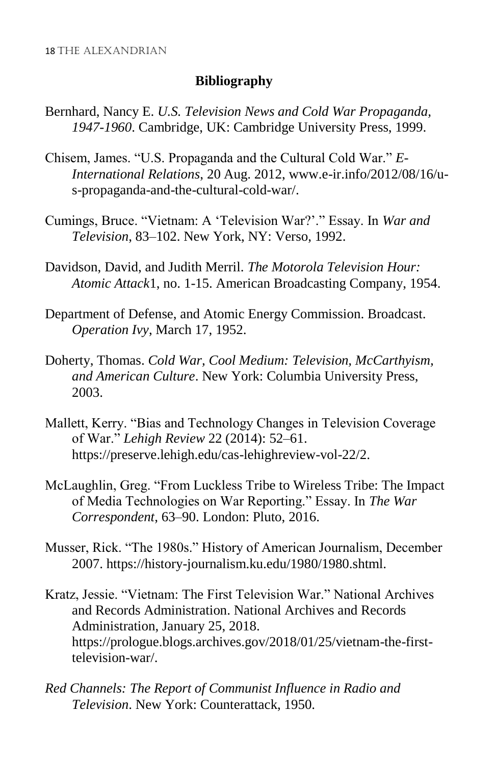## Bibliography

Bernhard, Nancy E. *U.S. Television News and Cold War Propaganda, 1947-1960*. Cambridge, UK: Cambridge University Press, 1999.

Chisem, James. "U.S. Propaganda and the Cultural Cold War." *E-International Relations*, 20 Aug. 2012, www.e-ir.info/2012/08/16/u-s-propaganda-and-the-cultural-cold-war/.

Cumings, Bruce. "Vietnam: A 'Television War?'." Essay. In *War and Television*, 83–102. New York, NY: Verso, 1992.

Davidson, David, and Judith Merril. *The Motorola Television Hour: Atomic Attack*1, no. 1-15. American Broadcasting Company, 1954.

Department of Defense, and Atomic Energy Commission. Broadcast. *Operation Ivy*, March 17, 1952.

Doherty, Thomas. *Cold War, Cool Medium: Television, McCarthyism, and American Culture*. New York: Columbia University Press, 2003.

Mallett, Kerry. "Bias and Technology Changes in Television Coverage of War." *Lehigh Review* 22 (2014): 52–61. https://preserve.lehigh.edu/cas-lehighreview-vol-22/2.

McLaughlin, Greg. "From Luckless Tribe to Wireless Tribe: The Impact of Media Technologies on War Reporting." Essay. In *The War Correspondent*, 63–90. London: Pluto, 2016.

Musser, Rick. "The 1980s." History of American Journalism, December 2007. https://history-journalism.ku.edu/1980/1980.shtml.

Kratz, Jessie. "Vietnam: The First Television War." National Archives and Records Administration. National Archives and Records Administration, January 25, 2018. https://prologue.blogs.archives.gov/2018/01/25/vietnam-the-first-television-war/.

*Red Channels: The Report of Communist Influence in Radio and Television*. New York: Counterattack, 1950.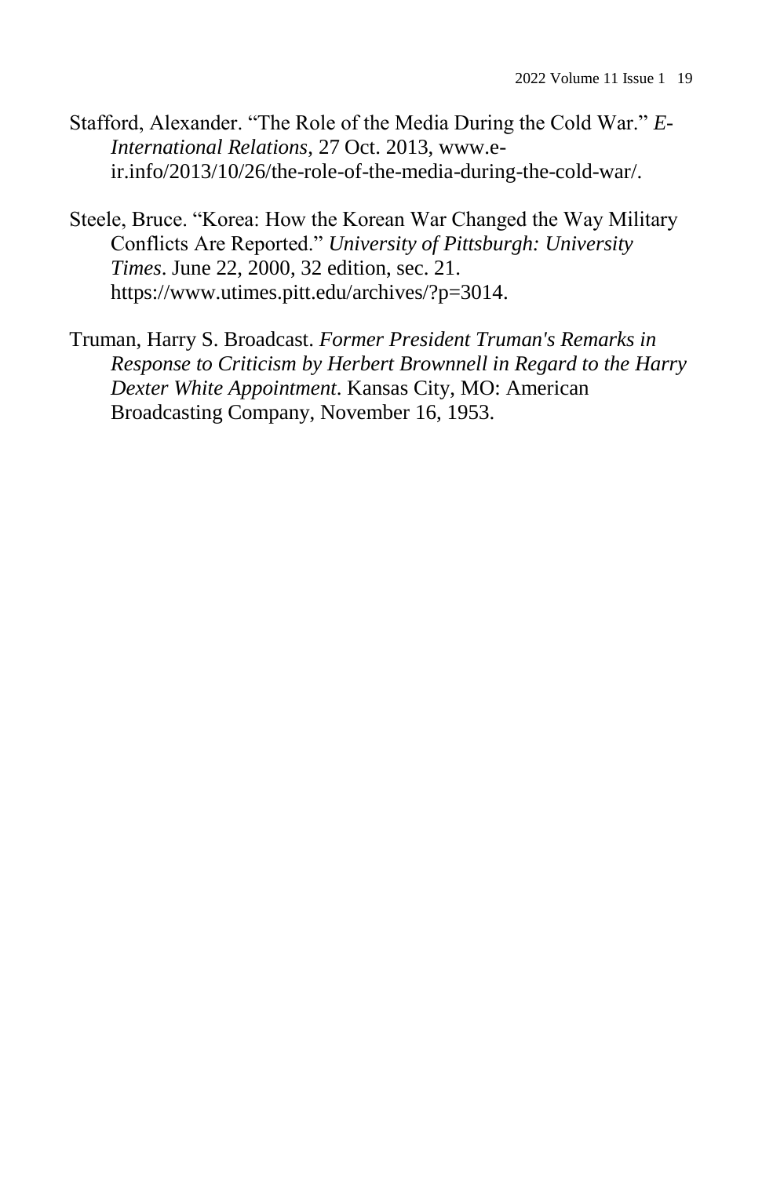Stafford, Alexander. "The Role of the Media During the Cold War." *E-International Relations*, 27 Oct. 2013, www.e-ir.info/2013/10/26/the-role-of-the-media-during-the-cold-war/.

Steele, Bruce. "Korea: How the Korean War Changed the Way Military Conflicts Are Reported." *University of Pittsburgh: University Times*. June 22, 2000, 32 edition, sec. 21. https://www.utimes.pitt.edu/archives/?p=3014.

Truman, Harry S. Broadcast. *Former President Truman's Remarks in Response to Criticism by Herbert Brownnell in Regard to the Harry Dexter White Appointment*. Kansas City, MO: American Broadcasting Company, November 16, 1953.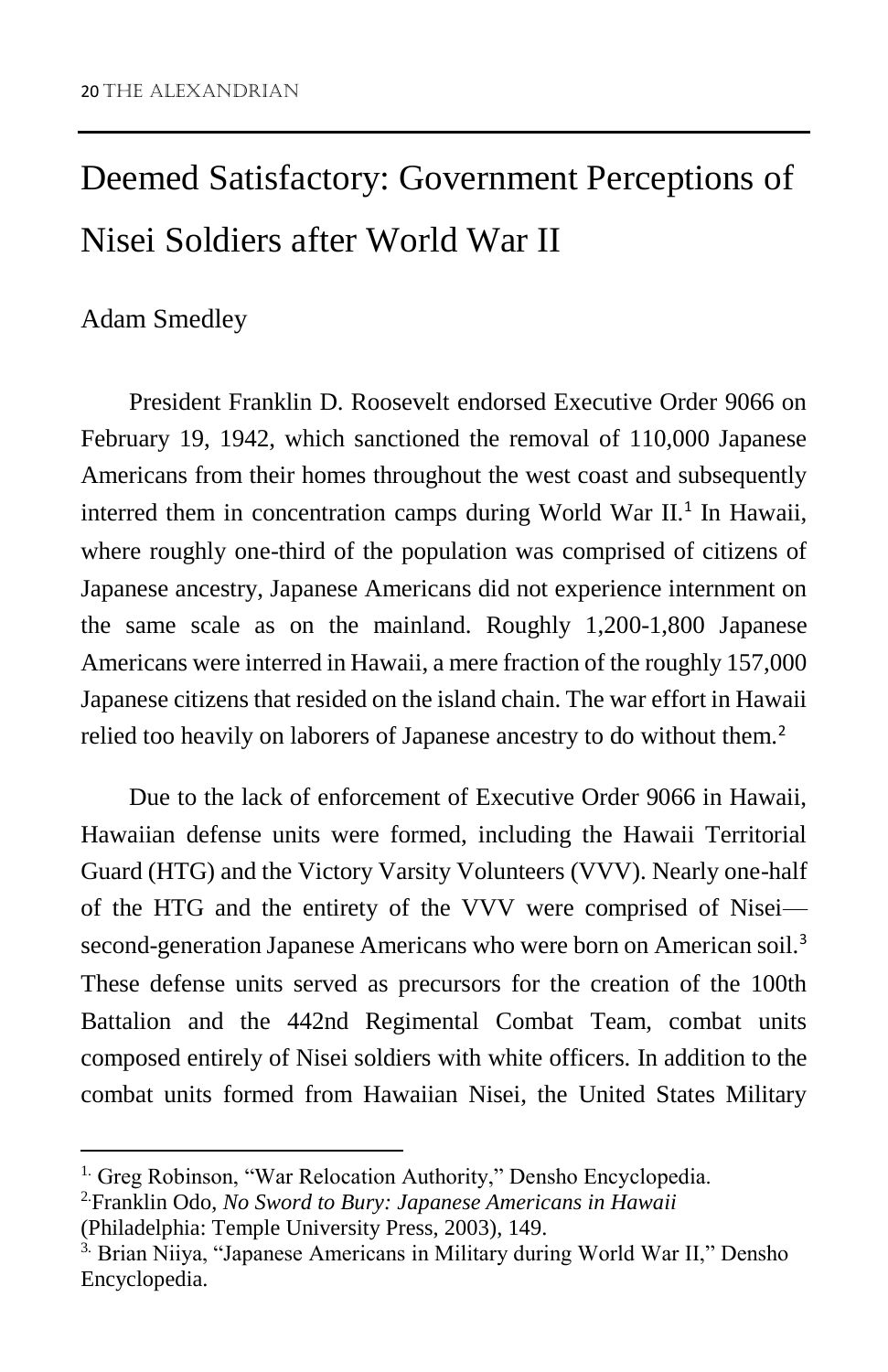# Deemed Satisfactory: Government Perceptions of Nisei Soldiers after World War II

Adam Smedley

President Franklin D. Roosevelt endorsed Executive Order 9066 on February 19, 1942, which sanctioned the removal of 110,000 Japanese Americans from their homes throughout the west coast and subsequently interred them in concentration camps during World War II.[1] In Hawaii, where roughly one-third of the population was comprised of citizens of Japanese ancestry, Japanese Americans did not experience internment on the same scale as on the mainland. Roughly 1,200-1,800 Japanese Americans were interred in Hawaii, a mere fraction of the roughly 157,000 Japanese citizens that resided on the island chain. The war effort in Hawaii relied too heavily on laborers of Japanese ancestry to do without them.[2]

Due to the lack of enforcement of Executive Order 9066 in Hawaii, Hawaiian defense units were formed, including the Hawaii Territorial Guard (HTG) and the Victory Varsity Volunteers (VVV). Nearly one-half of the HTG and the entirety of the VVV were comprised of Nisei—second-generation Japanese Americans who were born on American soil.[3] These defense units served as precursors for the creation of the 100th Battalion and the 442nd Regimental Combat Team, combat units composed entirely of Nisei soldiers with white officers. In addition to the combat units formed from Hawaiian Nisei, the United States Military

---

1. Greg Robinson, "War Relocation Authority," Densho Encyclopedia.
2. Franklin Odo, *No Sword to Bury: Japanese Americans in Hawaii* (Philadelphia: Temple University Press, 2003), 149.
3. Brian Niiya, "Japanese Americans in Military during World War II," Densho Encyclopedia.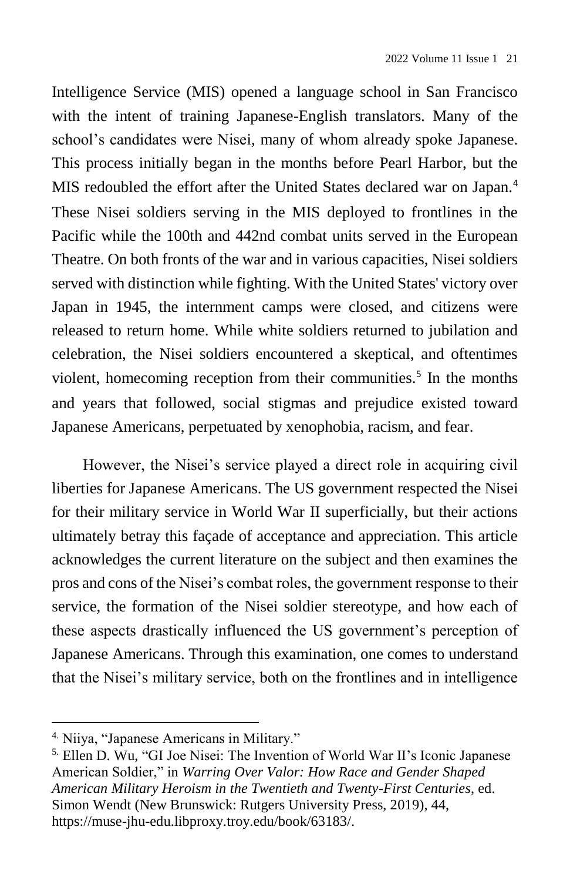Intelligence Service (MIS) opened a language school in San Francisco with the intent of training Japanese-English translators. Many of the school's candidates were Nisei, many of whom already spoke Japanese. This process initially began in the months before Pearl Harbor, but the MIS redoubled the effort after the United States declared war on Japan.[4] These Nisei soldiers serving in the MIS deployed to frontlines in the Pacific while the 100th and 442nd combat units served in the European Theatre. On both fronts of the war and in various capacities, Nisei soldiers served with distinction while fighting. With the United States' victory over Japan in 1945, the internment camps were closed, and citizens were released to return home. While white soldiers returned to jubilation and celebration, the Nisei soldiers encountered a skeptical, and oftentimes violent, homecoming reception from their communities.[5] In the months and years that followed, social stigmas and prejudice existed toward Japanese Americans, perpetuated by xenophobia, racism, and fear.

However, the Nisei's service played a direct role in acquiring civil liberties for Japanese Americans. The US government respected the Nisei for their military service in World War II superficially, but their actions ultimately betray this façade of acceptance and appreciation. This article acknowledges the current literature on the subject and then examines the pros and cons of the Nisei's combat roles, the government response to their service, the formation of the Nisei soldier stereotype, and how each of these aspects drastically influenced the US government's perception of Japanese Americans. Through this examination, one comes to understand that the Nisei's military service, both on the frontlines and in intelligence

---

[4] Niiya, "Japanese Americans in Military."

[5] Ellen D. Wu, "GI Joe Nisei: The Invention of World War II's Iconic Japanese American Soldier," in *Warring Over Valor: How Race and Gender Shaped American Military Heroism in the Twentieth and Twenty-First Centuries*, ed. Simon Wendt (New Brunswick: Rutgers University Press, 2019), 44, https://muse-jhu-edu.libproxy.troy.edu/book/63183/.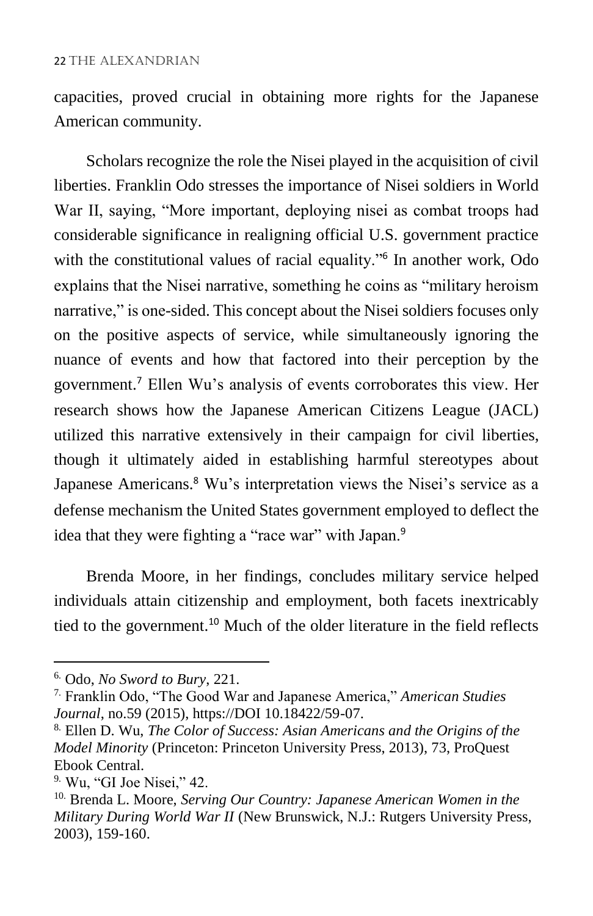capacities, proved crucial in obtaining more rights for the Japanese American community.

Scholars recognize the role the Nisei played in the acquisition of civil liberties. Franklin Odo stresses the importance of Nisei soldiers in World War II, saying, "More important, deploying nisei as combat troops had considerable significance in realigning official U.S. government practice with the constitutional values of racial equality."[6] In another work, Odo explains that the Nisei narrative, something he coins as "military heroism narrative," is one-sided. This concept about the Nisei soldiers focuses only on the positive aspects of service, while simultaneously ignoring the nuance of events and how that factored into their perception by the government.[7] Ellen Wu's analysis of events corroborates this view. Her research shows how the Japanese American Citizens League (JACL) utilized this narrative extensively in their campaign for civil liberties, though it ultimately aided in establishing harmful stereotypes about Japanese Americans.[8] Wu's interpretation views the Nisei's service as a defense mechanism the United States government employed to deflect the idea that they were fighting a "race war" with Japan.[9]

Brenda Moore, in her findings, concludes military service helped individuals attain citizenship and employment, both facets inextricably tied to the government.[10] Much of the older literature in the field reflects

---

[6] Odo, *No Sword to Bury*, 221.

[7] Franklin Odo, "The Good War and Japanese America," *American Studies Journal*, no.59 (2015), https://DOI 10.18422/59-07.

[8] Ellen D. Wu, *The Color of Success: Asian Americans and the Origins of the Model Minority* (Princeton: Princeton University Press, 2013), 73, ProQuest Ebook Central.

[9] Wu, "GI Joe Nisei," 42.

[10] Brenda L. Moore, *Serving Our Country: Japanese American Women in the Military During World War II* (New Brunswick, N.J.: Rutgers University Press, 2003), 159-160.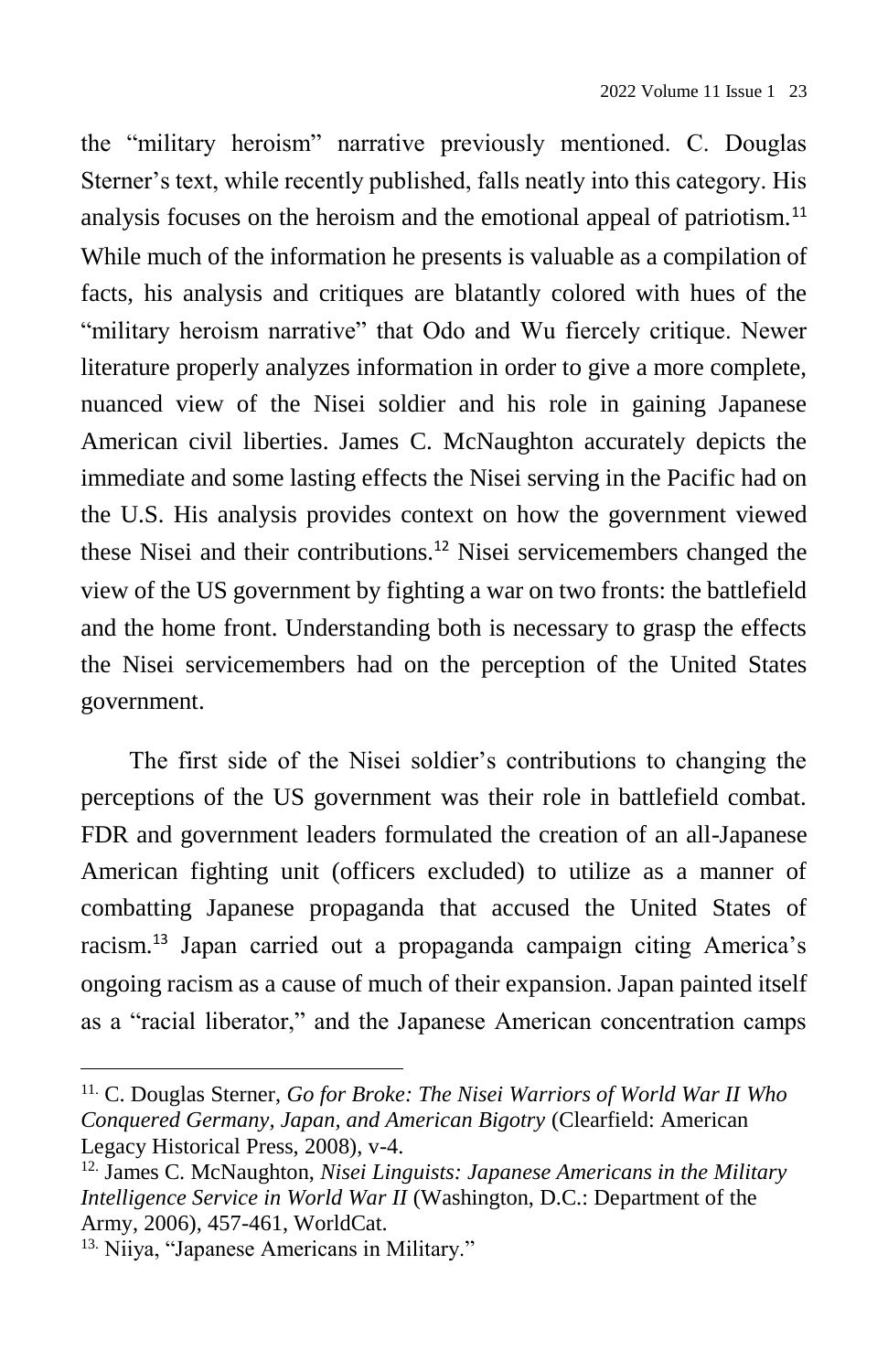the "military heroism" narrative previously mentioned. C. Douglas Sterner's text, while recently published, falls neatly into this category. His analysis focuses on the heroism and the emotional appeal of patriotism.[11] While much of the information he presents is valuable as a compilation of facts, his analysis and critiques are blatantly colored with hues of the "military heroism narrative" that Odo and Wu fiercely critique. Newer literature properly analyzes information in order to give a more complete, nuanced view of the Nisei soldier and his role in gaining Japanese American civil liberties. James C. McNaughton accurately depicts the immediate and some lasting effects the Nisei serving in the Pacific had on the U.S. His analysis provides context on how the government viewed these Nisei and their contributions.[12] Nisei servicemembers changed the view of the US government by fighting a war on two fronts: the battlefield and the home front. Understanding both is necessary to grasp the effects the Nisei servicemembers had on the perception of the United States government.

The first side of the Nisei soldier's contributions to changing the perceptions of the US government was their role in battlefield combat. FDR and government leaders formulated the creation of an all-Japanese American fighting unit (officers excluded) to utilize as a manner of combatting Japanese propaganda that accused the United States of racism.[13] Japan carried out a propaganda campaign citing America's ongoing racism as a cause of much of their expansion. Japan painted itself as a "racial liberator," and the Japanese American concentration camps

---

[11] C. Douglas Sterner, *Go for Broke: The Nisei Warriors of World War II Who Conquered Germany, Japan, and American Bigotry* (Clearfield: American Legacy Historical Press, 2008), v-4.

[12] James C. McNaughton, *Nisei Linguists: Japanese Americans in the Military Intelligence Service in World War II* (Washington, D.C.: Department of the Army, 2006), 457-461, WorldCat.

[13] Niiya, "Japanese Americans in Military."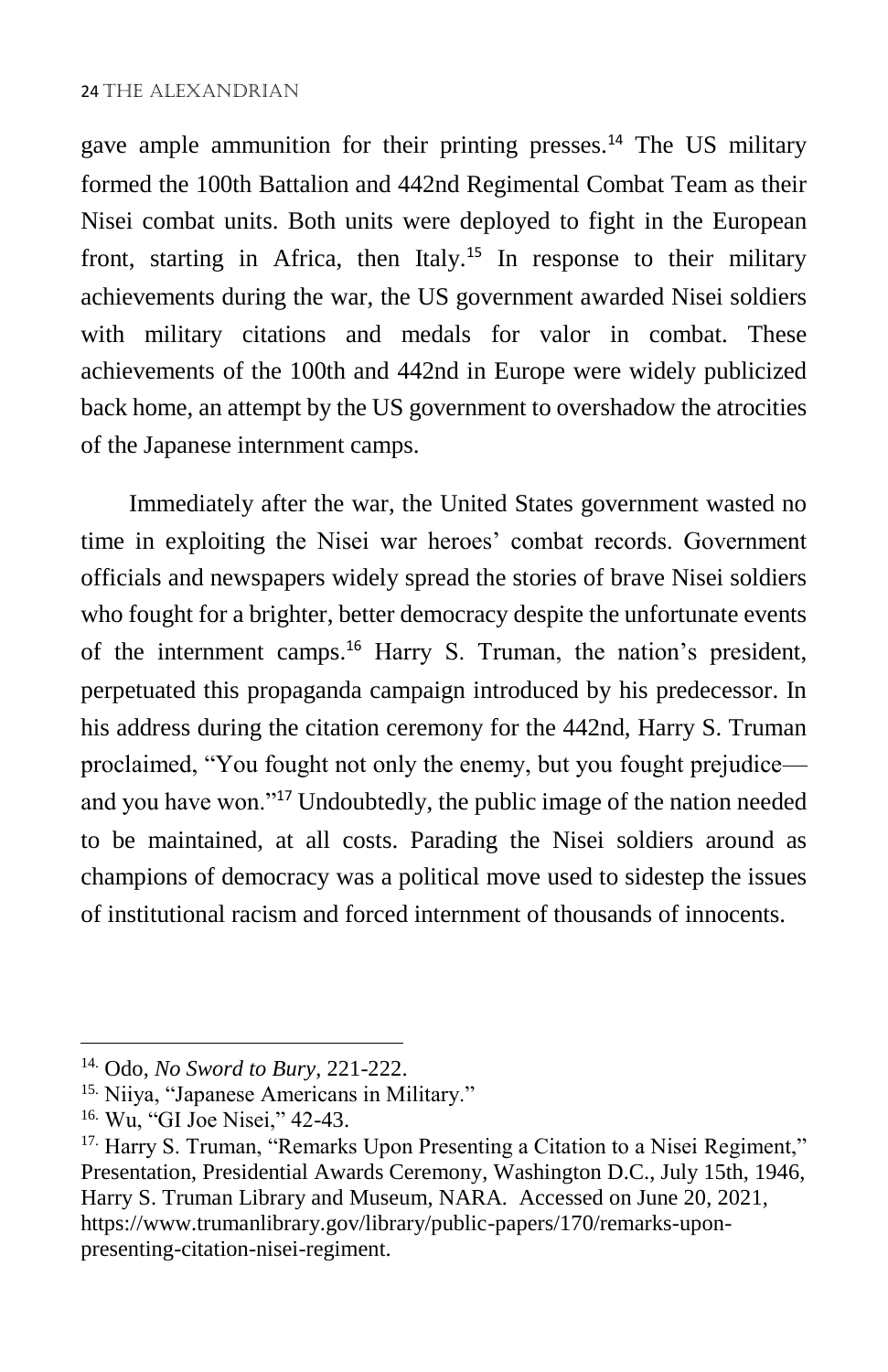gave ample ammunition for their printing presses.[14] The US military formed the 100th Battalion and 442nd Regimental Combat Team as their Nisei combat units. Both units were deployed to fight in the European front, starting in Africa, then Italy.[15] In response to their military achievements during the war, the US government awarded Nisei soldiers with military citations and medals for valor in combat. These achievements of the 100th and 442nd in Europe were widely publicized back home, an attempt by the US government to overshadow the atrocities of the Japanese internment camps.

Immediately after the war, the United States government wasted no time in exploiting the Nisei war heroes' combat records. Government officials and newspapers widely spread the stories of brave Nisei soldiers who fought for a brighter, better democracy despite the unfortunate events of the internment camps.[16] Harry S. Truman, the nation's president, perpetuated this propaganda campaign introduced by his predecessor. In his address during the citation ceremony for the 442nd, Harry S. Truman proclaimed, "You fought not only the enemy, but you fought prejudice—and you have won."[17] Undoubtedly, the public image of the nation needed to be maintained, at all costs. Parading the Nisei soldiers around as champions of democracy was a political move used to sidestep the issues of institutional racism and forced internment of thousands of innocents.

---

14. Odo, *No Sword to Bury*, 221-222.

15. Niiya, "Japanese Americans in Military."

16. Wu, "GI Joe Nisei," 42-43.

17. Harry S. Truman, "Remarks Upon Presenting a Citation to a Nisei Regiment," Presentation, Presidential Awards Ceremony, Washington D.C., July 15th, 1946, Harry S. Truman Library and Museum, NARA. Accessed on June 20, 2021, https://www.trumanlibrary.gov/library/public-papers/170/remarks-upon-presenting-citation-nisei-regiment.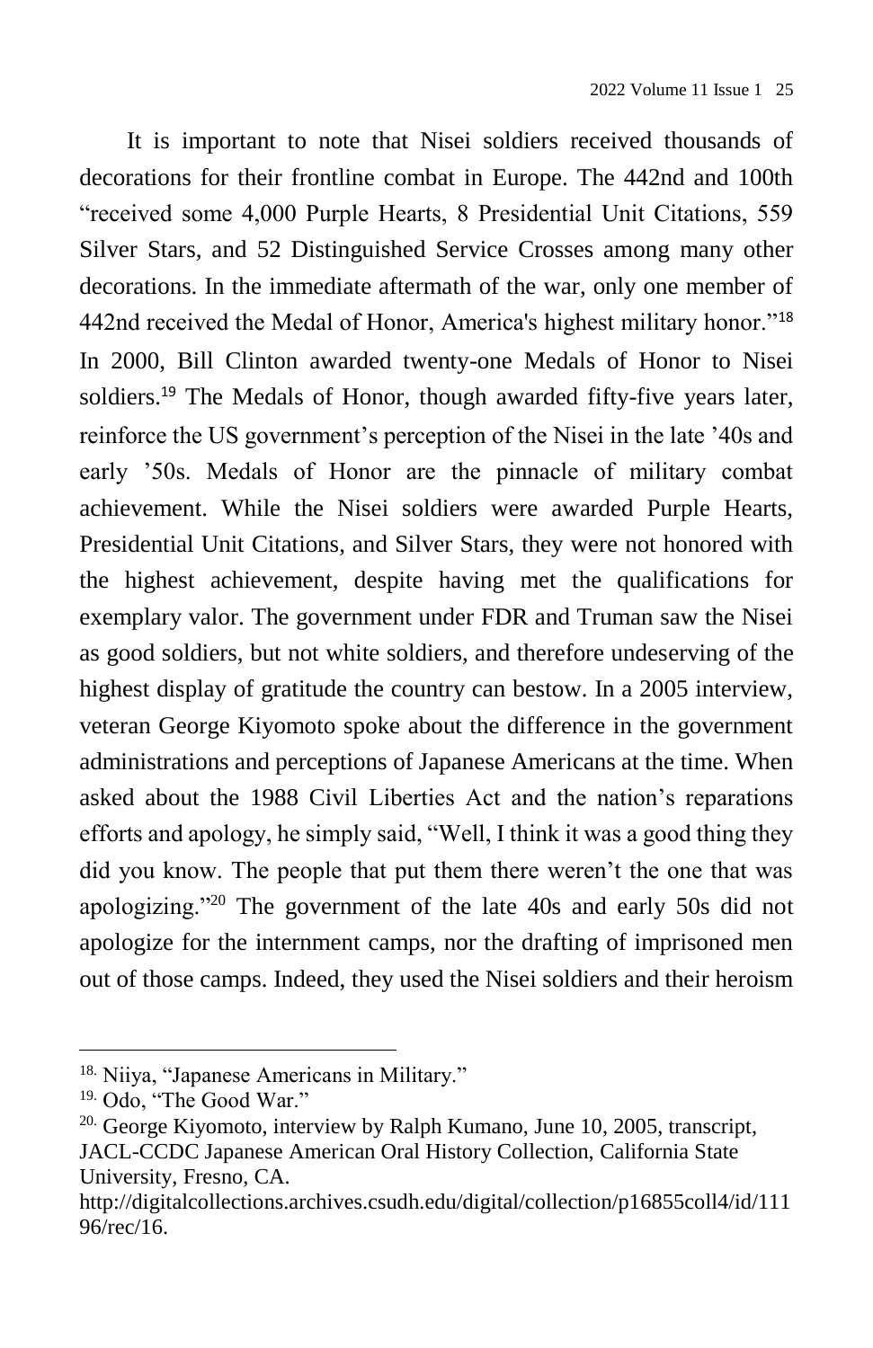It is important to note that Nisei soldiers received thousands of decorations for their frontline combat in Europe. The 442nd and 100th "received some 4,000 Purple Hearts, 8 Presidential Unit Citations, 559 Silver Stars, and 52 Distinguished Service Crosses among many other decorations. In the immediate aftermath of the war, only one member of 442nd received the Medal of Honor, America's highest military honor."[18] In 2000, Bill Clinton awarded twenty-one Medals of Honor to Nisei soldiers.[19] The Medals of Honor, though awarded fifty-five years later, reinforce the US government's perception of the Nisei in the late '40s and early '50s. Medals of Honor are the pinnacle of military combat achievement. While the Nisei soldiers were awarded Purple Hearts, Presidential Unit Citations, and Silver Stars, they were not honored with the highest achievement, despite having met the qualifications for exemplary valor. The government under FDR and Truman saw the Nisei as good soldiers, but not white soldiers, and therefore undeserving of the highest display of gratitude the country can bestow. In a 2005 interview, veteran George Kiyomoto spoke about the difference in the government administrations and perceptions of Japanese Americans at the time. When asked about the 1988 Civil Liberties Act and the nation's reparations efforts and apology, he simply said, "Well, I think it was a good thing they did you know. The people that put them there weren't the one that was apologizing."[20] The government of the late 40s and early 50s did not apologize for the internment camps, nor the drafting of imprisoned men out of those camps. Indeed, they used the Nisei soldiers and their heroism

---

18. Niiya, "Japanese Americans in Military."

19. Odo, "The Good War."

20. George Kiyomoto, interview by Ralph Kumano, June 10, 2005, transcript, JACL-CCDC Japanese American Oral History Collection, California State University, Fresno, CA. http://digitalcollections.archives.csudh.edu/digital/collection/p16855coll4/id/11196/rec/16.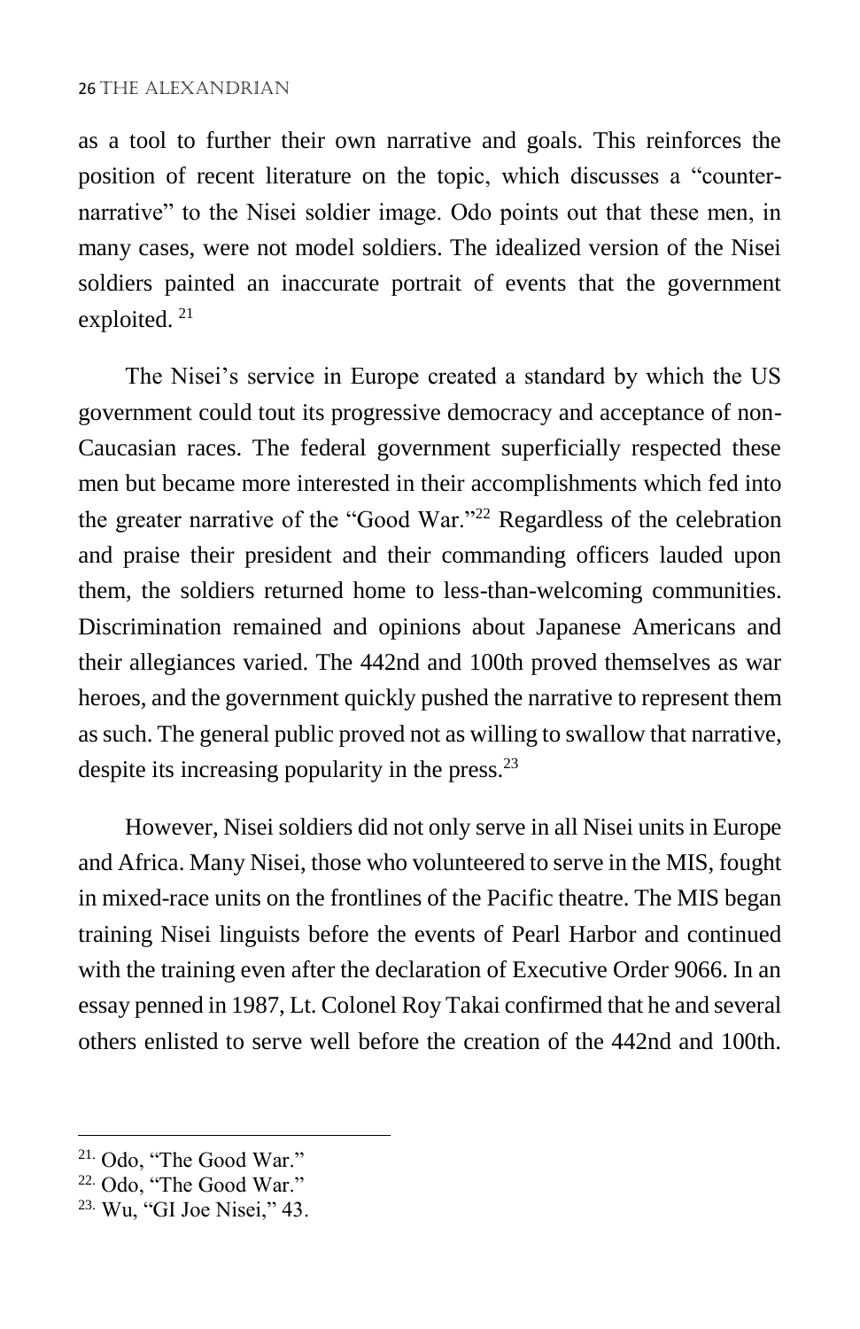as a tool to further their own narrative and goals. This reinforces the position of recent literature on the topic, which discusses a "counter-narrative" to the Nisei soldier image. Odo points out that these men, in many cases, were not model soldiers. The idealized version of the Nisei soldiers painted an inaccurate portrait of events that the government exploited. [21]

The Nisei's service in Europe created a standard by which the US government could tout its progressive democracy and acceptance of non-Caucasian races. The federal government superficially respected these men but became more interested in their accomplishments which fed into the greater narrative of the "Good War."[22] Regardless of the celebration and praise their president and their commanding officers lauded upon them, the soldiers returned home to less-than-welcoming communities. Discrimination remained and opinions about Japanese Americans and their allegiances varied. The 442nd and 100th proved themselves as war heroes, and the government quickly pushed the narrative to represent them as such. The general public proved not as willing to swallow that narrative, despite its increasing popularity in the press.[23]

However, Nisei soldiers did not only serve in all Nisei units in Europe and Africa. Many Nisei, those who volunteered to serve in the MIS, fought in mixed-race units on the frontlines of the Pacific theatre. The MIS began training Nisei linguists before the events of Pearl Harbor and continued with the training even after the declaration of Executive Order 9066. In an essay penned in 1987, Lt. Colonel Roy Takai confirmed that he and several others enlisted to serve well before the creation of the 442nd and 100th.

---

21. Odo, "The Good War."
22. Odo, "The Good War."
23. Wu, "GI Joe Nisei," 43.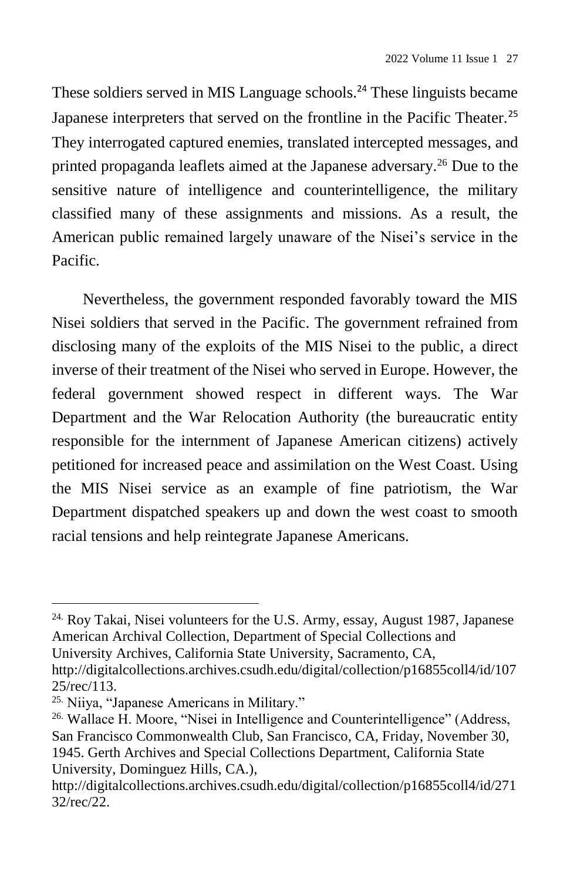These soldiers served in MIS Language schools.[24] These linguists became Japanese interpreters that served on the frontline in the Pacific Theater.[25] They interrogated captured enemies, translated intercepted messages, and printed propaganda leaflets aimed at the Japanese adversary.[26] Due to the sensitive nature of intelligence and counterintelligence, the military classified many of these assignments and missions. As a result, the American public remained largely unaware of the Nisei's service in the Pacific.

Nevertheless, the government responded favorably toward the MIS Nisei soldiers that served in the Pacific. The government refrained from disclosing many of the exploits of the MIS Nisei to the public, a direct inverse of their treatment of the Nisei who served in Europe. However, the federal government showed respect in different ways. The War Department and the War Relocation Authority (the bureaucratic entity responsible for the internment of Japanese American citizens) actively petitioned for increased peace and assimilation on the West Coast. Using the MIS Nisei service as an example of fine patriotism, the War Department dispatched speakers up and down the west coast to smooth racial tensions and help reintegrate Japanese Americans.

---

[24] Roy Takai, Nisei volunteers for the U.S. Army, essay, August 1987, Japanese American Archival Collection, Department of Special Collections and University Archives, California State University, Sacramento, CA, http://digitalcollections.archives.csudh.edu/digital/collection/p16855coll4/id/10725/rec/113.

[25] Niiya, "Japanese Americans in Military."

[26] Wallace H. Moore, "Nisei in Intelligence and Counterintelligence" (Address, San Francisco Commonwealth Club, San Francisco, CA, Friday, November 30, 1945. Gerth Archives and Special Collections Department, California State University, Dominguez Hills, CA.), http://digitalcollections.archives.csudh.edu/digital/collection/p16855coll4/id/27132/rec/22.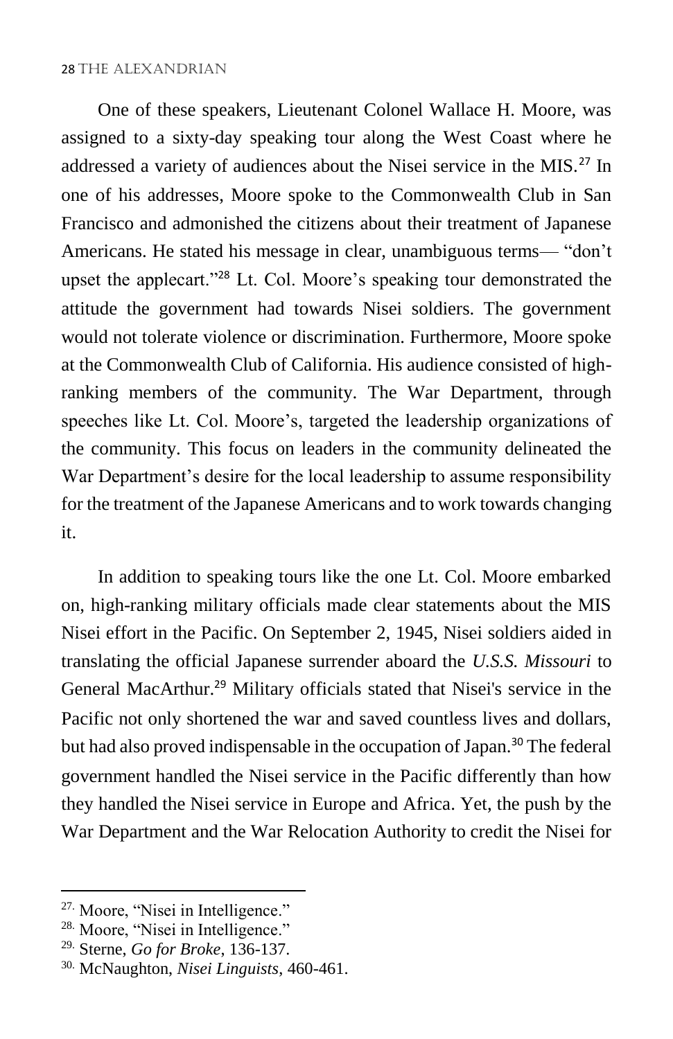One of these speakers, Lieutenant Colonel Wallace H. Moore, was assigned to a sixty-day speaking tour along the West Coast where he addressed a variety of audiences about the Nisei service in the MIS.[27] In one of his addresses, Moore spoke to the Commonwealth Club in San Francisco and admonished the citizens about their treatment of Japanese Americans. He stated his message in clear, unambiguous terms— "don't upset the applecart."[28] Lt. Col. Moore's speaking tour demonstrated the attitude the government had towards Nisei soldiers. The government would not tolerate violence or discrimination. Furthermore, Moore spoke at the Commonwealth Club of California. His audience consisted of high-ranking members of the community. The War Department, through speeches like Lt. Col. Moore's, targeted the leadership organizations of the community. This focus on leaders in the community delineated the War Department's desire for the local leadership to assume responsibility for the treatment of the Japanese Americans and to work towards changing it.

In addition to speaking tours like the one Lt. Col. Moore embarked on, high-ranking military officials made clear statements about the MIS Nisei effort in the Pacific. On September 2, 1945, Nisei soldiers aided in translating the official Japanese surrender aboard the *U.S.S. Missouri* to General MacArthur.[29] Military officials stated that Nisei's service in the Pacific not only shortened the war and saved countless lives and dollars, but had also proved indispensable in the occupation of Japan.[30] The federal government handled the Nisei service in the Pacific differently than how they handled the Nisei service in Europe and Africa. Yet, the push by the War Department and the War Relocation Authority to credit the Nisei for

---

27. Moore, "Nisei in Intelligence."

28. Moore, "Nisei in Intelligence."

29. Sterne, *Go for Broke*, 136-137.

30. McNaughton, *Nisei Linguists*, 460-461.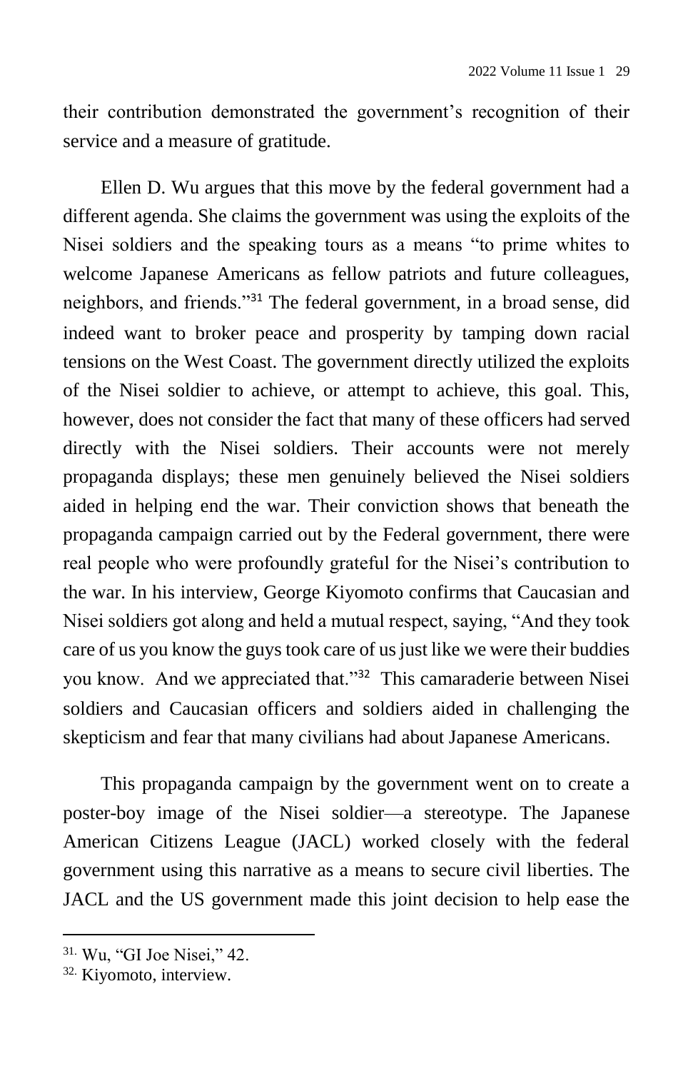their contribution demonstrated the government's recognition of their service and a measure of gratitude.

Ellen D. Wu argues that this move by the federal government had a different agenda. She claims the government was using the exploits of the Nisei soldiers and the speaking tours as a means "to prime whites to welcome Japanese Americans as fellow patriots and future colleagues, neighbors, and friends."[31] The federal government, in a broad sense, did indeed want to broker peace and prosperity by tamping down racial tensions on the West Coast. The government directly utilized the exploits of the Nisei soldier to achieve, or attempt to achieve, this goal. This, however, does not consider the fact that many of these officers had served directly with the Nisei soldiers. Their accounts were not merely propaganda displays; these men genuinely believed the Nisei soldiers aided in helping end the war. Their conviction shows that beneath the propaganda campaign carried out by the Federal government, there were real people who were profoundly grateful for the Nisei's contribution to the war. In his interview, George Kiyomoto confirms that Caucasian and Nisei soldiers got along and held a mutual respect, saying, "And they took care of us you know the guys took care of us just like we were their buddies you know. And we appreciated that."[32] This camaraderie between Nisei soldiers and Caucasian officers and soldiers aided in challenging the skepticism and fear that many civilians had about Japanese Americans.

This propaganda campaign by the government went on to create a poster-boy image of the Nisei soldier—a stereotype. The Japanese American Citizens League (JACL) worked closely with the federal government using this narrative as a means to secure civil liberties. The JACL and the US government made this joint decision to help ease the

---

31. Wu, "GI Joe Nisei," 42.

32. Kiyomoto, interview.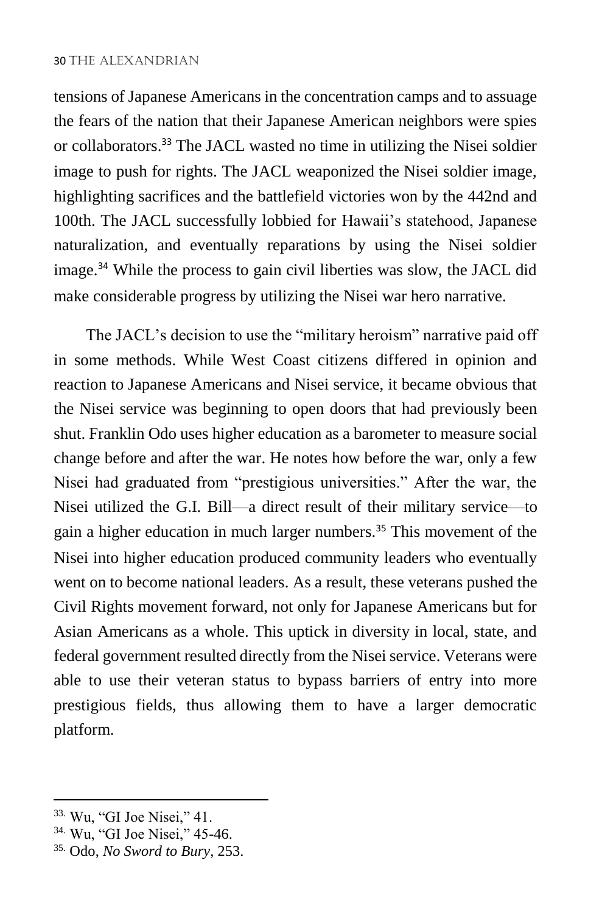tensions of Japanese Americans in the concentration camps and to assuage the fears of the nation that their Japanese American neighbors were spies or collaborators.[33] The JACL wasted no time in utilizing the Nisei soldier image to push for rights. The JACL weaponized the Nisei soldier image, highlighting sacrifices and the battlefield victories won by the 442nd and 100th. The JACL successfully lobbied for Hawaii's statehood, Japanese naturalization, and eventually reparations by using the Nisei soldier image.[34] While the process to gain civil liberties was slow, the JACL did make considerable progress by utilizing the Nisei war hero narrative.

The JACL's decision to use the "military heroism" narrative paid off in some methods. While West Coast citizens differed in opinion and reaction to Japanese Americans and Nisei service, it became obvious that the Nisei service was beginning to open doors that had previously been shut. Franklin Odo uses higher education as a barometer to measure social change before and after the war. He notes how before the war, only a few Nisei had graduated from "prestigious universities." After the war, the Nisei utilized the G.I. Bill—a direct result of their military service—to gain a higher education in much larger numbers.[35] This movement of the Nisei into higher education produced community leaders who eventually went on to become national leaders. As a result, these veterans pushed the Civil Rights movement forward, not only for Japanese Americans but for Asian Americans as a whole. This uptick in diversity in local, state, and federal government resulted directly from the Nisei service. Veterans were able to use their veteran status to bypass barriers of entry into more prestigious fields, thus allowing them to have a larger democratic platform.

---

33. Wu, "GI Joe Nisei," 41.
34. Wu, "GI Joe Nisei," 45-46.
35. Odo, *No Sword to Bury*, 253.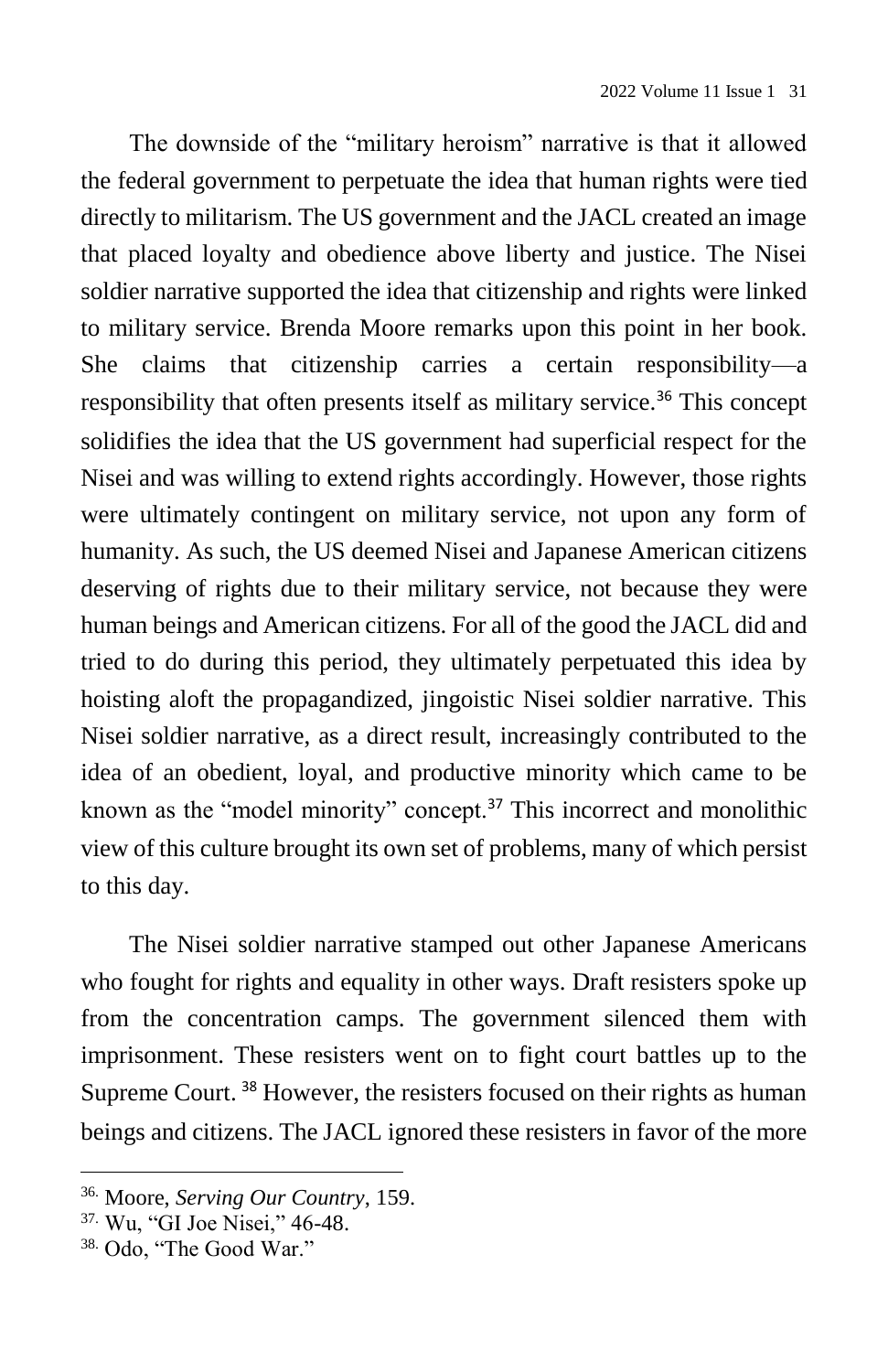The downside of the "military heroism" narrative is that it allowed the federal government to perpetuate the idea that human rights were tied directly to militarism. The US government and the JACL created an image that placed loyalty and obedience above liberty and justice. The Nisei soldier narrative supported the idea that citizenship and rights were linked to military service. Brenda Moore remarks upon this point in her book. She claims that citizenship carries a certain responsibility—a responsibility that often presents itself as military service.[36] This concept solidifies the idea that the US government had superficial respect for the Nisei and was willing to extend rights accordingly. However, those rights were ultimately contingent on military service, not upon any form of humanity. As such, the US deemed Nisei and Japanese American citizens deserving of rights due to their military service, not because they were human beings and American citizens. For all of the good the JACL did and tried to do during this period, they ultimately perpetuated this idea by hoisting aloft the propagandized, jingoistic Nisei soldier narrative. This Nisei soldier narrative, as a direct result, increasingly contributed to the idea of an obedient, loyal, and productive minority which came to be known as the "model minority" concept.[37] This incorrect and monolithic view of this culture brought its own set of problems, many of which persist to this day.

The Nisei soldier narrative stamped out other Japanese Americans who fought for rights and equality in other ways. Draft resisters spoke up from the concentration camps. The government silenced them with imprisonment. These resisters went on to fight court battles up to the Supreme Court.[38] However, the resisters focused on their rights as human beings and citizens. The JACL ignored these resisters in favor of the more

---

36. Moore, *Serving Our Country*, 159.

37. Wu, "GI Joe Nisei," 46-48.

38. Odo, "The Good War."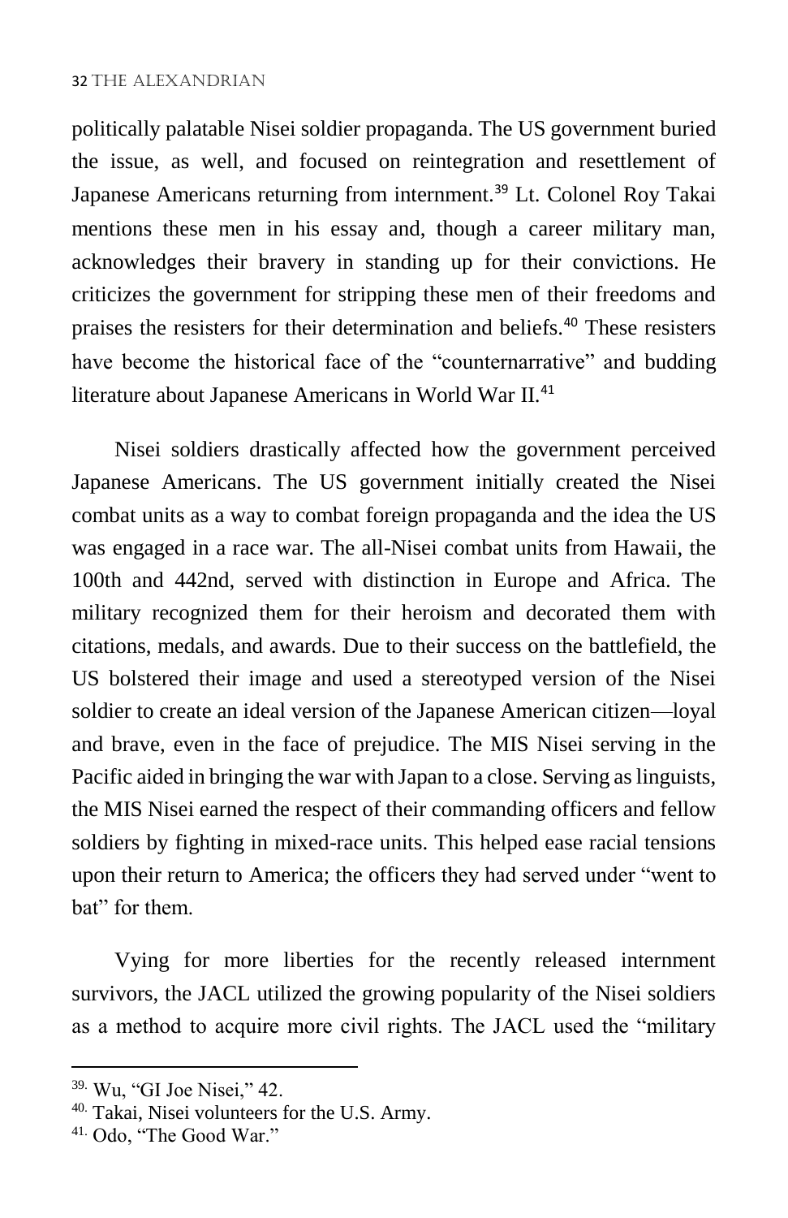politically palatable Nisei soldier propaganda. The US government buried the issue, as well, and focused on reintegration and resettlement of Japanese Americans returning from internment.[39] Lt. Colonel Roy Takai mentions these men in his essay and, though a career military man, acknowledges their bravery in standing up for their convictions. He criticizes the government for stripping these men of their freedoms and praises the resisters for their determination and beliefs.[40] These resisters have become the historical face of the "counternarrative" and budding literature about Japanese Americans in World War II.[41]

Nisei soldiers drastically affected how the government perceived Japanese Americans. The US government initially created the Nisei combat units as a way to combat foreign propaganda and the idea the US was engaged in a race war. The all-Nisei combat units from Hawaii, the 100th and 442nd, served with distinction in Europe and Africa. The military recognized them for their heroism and decorated them with citations, medals, and awards. Due to their success on the battlefield, the US bolstered their image and used a stereotyped version of the Nisei soldier to create an ideal version of the Japanese American citizen—loyal and brave, even in the face of prejudice. The MIS Nisei serving in the Pacific aided in bringing the war with Japan to a close. Serving as linguists, the MIS Nisei earned the respect of their commanding officers and fellow soldiers by fighting in mixed-race units. This helped ease racial tensions upon their return to America; the officers they had served under "went to bat" for them.

Vying for more liberties for the recently released internment survivors, the JACL utilized the growing popularity of the Nisei soldiers as a method to acquire more civil rights. The JACL used the "military

---

39. Wu, "GI Joe Nisei," 42.

40. Takai, Nisei volunteers for the U.S. Army.

41. Odo, "The Good War."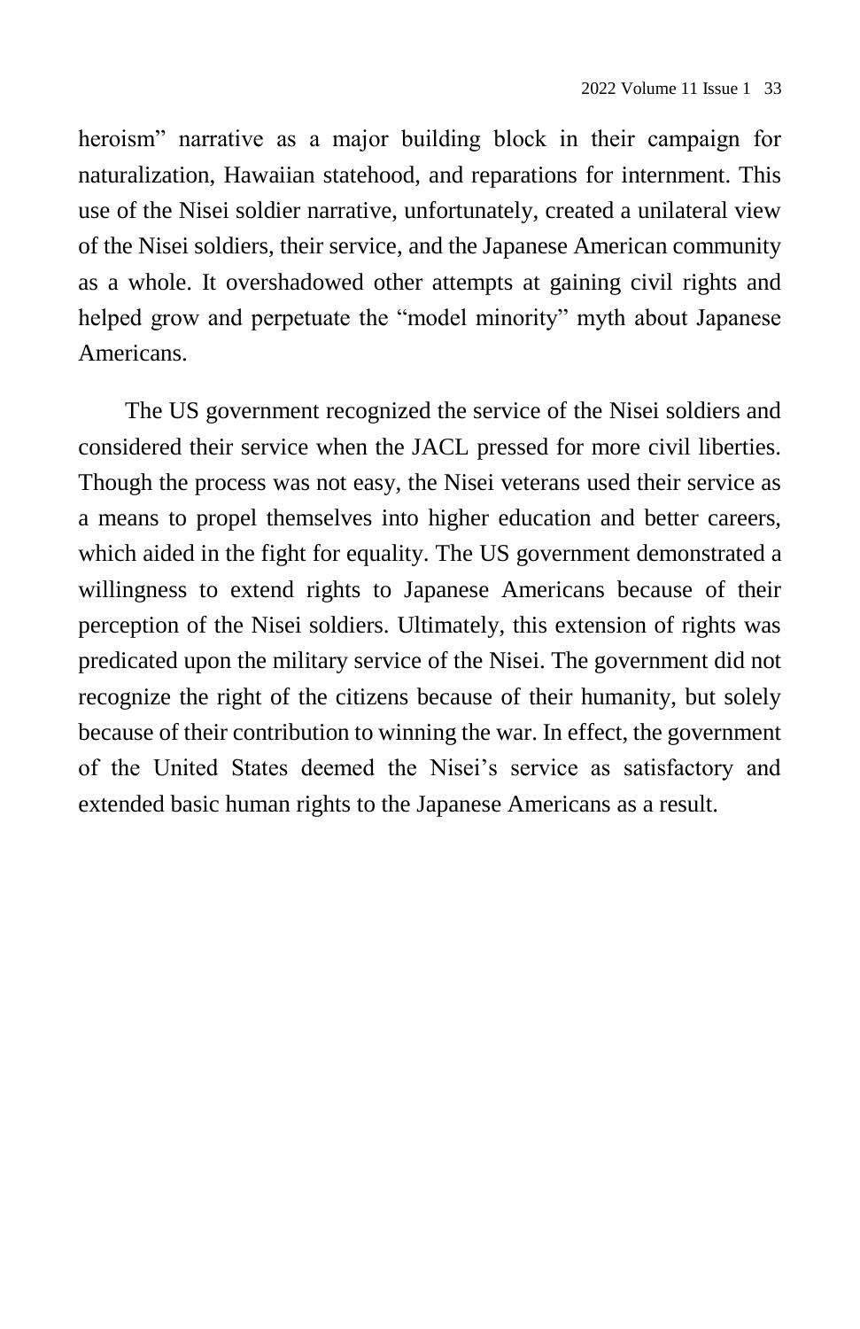heroism" narrative as a major building block in their campaign for naturalization, Hawaiian statehood, and reparations for internment. This use of the Nisei soldier narrative, unfortunately, created a unilateral view of the Nisei soldiers, their service, and the Japanese American community as a whole. It overshadowed other attempts at gaining civil rights and helped grow and perpetuate the "model minority" myth about Japanese Americans.

The US government recognized the service of the Nisei soldiers and considered their service when the JACL pressed for more civil liberties. Though the process was not easy, the Nisei veterans used their service as a means to propel themselves into higher education and better careers, which aided in the fight for equality. The US government demonstrated a willingness to extend rights to Japanese Americans because of their perception of the Nisei soldiers. Ultimately, this extension of rights was predicated upon the military service of the Nisei. The government did not recognize the right of the citizens because of their humanity, but solely because of their contribution to winning the war. In effect, the government of the United States deemed the Nisei's service as satisfactory and extended basic human rights to the Japanese Americans as a result.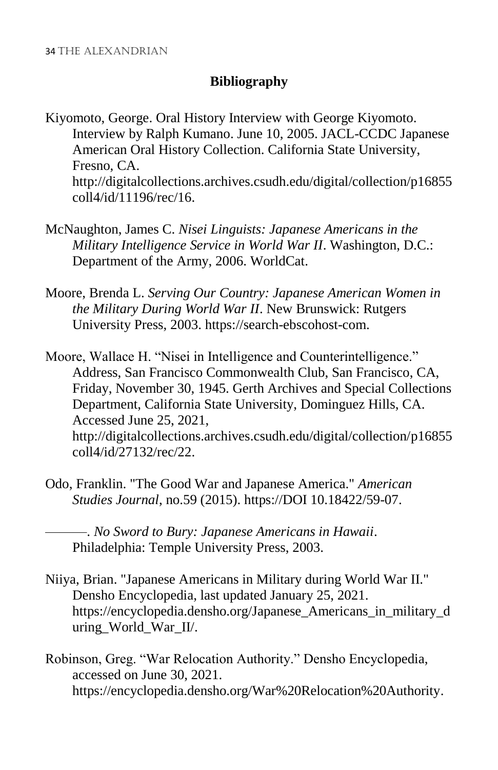## Bibliography

Kiyomoto, George. Oral History Interview with George Kiyomoto. Interview by Ralph Kumano. June 10, 2005. JACL-CCDC Japanese American Oral History Collection. California State University, Fresno, CA. http://digitalcollections.archives.csudh.edu/digital/collection/p16855coll4/id/11196/rec/16.

McNaughton, James C. *Nisei Linguists: Japanese Americans in the Military Intelligence Service in World War II*. Washington, D.C.: Department of the Army, 2006. WorldCat.

Moore, Brenda L. *Serving Our Country: Japanese American Women in the Military During World War II*. New Brunswick: Rutgers University Press, 2003. https://search-ebscohost-com.

Moore, Wallace H. "Nisei in Intelligence and Counterintelligence." Address, San Francisco Commonwealth Club, San Francisco, CA, Friday, November 30, 1945. Gerth Archives and Special Collections Department, California State University, Dominguez Hills, CA. Accessed June 25, 2021, http://digitalcollections.archives.csudh.edu/digital/collection/p16855coll4/id/27132/rec/22.

Odo, Franklin. "The Good War and Japanese America." *American Studies Journal*, no.59 (2015). https://DOI 10.18422/59-07.

———. *No Sword to Bury: Japanese Americans in Hawaii*. Philadelphia: Temple University Press, 2003.

Niiya, Brian. "Japanese Americans in Military during World War II." Densho Encyclopedia, last updated January 25, 2021. https://encyclopedia.densho.org/Japanese_Americans_in_military_during_World_War_II/.

Robinson, Greg. "War Relocation Authority." Densho Encyclopedia, accessed on June 30, 2021. https://encyclopedia.densho.org/War%20Relocation%20Authority.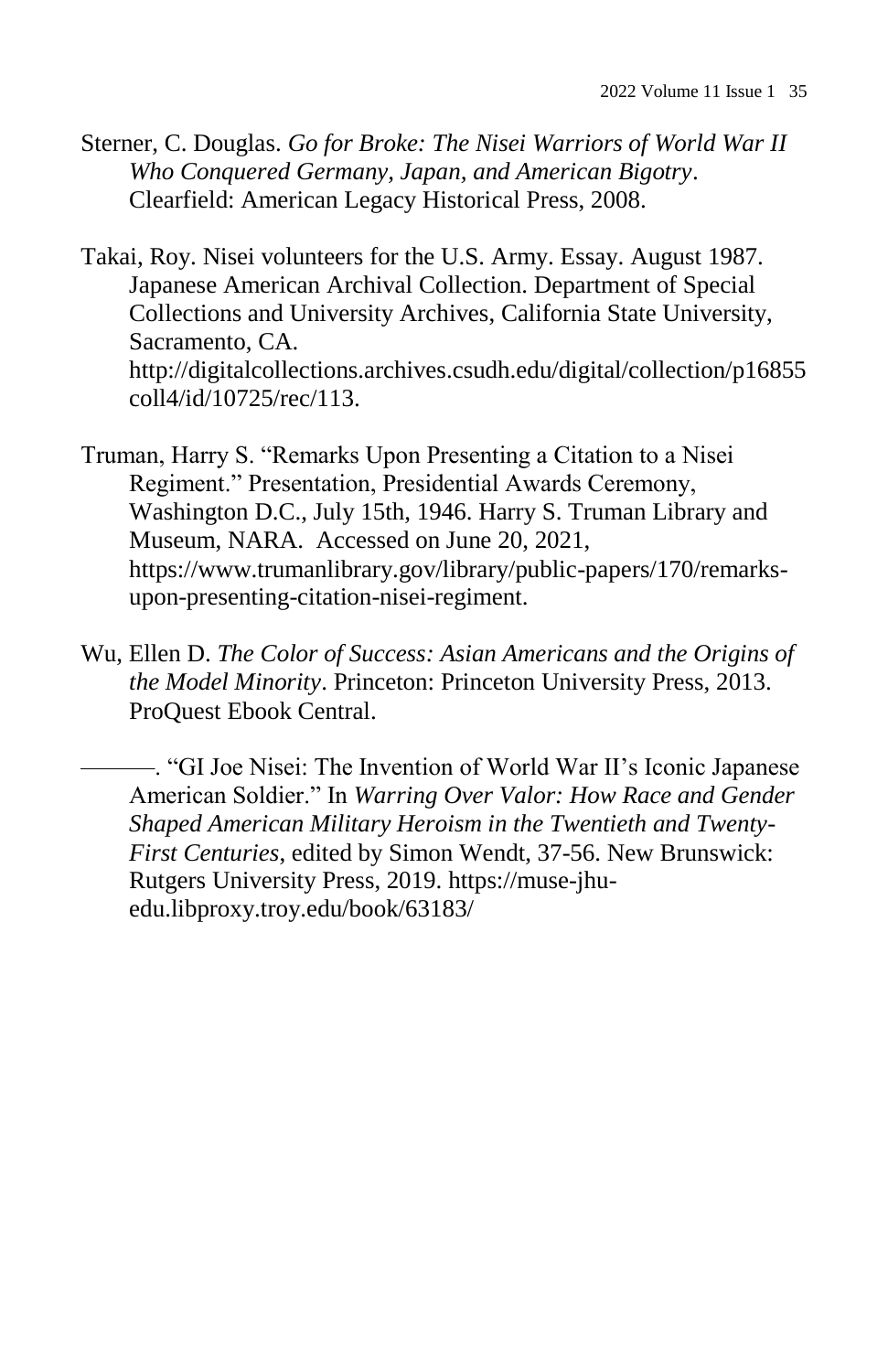Sterner, C. Douglas. *Go for Broke: The Nisei Warriors of World War II Who Conquered Germany, Japan, and American Bigotry*. Clearfield: American Legacy Historical Press, 2008.

Takai, Roy. Nisei volunteers for the U.S. Army. Essay. August 1987. Japanese American Archival Collection. Department of Special Collections and University Archives, California State University, Sacramento, CA. http://digitalcollections.archives.csudh.edu/digital/collection/p16855coll4/id/10725/rec/113.

Truman, Harry S. "Remarks Upon Presenting a Citation to a Nisei Regiment." Presentation, Presidential Awards Ceremony, Washington D.C., July 15th, 1946. Harry S. Truman Library and Museum, NARA. Accessed on June 20, 2021, https://www.trumanlibrary.gov/library/public-papers/170/remarks-upon-presenting-citation-nisei-regiment.

Wu, Ellen D. *The Color of Success: Asian Americans and the Origins of the Model Minority*. Princeton: Princeton University Press, 2013. ProQuest Ebook Central.

———. "GI Joe Nisei: The Invention of World War II's Iconic Japanese American Soldier." In *Warring Over Valor: How Race and Gender Shaped American Military Heroism in the Twentieth and Twenty-First Centuries*, edited by Simon Wendt, 37-56. New Brunswick: Rutgers University Press, 2019. https://muse-jhu-edu.libproxy.troy.edu/book/63183/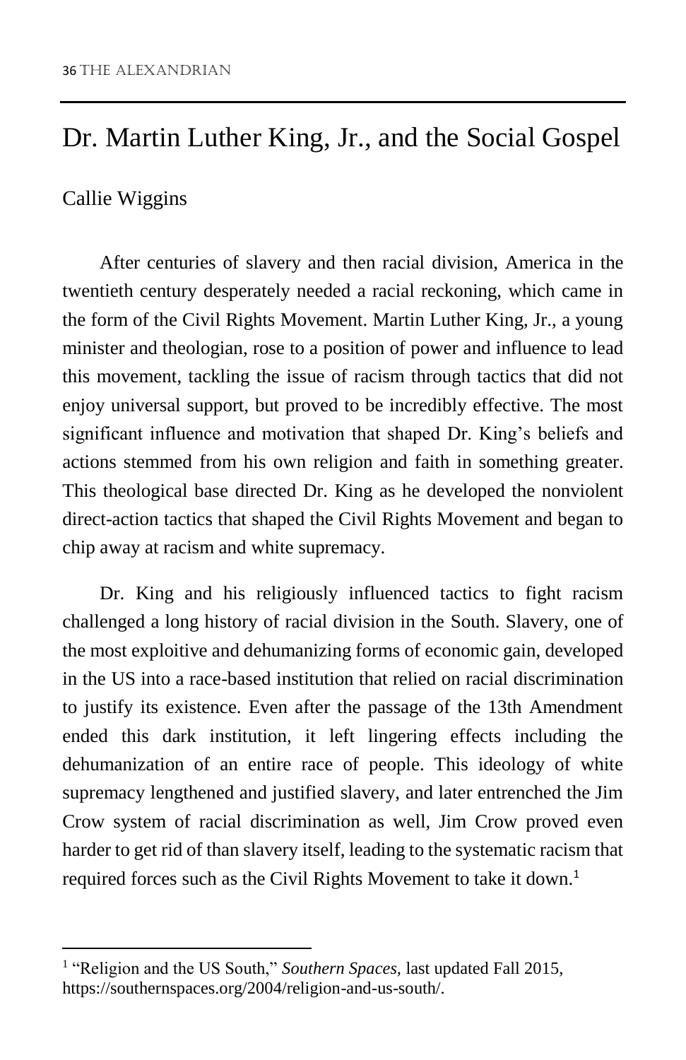# Dr. Martin Luther King, Jr., and the Social Gospel

Callie Wiggins

After centuries of slavery and then racial division, America in the twentieth century desperately needed a racial reckoning, which came in the form of the Civil Rights Movement. Martin Luther King, Jr., a young minister and theologian, rose to a position of power and influence to lead this movement, tackling the issue of racism through tactics that did not enjoy universal support, but proved to be incredibly effective. The most significant influence and motivation that shaped Dr. King's beliefs and actions stemmed from his own religion and faith in something greater. This theological base directed Dr. King as he developed the nonviolent direct-action tactics that shaped the Civil Rights Movement and began to chip away at racism and white supremacy.

Dr. King and his religiously influenced tactics to fight racism challenged a long history of racial division in the South. Slavery, one of the most exploitive and dehumanizing forms of economic gain, developed in the US into a race-based institution that relied on racial discrimination to justify its existence. Even after the passage of the 13th Amendment ended this dark institution, it left lingering effects including the dehumanization of an entire race of people. This ideology of white supremacy lengthened and justified slavery, and later entrenched the Jim Crow system of racial discrimination as well, Jim Crow proved even harder to get rid of than slavery itself, leading to the systematic racism that required forces such as the Civil Rights Movement to take it down.[1]

[1] "Religion and the US South," *Southern Spaces*, last updated Fall 2015, https://southernspaces.org/2004/religion-and-us-south/.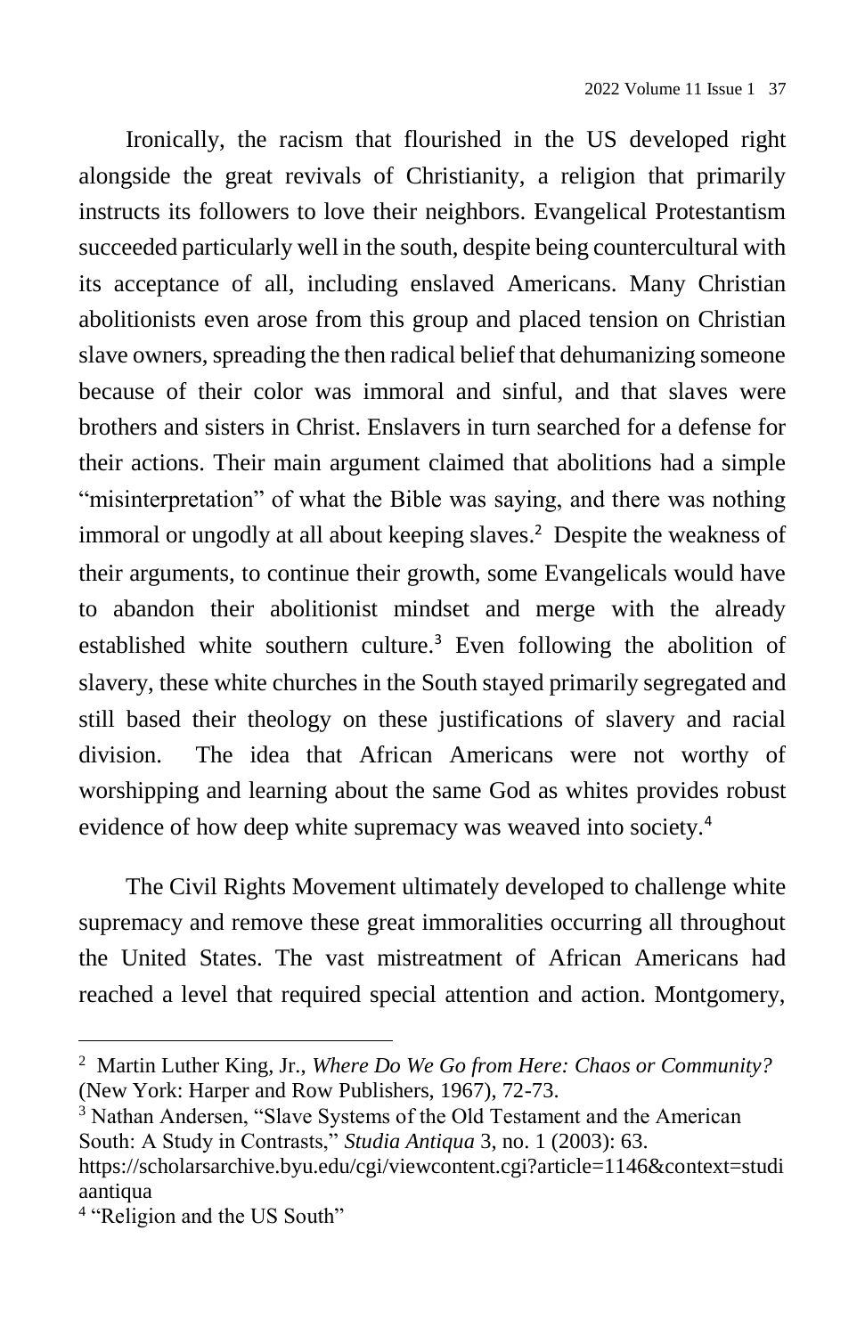Ironically, the racism that flourished in the US developed right alongside the great revivals of Christianity, a religion that primarily instructs its followers to love their neighbors. Evangelical Protestantism succeeded particularly well in the south, despite being countercultural with its acceptance of all, including enslaved Americans. Many Christian abolitionists even arose from this group and placed tension on Christian slave owners, spreading the then radical belief that dehumanizing someone because of their color was immoral and sinful, and that slaves were brothers and sisters in Christ. Enslavers in turn searched for a defense for their actions. Their main argument claimed that abolitions had a simple "misinterpretation" of what the Bible was saying, and there was nothing immoral or ungodly at all about keeping slaves.[2] Despite the weakness of their arguments, to continue their growth, some Evangelicals would have to abandon their abolitionist mindset and merge with the already established white southern culture.[3] Even following the abolition of slavery, these white churches in the South stayed primarily segregated and still based their theology on these justifications of slavery and racial division. The idea that African Americans were not worthy of worshipping and learning about the same God as whites provides robust evidence of how deep white supremacy was weaved into society.[4]

The Civil Rights Movement ultimately developed to challenge white supremacy and remove these great immoralities occurring all throughout the United States. The vast mistreatment of African Americans had reached a level that required special attention and action. Montgomery,

---

[2] Martin Luther King, Jr., *Where Do We Go from Here: Chaos or Community?* (New York: Harper and Row Publishers, 1967), 72-73.

[3] Nathan Andersen, "Slave Systems of the Old Testament and the American South: A Study in Contrasts," *Studia Antiqua* 3, no. 1 (2003): 63. https://scholarsarchive.byu.edu/cgi/viewcontent.cgi?article=1146&context=studiaantiqua

[4] "Religion and the US South"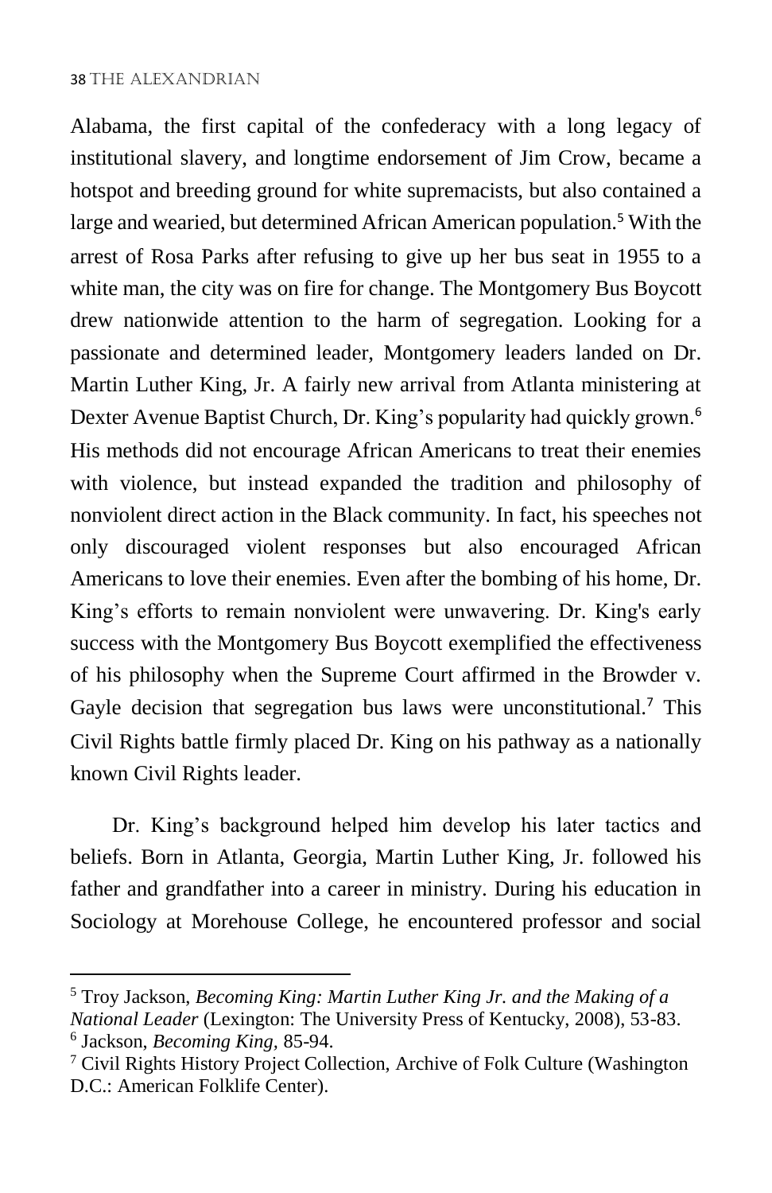Alabama, the first capital of the confederacy with a long legacy of institutional slavery, and longtime endorsement of Jim Crow, became a hotspot and breeding ground for white supremacists, but also contained a large and wearied, but determined African American population.[5] With the arrest of Rosa Parks after refusing to give up her bus seat in 1955 to a white man, the city was on fire for change. The Montgomery Bus Boycott drew nationwide attention to the harm of segregation. Looking for a passionate and determined leader, Montgomery leaders landed on Dr. Martin Luther King, Jr. A fairly new arrival from Atlanta ministering at Dexter Avenue Baptist Church, Dr. King's popularity had quickly grown.[6] His methods did not encourage African Americans to treat their enemies with violence, but instead expanded the tradition and philosophy of nonviolent direct action in the Black community. In fact, his speeches not only discouraged violent responses but also encouraged African Americans to love their enemies. Even after the bombing of his home, Dr. King's efforts to remain nonviolent were unwavering. Dr. King's early success with the Montgomery Bus Boycott exemplified the effectiveness of his philosophy when the Supreme Court affirmed in the Browder v. Gayle decision that segregation bus laws were unconstitutional.[7] This Civil Rights battle firmly placed Dr. King on his pathway as a nationally known Civil Rights leader.

Dr. King's background helped him develop his later tactics and beliefs. Born in Atlanta, Georgia, Martin Luther King, Jr. followed his father and grandfather into a career in ministry. During his education in Sociology at Morehouse College, he encountered professor and social

---

[5] Troy Jackson, *Becoming King: Martin Luther King Jr. and the Making of a National Leader* (Lexington: The University Press of Kentucky, 2008), 53-83.

[6] Jackson, *Becoming King*, 85-94.

[7] Civil Rights History Project Collection, Archive of Folk Culture (Washington D.C.: American Folklife Center).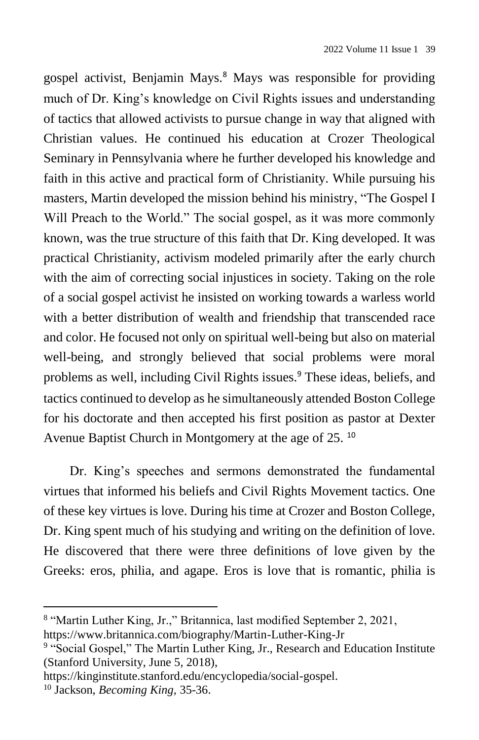gospel activist, Benjamin Mays.[8] Mays was responsible for providing much of Dr. King's knowledge on Civil Rights issues and understanding of tactics that allowed activists to pursue change in way that aligned with Christian values. He continued his education at Crozer Theological Seminary in Pennsylvania where he further developed his knowledge and faith in this active and practical form of Christianity. While pursuing his masters, Martin developed the mission behind his ministry, "The Gospel I Will Preach to the World." The social gospel, as it was more commonly known, was the true structure of this faith that Dr. King developed. It was practical Christianity, activism modeled primarily after the early church with the aim of correcting social injustices in society. Taking on the role of a social gospel activist he insisted on working towards a warless world with a better distribution of wealth and friendship that transcended race and color. He focused not only on spiritual well-being but also on material well-being, and strongly believed that social problems were moral problems as well, including Civil Rights issues.[9] These ideas, beliefs, and tactics continued to develop as he simultaneously attended Boston College for his doctorate and then accepted his first position as pastor at Dexter Avenue Baptist Church in Montgomery at the age of 25. [10]

Dr. King's speeches and sermons demonstrated the fundamental virtues that informed his beliefs and Civil Rights Movement tactics. One of these key virtues is love. During his time at Crozer and Boston College, Dr. King spent much of his studying and writing on the definition of love. He discovered that there were three definitions of love given by the Greeks: eros, philia, and agape. Eros is love that is romantic, philia is

---

[8] "Martin Luther King, Jr.," Britannica, last modified September 2, 2021, https://www.britannica.com/biography/Martin-Luther-King-Jr

[9] "Social Gospel," The Martin Luther King, Jr., Research and Education Institute (Stanford University, June 5, 2018), https://kinginstitute.stanford.edu/encyclopedia/social-gospel.

[10] Jackson, *Becoming King*, 35-36.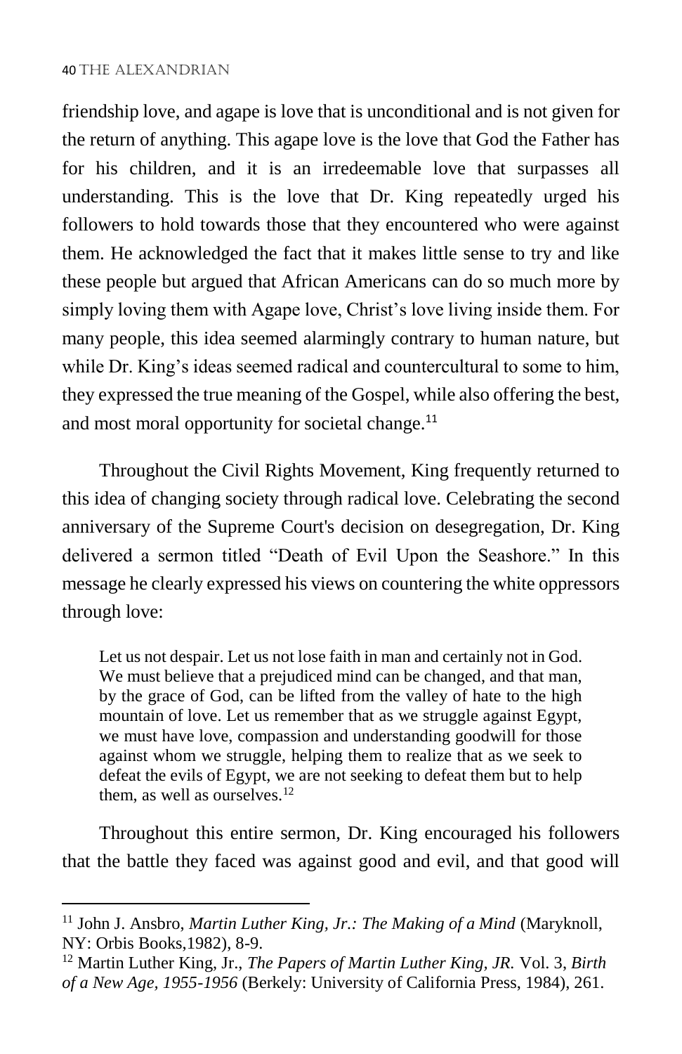friendship love, and agape is love that is unconditional and is not given for the return of anything. This agape love is the love that God the Father has for his children, and it is an irredeemable love that surpasses all understanding. This is the love that Dr. King repeatedly urged his followers to hold towards those that they encountered who were against them. He acknowledged the fact that it makes little sense to try and like these people but argued that African Americans can do so much more by simply loving them with Agape love, Christ's love living inside them. For many people, this idea seemed alarmingly contrary to human nature, but while Dr. King's ideas seemed radical and countercultural to some to him, they expressed the true meaning of the Gospel, while also offering the best, and most moral opportunity for societal change.[11]

Throughout the Civil Rights Movement, King frequently returned to this idea of changing society through radical love. Celebrating the second anniversary of the Supreme Court's decision on desegregation, Dr. King delivered a sermon titled "Death of Evil Upon the Seashore." In this message he clearly expressed his views on countering the white oppressors through love:

> Let us not despair. Let us not lose faith in man and certainly not in God. We must believe that a prejudiced mind can be changed, and that man, by the grace of God, can be lifted from the valley of hate to the high mountain of love. Let us remember that as we struggle against Egypt, we must have love, compassion and understanding goodwill for those against whom we struggle, helping them to realize that as we seek to defeat the evils of Egypt, we are not seeking to defeat them but to help them, as well as ourselves.[12]

Throughout this entire sermon, Dr. King encouraged his followers that the battle they faced was against good and evil, and that good will

---

[11] John J. Ansbro, *Martin Luther King, Jr.: The Making of a Mind* (Maryknoll, NY: Orbis Books,1982), 8-9.

[12] Martin Luther King, Jr., *The Papers of Martin Luther King, JR.* Vol. 3, *Birth of a New Age, 1955-1956* (Berkely: University of California Press, 1984), 261.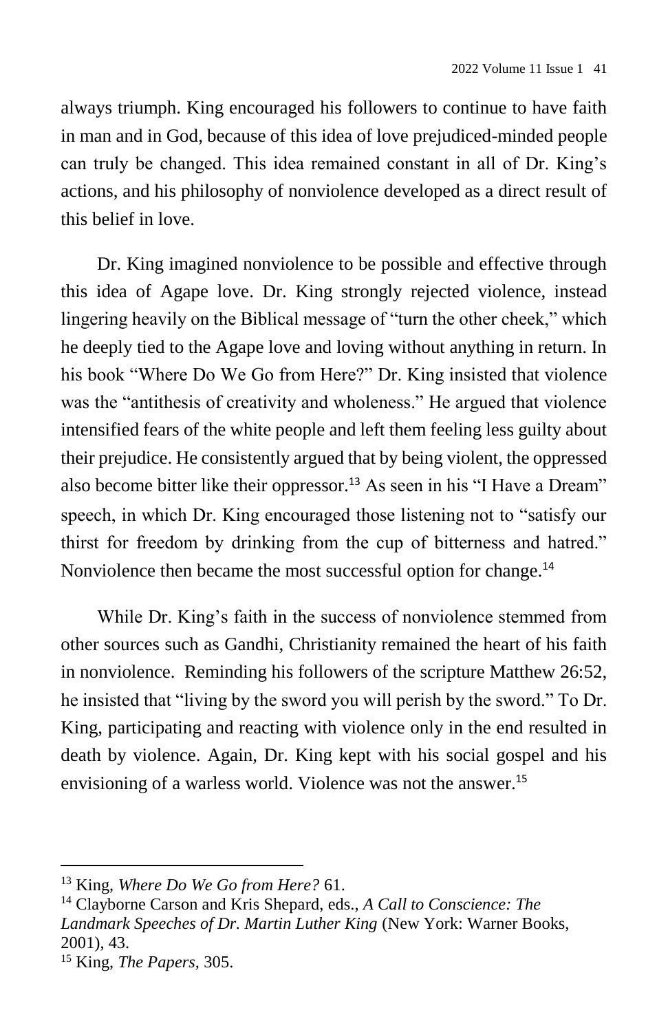always triumph. King encouraged his followers to continue to have faith in man and in God, because of this idea of love prejudiced-minded people can truly be changed. This idea remained constant in all of Dr. King's actions, and his philosophy of nonviolence developed as a direct result of this belief in love.

Dr. King imagined nonviolence to be possible and effective through this idea of Agape love. Dr. King strongly rejected violence, instead lingering heavily on the Biblical message of "turn the other cheek," which he deeply tied to the Agape love and loving without anything in return. In his book "Where Do We Go from Here?" Dr. King insisted that violence was the "antithesis of creativity and wholeness." He argued that violence intensified fears of the white people and left them feeling less guilty about their prejudice. He consistently argued that by being violent, the oppressed also become bitter like their oppressor.[13] As seen in his "I Have a Dream" speech, in which Dr. King encouraged those listening not to "satisfy our thirst for freedom by drinking from the cup of bitterness and hatred." Nonviolence then became the most successful option for change.[14]

While Dr. King's faith in the success of nonviolence stemmed from other sources such as Gandhi, Christianity remained the heart of his faith in nonviolence. Reminding his followers of the scripture Matthew 26:52, he insisted that "living by the sword you will perish by the sword." To Dr. King, participating and reacting with violence only in the end resulted in death by violence. Again, Dr. King kept with his social gospel and his envisioning of a warless world. Violence was not the answer.[15]

---

[13] King, *Where Do We Go from Here?* 61.

[14] Clayborne Carson and Kris Shepard, eds., *A Call to Conscience: The Landmark Speeches of Dr. Martin Luther King* (New York: Warner Books, 2001), 43.

[15] King, *The Papers,* 305.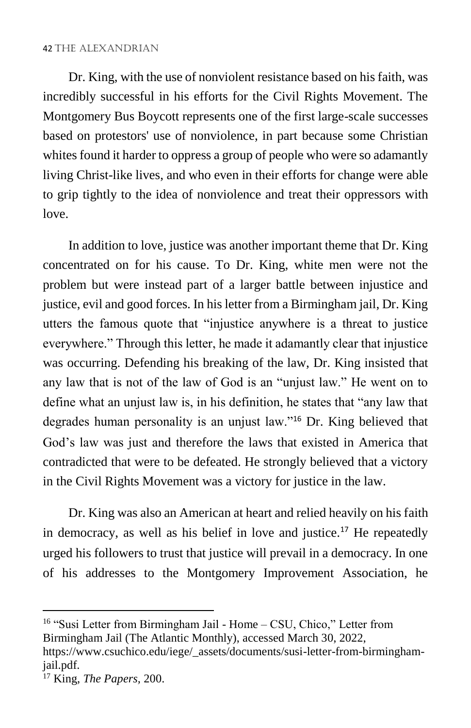Dr. King, with the use of nonviolent resistance based on his faith, was incredibly successful in his efforts for the Civil Rights Movement. The Montgomery Bus Boycott represents one of the first large-scale successes based on protestors' use of nonviolence, in part because some Christian whites found it harder to oppress a group of people who were so adamantly living Christ-like lives, and who even in their efforts for change were able to grip tightly to the idea of nonviolence and treat their oppressors with love.

In addition to love, justice was another important theme that Dr. King concentrated on for his cause. To Dr. King, white men were not the problem but were instead part of a larger battle between injustice and justice, evil and good forces. In his letter from a Birmingham jail, Dr. King utters the famous quote that "injustice anywhere is a threat to justice everywhere." Through this letter, he made it adamantly clear that injustice was occurring. Defending his breaking of the law, Dr. King insisted that any law that is not of the law of God is an "unjust law." He went on to define what an unjust law is, in his definition, he states that "any law that degrades human personality is an unjust law."[16] Dr. King believed that God's law was just and therefore the laws that existed in America that contradicted that were to be defeated. He strongly believed that a victory in the Civil Rights Movement was a victory for justice in the law.

Dr. King was also an American at heart and relied heavily on his faith in democracy, as well as his belief in love and justice.[17] He repeatedly urged his followers to trust that justice will prevail in a democracy. In one of his addresses to the Montgomery Improvement Association, he

---

[16] "Susi Letter from Birmingham Jail - Home – CSU, Chico," Letter from Birmingham Jail (The Atlantic Monthly), accessed March 30, 2022, https://www.csuchico.edu/iege/_assets/documents/susi-letter-from-birmingham-jail.pdf.

[17] King, *The Papers,* 200.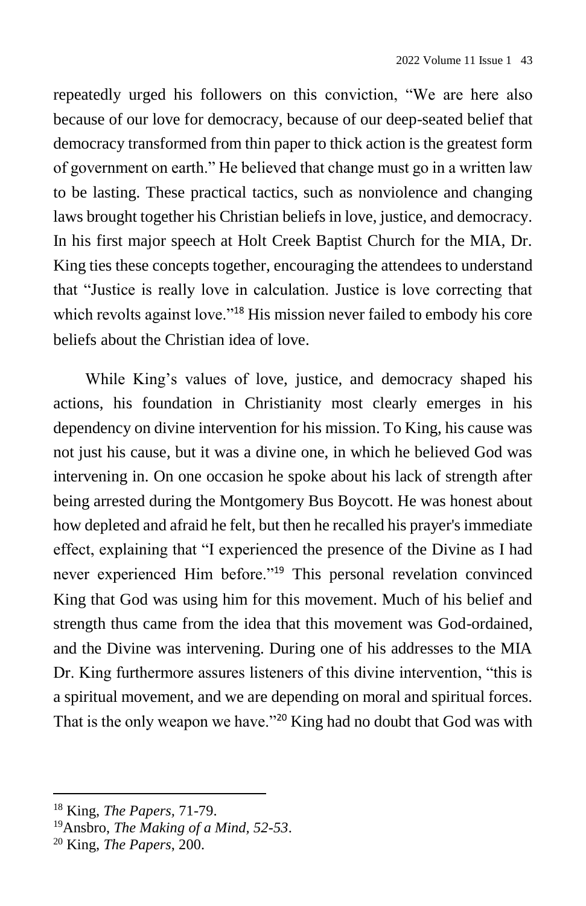repeatedly urged his followers on this conviction, "We are here also because of our love for democracy, because of our deep-seated belief that democracy transformed from thin paper to thick action is the greatest form of government on earth." He believed that change must go in a written law to be lasting. These practical tactics, such as nonviolence and changing laws brought together his Christian beliefs in love, justice, and democracy. In his first major speech at Holt Creek Baptist Church for the MIA, Dr. King ties these concepts together, encouraging the attendees to understand that "Justice is really love in calculation. Justice is love correcting that which revolts against love."[18] His mission never failed to embody his core beliefs about the Christian idea of love.

While King's values of love, justice, and democracy shaped his actions, his foundation in Christianity most clearly emerges in his dependency on divine intervention for his mission. To King, his cause was not just his cause, but it was a divine one, in which he believed God was intervening in. On one occasion he spoke about his lack of strength after being arrested during the Montgomery Bus Boycott. He was honest about how depleted and afraid he felt, but then he recalled his prayer's immediate effect, explaining that "I experienced the presence of the Divine as I had never experienced Him before."[19] This personal revelation convinced King that God was using him for this movement. Much of his belief and strength thus came from the idea that this movement was God-ordained, and the Divine was intervening. During one of his addresses to the MIA Dr. King furthermore assures listeners of this divine intervention, "this is a spiritual movement, and we are depending on moral and spiritual forces. That is the only weapon we have."[20] King had no doubt that God was with

---

[18] King, *The Papers*, 71-79.

[19] Ansbro, *The Making of a Mind, 52-53*.

[20] King, *The Papers*, 200.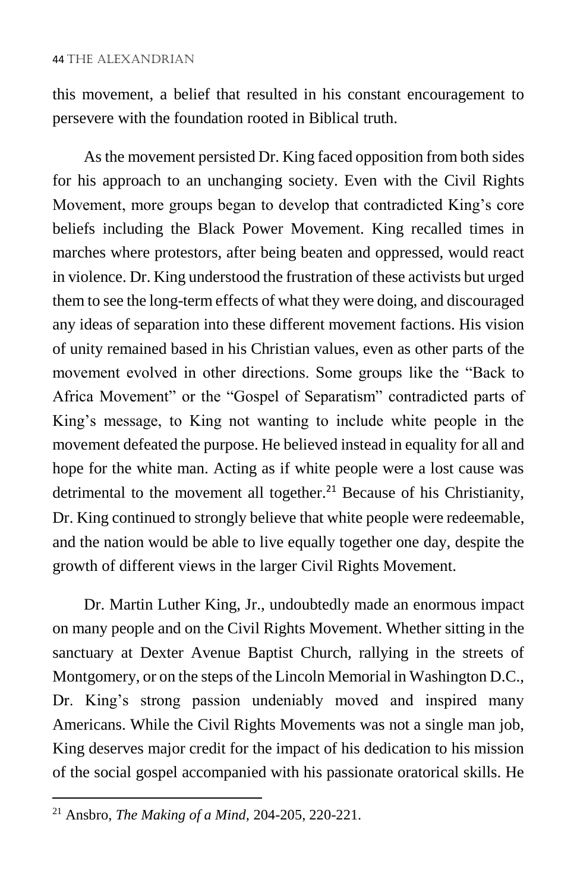this movement, a belief that resulted in his constant encouragement to persevere with the foundation rooted in Biblical truth.

As the movement persisted Dr. King faced opposition from both sides for his approach to an unchanging society. Even with the Civil Rights Movement, more groups began to develop that contradicted King's core beliefs including the Black Power Movement. King recalled times in marches where protestors, after being beaten and oppressed, would react in violence. Dr. King understood the frustration of these activists but urged them to see the long-term effects of what they were doing, and discouraged any ideas of separation into these different movement factions. His vision of unity remained based in his Christian values, even as other parts of the movement evolved in other directions. Some groups like the "Back to Africa Movement" or the "Gospel of Separatism" contradicted parts of King's message, to King not wanting to include white people in the movement defeated the purpose. He believed instead in equality for all and hope for the white man. Acting as if white people were a lost cause was detrimental to the movement all together.[21] Because of his Christianity, Dr. King continued to strongly believe that white people were redeemable, and the nation would be able to live equally together one day, despite the growth of different views in the larger Civil Rights Movement.

Dr. Martin Luther King, Jr., undoubtedly made an enormous impact on many people and on the Civil Rights Movement. Whether sitting in the sanctuary at Dexter Avenue Baptist Church, rallying in the streets of Montgomery, or on the steps of the Lincoln Memorial in Washington D.C., Dr. King's strong passion undeniably moved and inspired many Americans. While the Civil Rights Movements was not a single man job, King deserves major credit for the impact of his dedication to his mission of the social gospel accompanied with his passionate oratorical skills. He

[21] Ansbro, *The Making of a Mind*, 204-205, 220-221.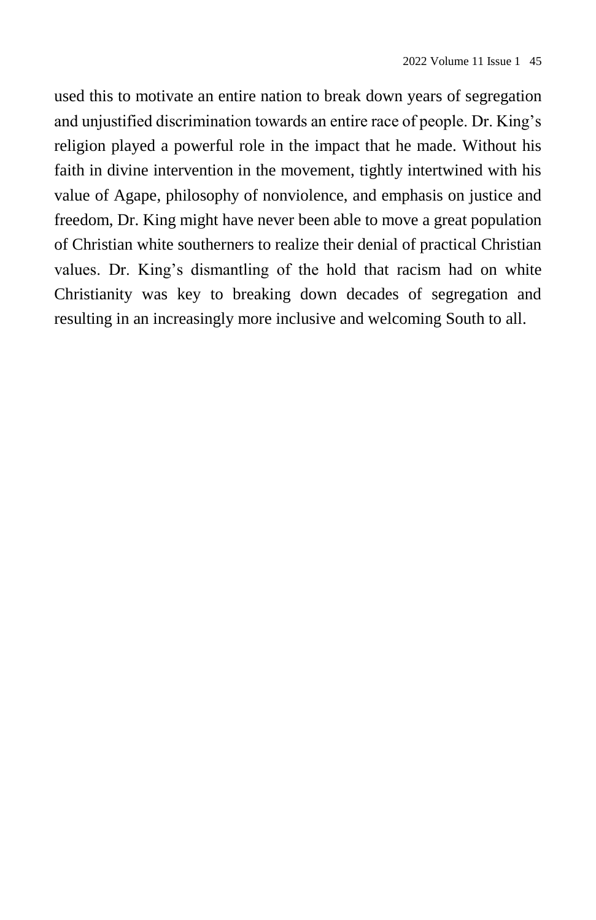used this to motivate an entire nation to break down years of segregation and unjustified discrimination towards an entire race of people. Dr. King's religion played a powerful role in the impact that he made. Without his faith in divine intervention in the movement, tightly intertwined with his value of Agape, philosophy of nonviolence, and emphasis on justice and freedom, Dr. King might have never been able to move a great population of Christian white southerners to realize their denial of practical Christian values. Dr. King's dismantling of the hold that racism had on white Christianity was key to breaking down decades of segregation and resulting in an increasingly more inclusive and welcoming South to all.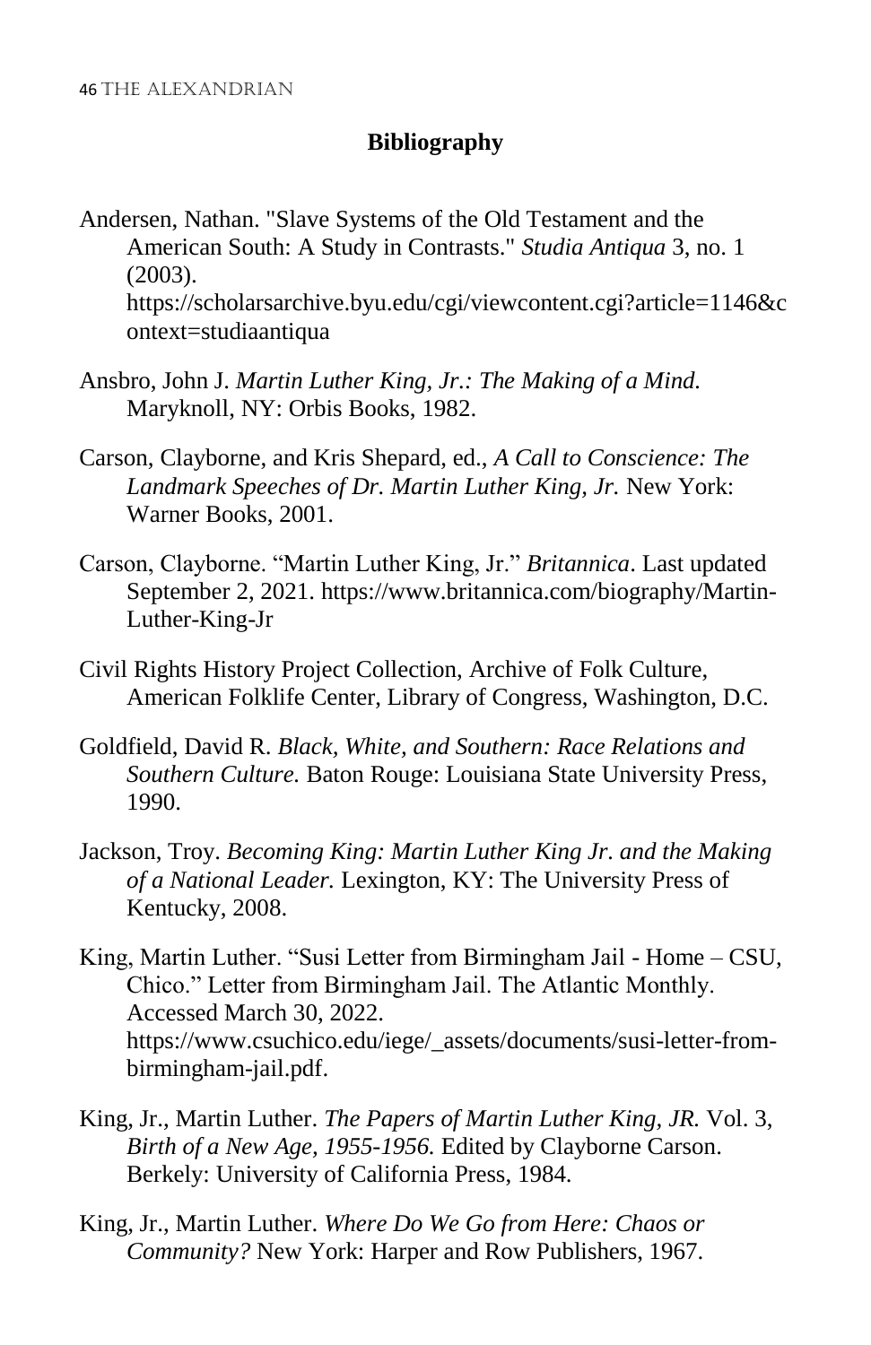## Bibliography

Andersen, Nathan. "Slave Systems of the Old Testament and the American South: A Study in Contrasts." *Studia Antiqua* 3, no. 1 (2003). https://scholarsarchive.byu.edu/cgi/viewcontent.cgi?article=1146&context=studiaantiqua

Ansbro, John J. *Martin Luther King, Jr.: The Making of a Mind.* Maryknoll, NY: Orbis Books, 1982.

Carson, Clayborne, and Kris Shepard, ed., *A Call to Conscience: The Landmark Speeches of Dr. Martin Luther King, Jr.* New York: Warner Books, 2001.

Carson, Clayborne. "Martin Luther King, Jr." *Britannica*. Last updated September 2, 2021. https://www.britannica.com/biography/Martin-Luther-King-Jr

Civil Rights History Project Collection, Archive of Folk Culture, American Folklife Center, Library of Congress, Washington, D.C.

Goldfield, David R. *Black, White, and Southern: Race Relations and Southern Culture.* Baton Rouge: Louisiana State University Press, 1990.

Jackson, Troy. *Becoming King: Martin Luther King Jr. and the Making of a National Leader.* Lexington, KY: The University Press of Kentucky, 2008.

King, Martin Luther. "Susi Letter from Birmingham Jail - Home – CSU, Chico." Letter from Birmingham Jail. The Atlantic Monthly. Accessed March 30, 2022. https://www.csuchico.edu/iege/_assets/documents/susi-letter-from-birmingham-jail.pdf.

King, Jr., Martin Luther. *The Papers of Martin Luther King, JR.* Vol. 3, *Birth of a New Age, 1955-1956.* Edited by Clayborne Carson. Berkely: University of California Press, 1984.

King, Jr., Martin Luther. *Where Do We Go from Here: Chaos or Community?* New York: Harper and Row Publishers, 1967.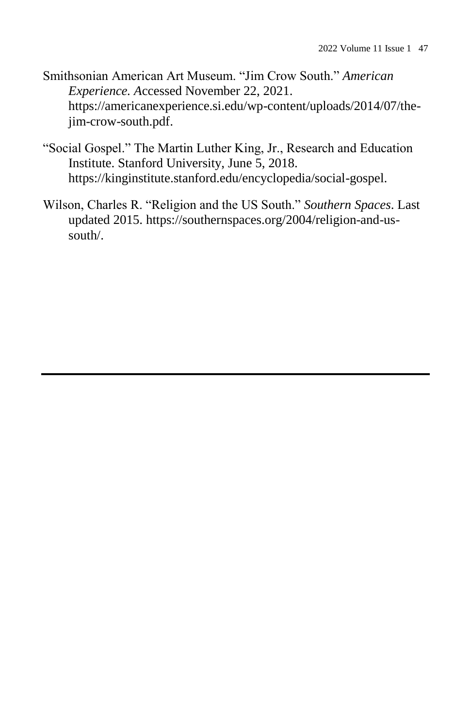Smithsonian American Art Museum. “Jim Crow South.” *American Experience. A*ccessed November 22, 2021. https://americanexperience.si.edu/wp-content/uploads/2014/07/the-jim-crow-south.pdf.

“Social Gospel.” The Martin Luther King, Jr., Research and Education Institute. Stanford University, June 5, 2018. https://kinginstitute.stanford.edu/encyclopedia/social-gospel.

Wilson, Charles R. “Religion and the US South.” *Southern Spaces*. Last updated 2015. https://southernspaces.org/2004/religion-and-us-south/.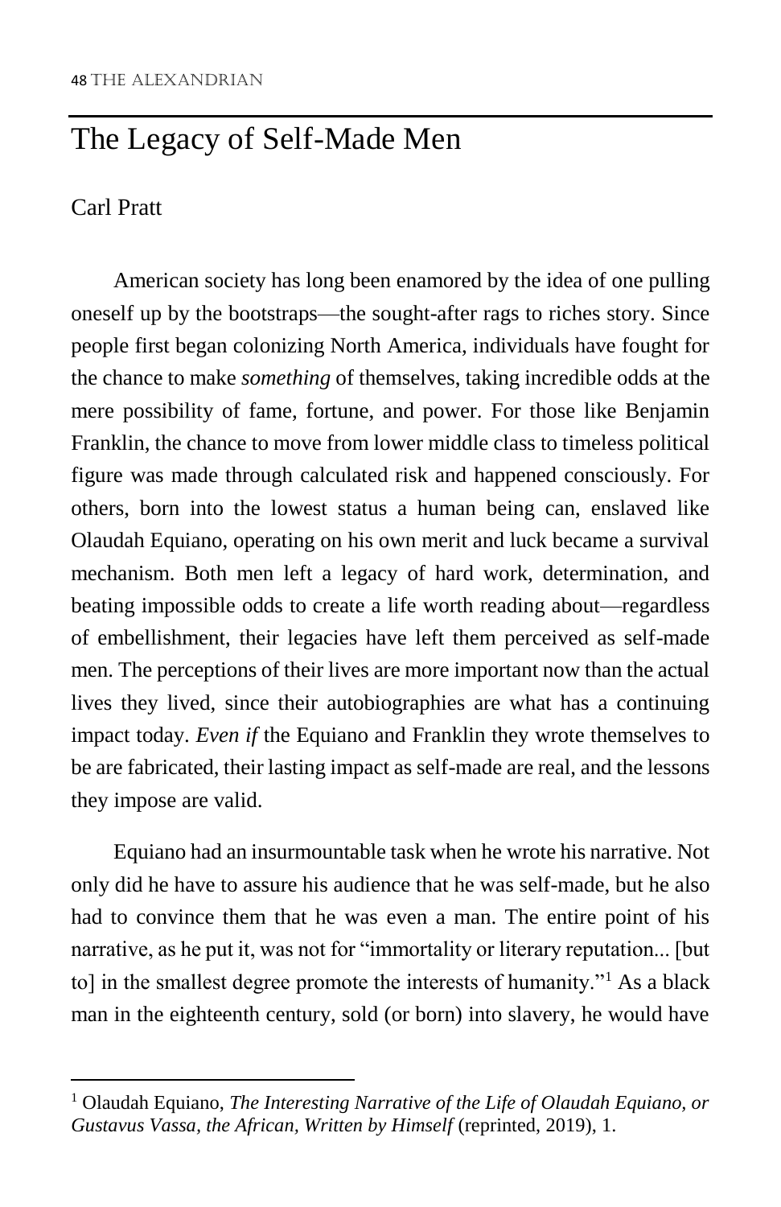# The Legacy of Self-Made Men

Carl Pratt

American society has long been enamored by the idea of one pulling oneself up by the bootstraps—the sought-after rags to riches story. Since people first began colonizing North America, individuals have fought for the chance to make *something* of themselves, taking incredible odds at the mere possibility of fame, fortune, and power. For those like Benjamin Franklin, the chance to move from lower middle class to timeless political figure was made through calculated risk and happened consciously. For others, born into the lowest status a human being can, enslaved like Olaudah Equiano, operating on his own merit and luck became a survival mechanism. Both men left a legacy of hard work, determination, and beating impossible odds to create a life worth reading about—regardless of embellishment, their legacies have left them perceived as self-made men. The perceptions of their lives are more important now than the actual lives they lived, since their autobiographies are what has a continuing impact today. *Even if* the Equiano and Franklin they wrote themselves to be are fabricated, their lasting impact as self-made are real, and the lessons they impose are valid.

Equiano had an insurmountable task when he wrote his narrative. Not only did he have to assure his audience that he was self-made, but he also had to convince them that he was even a man. The entire point of his narrative, as he put it, was not for "immortality or literary reputation... [but to] in the smallest degree promote the interests of humanity."[1] As a black man in the eighteenth century, sold (or born) into slavery, he would have

[1] Olaudah Equiano, *The Interesting Narrative of the Life of Olaudah Equiano, or Gustavus Vassa, the African, Written by Himself* (reprinted, 2019), 1.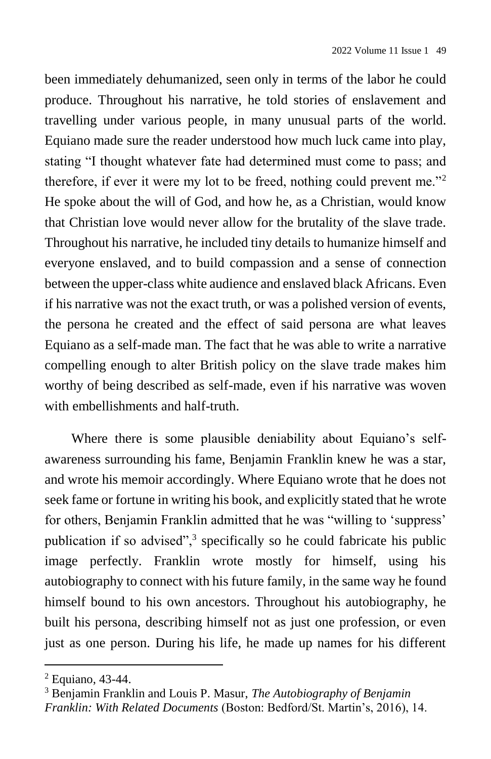been immediately dehumanized, seen only in terms of the labor he could produce. Throughout his narrative, he told stories of enslavement and travelling under various people, in many unusual parts of the world. Equiano made sure the reader understood how much luck came into play, stating "I thought whatever fate had determined must come to pass; and therefore, if ever it were my lot to be freed, nothing could prevent me."[2] He spoke about the will of God, and how he, as a Christian, would know that Christian love would never allow for the brutality of the slave trade. Throughout his narrative, he included tiny details to humanize himself and everyone enslaved, and to build compassion and a sense of connection between the upper-class white audience and enslaved black Africans. Even if his narrative was not the exact truth, or was a polished version of events, the persona he created and the effect of said persona are what leaves Equiano as a self-made man. The fact that he was able to write a narrative compelling enough to alter British policy on the slave trade makes him worthy of being described as self-made, even if his narrative was woven with embellishments and half-truth.

Where there is some plausible deniability about Equiano's self-awareness surrounding his fame, Benjamin Franklin knew he was a star, and wrote his memoir accordingly. Where Equiano wrote that he does not seek fame or fortune in writing his book, and explicitly stated that he wrote for others, Benjamin Franklin admitted that he was "willing to 'suppress' publication if so advised",[3] specifically so he could fabricate his public image perfectly. Franklin wrote mostly for himself, using his autobiography to connect with his future family, in the same way he found himself bound to his own ancestors. Throughout his autobiography, he built his persona, describing himself not as just one profession, or even just as one person. During his life, he made up names for his different

---

[2] Equiano, 43-44.

[3] Benjamin Franklin and Louis P. Masur, *The Autobiography of Benjamin Franklin: With Related Documents* (Boston: Bedford/St. Martin's, 2016), 14.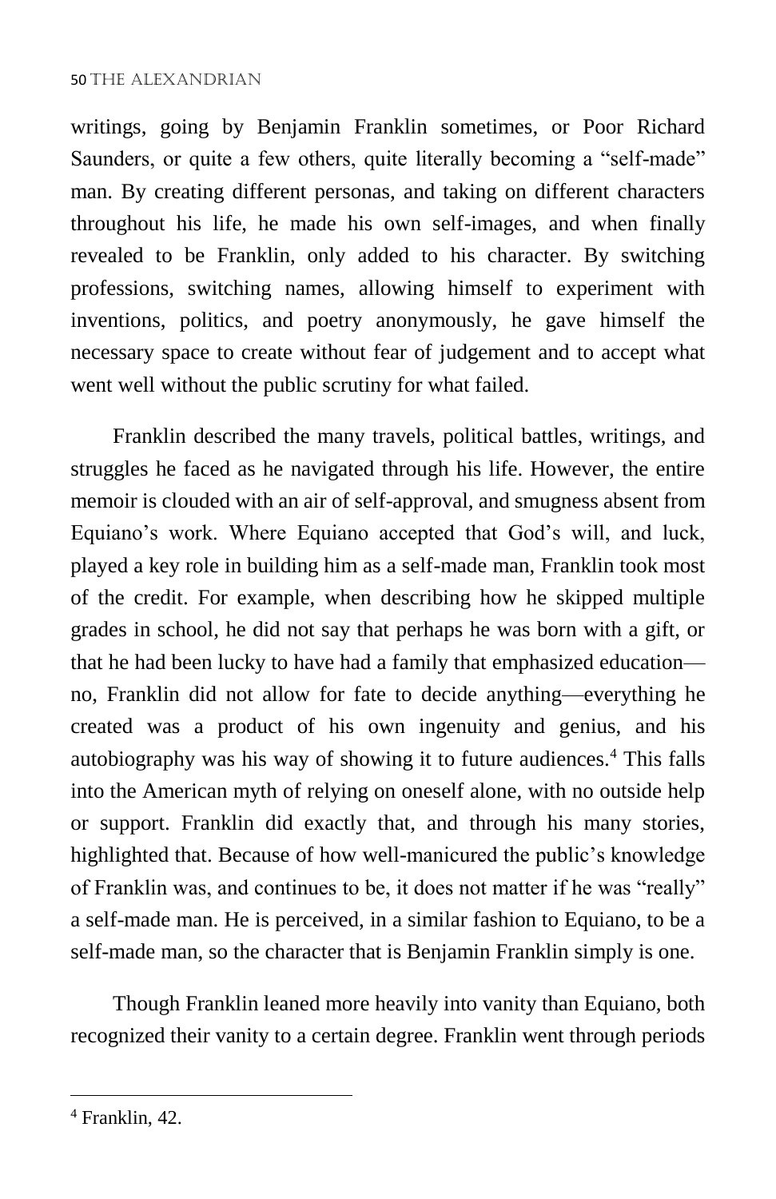writings, going by Benjamin Franklin sometimes, or Poor Richard Saunders, or quite a few others, quite literally becoming a "self-made" man. By creating different personas, and taking on different characters throughout his life, he made his own self-images, and when finally revealed to be Franklin, only added to his character. By switching professions, switching names, allowing himself to experiment with inventions, politics, and poetry anonymously, he gave himself the necessary space to create without fear of judgement and to accept what went well without the public scrutiny for what failed.

Franklin described the many travels, political battles, writings, and struggles he faced as he navigated through his life. However, the entire memoir is clouded with an air of self-approval, and smugness absent from Equiano's work. Where Equiano accepted that God's will, and luck, played a key role in building him as a self-made man, Franklin took most of the credit. For example, when describing how he skipped multiple grades in school, he did not say that perhaps he was born with a gift, or that he had been lucky to have had a family that emphasized education—no, Franklin did not allow for fate to decide anything—everything he created was a product of his own ingenuity and genius, and his autobiography was his way of showing it to future audiences.[4] This falls into the American myth of relying on oneself alone, with no outside help or support. Franklin did exactly that, and through his many stories, highlighted that. Because of how well-manicured the public's knowledge of Franklin was, and continues to be, it does not matter if he was "really" a self-made man. He is perceived, in a similar fashion to Equiano, to be a self-made man, so the character that is Benjamin Franklin simply is one.

Though Franklin leaned more heavily into vanity than Equiano, both recognized their vanity to a certain degree. Franklin went through periods

[4] Franklin, 42.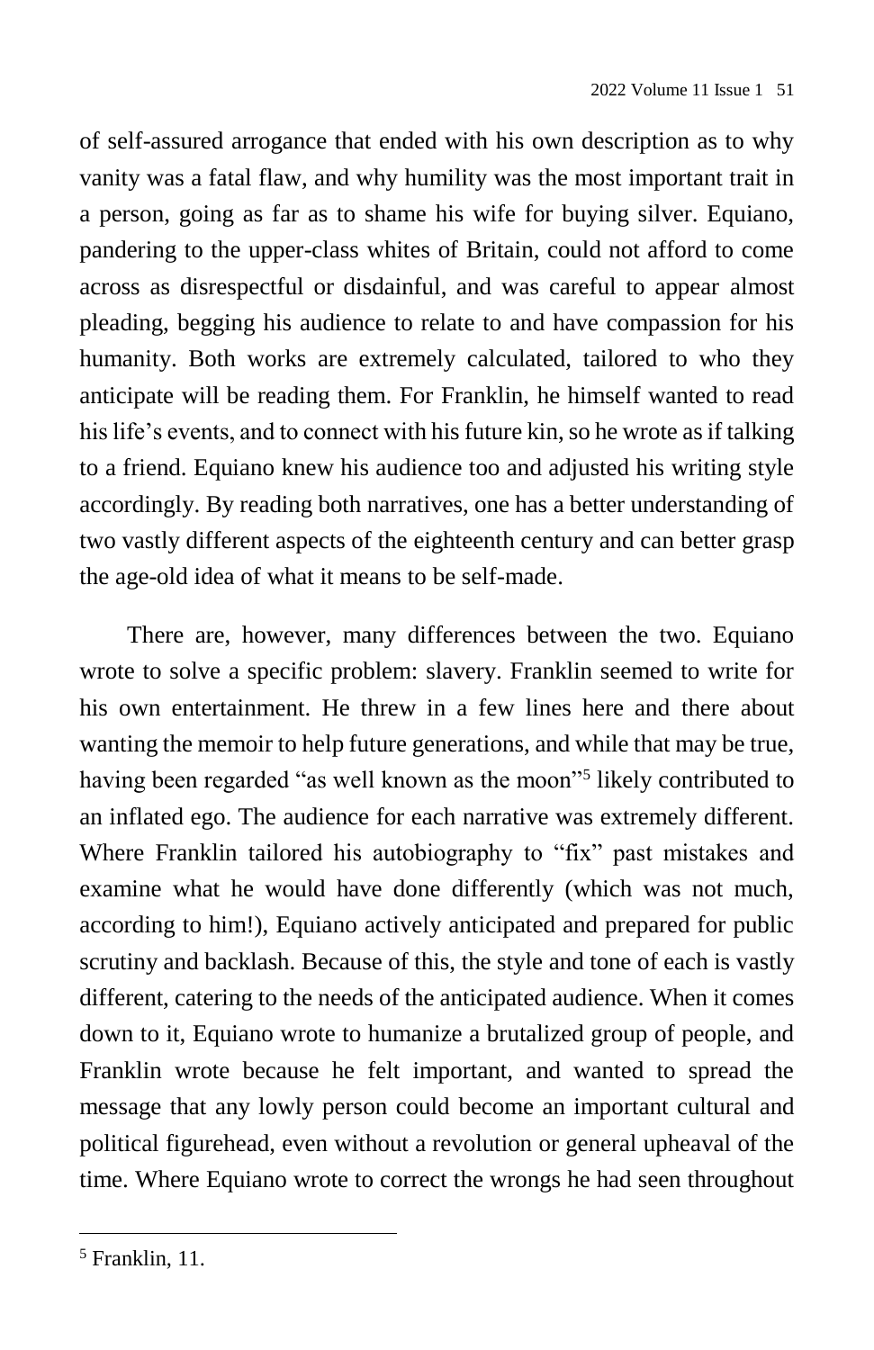of self-assured arrogance that ended with his own description as to why vanity was a fatal flaw, and why humility was the most important trait in a person, going as far as to shame his wife for buying silver. Equiano, pandering to the upper-class whites of Britain, could not afford to come across as disrespectful or disdainful, and was careful to appear almost pleading, begging his audience to relate to and have compassion for his humanity. Both works are extremely calculated, tailored to who they anticipate will be reading them. For Franklin, he himself wanted to read his life's events, and to connect with his future kin, so he wrote as if talking to a friend. Equiano knew his audience too and adjusted his writing style accordingly. By reading both narratives, one has a better understanding of two vastly different aspects of the eighteenth century and can better grasp the age-old idea of what it means to be self-made.

There are, however, many differences between the two. Equiano wrote to solve a specific problem: slavery. Franklin seemed to write for his own entertainment. He threw in a few lines here and there about wanting the memoir to help future generations, and while that may be true, having been regarded "as well known as the moon"[5] likely contributed to an inflated ego. The audience for each narrative was extremely different. Where Franklin tailored his autobiography to "fix" past mistakes and examine what he would have done differently (which was not much, according to him!), Equiano actively anticipated and prepared for public scrutiny and backlash. Because of this, the style and tone of each is vastly different, catering to the needs of the anticipated audience. When it comes down to it, Equiano wrote to humanize a brutalized group of people, and Franklin wrote because he felt important, and wanted to spread the message that any lowly person could become an important cultural and political figurehead, even without a revolution or general upheaval of the time. Where Equiano wrote to correct the wrongs he had seen throughout

---

[5] Franklin, 11.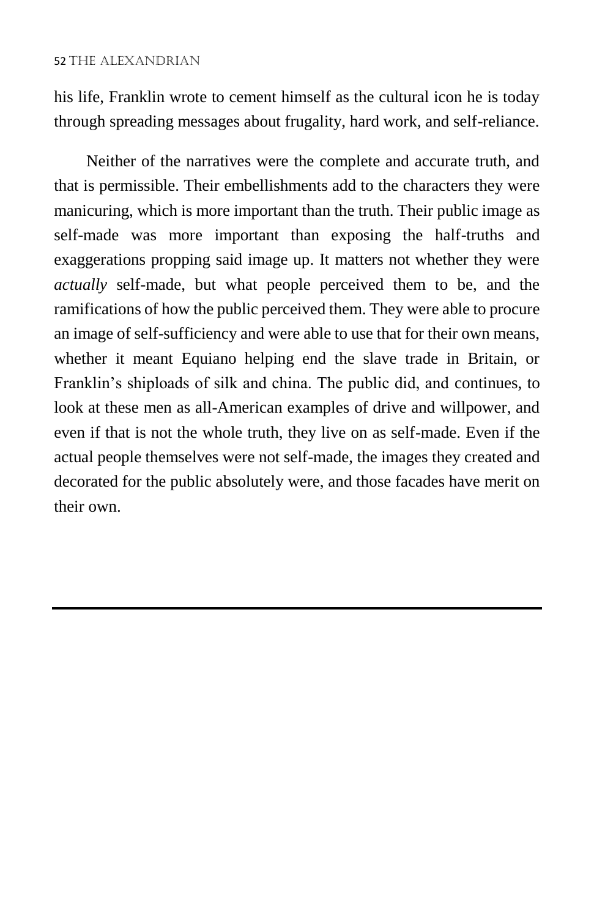his life, Franklin wrote to cement himself as the cultural icon he is today through spreading messages about frugality, hard work, and self-reliance.

Neither of the narratives were the complete and accurate truth, and that is permissible. Their embellishments add to the characters they were manicuring, which is more important than the truth. Their public image as self-made was more important than exposing the half-truths and exaggerations propping said image up. It matters not whether they were *actually* self-made, but what people perceived them to be, and the ramifications of how the public perceived them. They were able to procure an image of self-sufficiency and were able to use that for their own means, whether it meant Equiano helping end the slave trade in Britain, or Franklin's shiploads of silk and china. The public did, and continues, to look at these men as all-American examples of drive and willpower, and even if that is not the whole truth, they live on as self-made. Even if the actual people themselves were not self-made, the images they created and decorated for the public absolutely were, and those facades have merit on their own.

---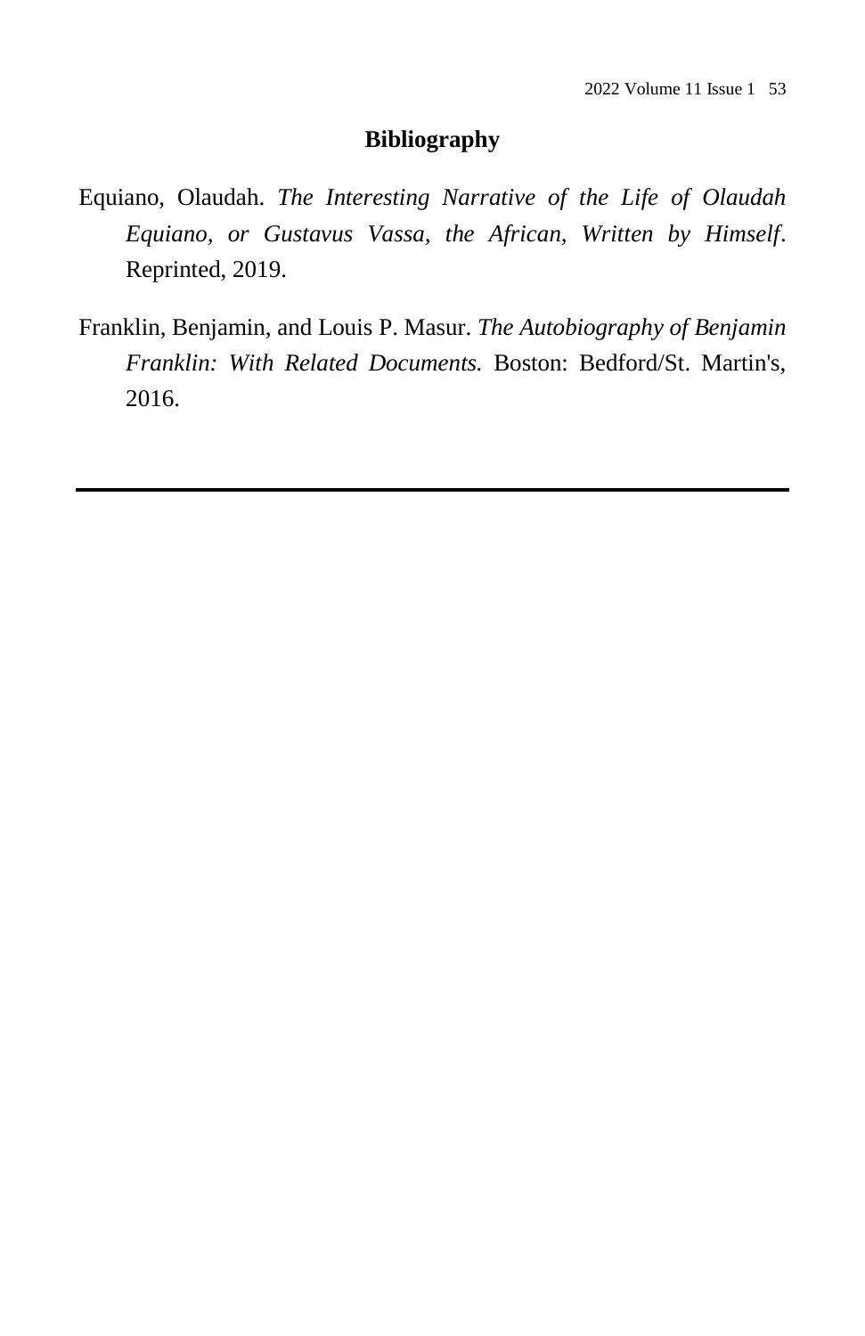## Bibliography

Equiano, Olaudah. *The Interesting Narrative of the Life of Olaudah Equiano, or Gustavus Vassa, the African, Written by Himself*. Reprinted, 2019.

Franklin, Benjamin, and Louis P. Masur. *The Autobiography of Benjamin Franklin: With Related Documents.* Boston: Bedford/St. Martin's, 2016.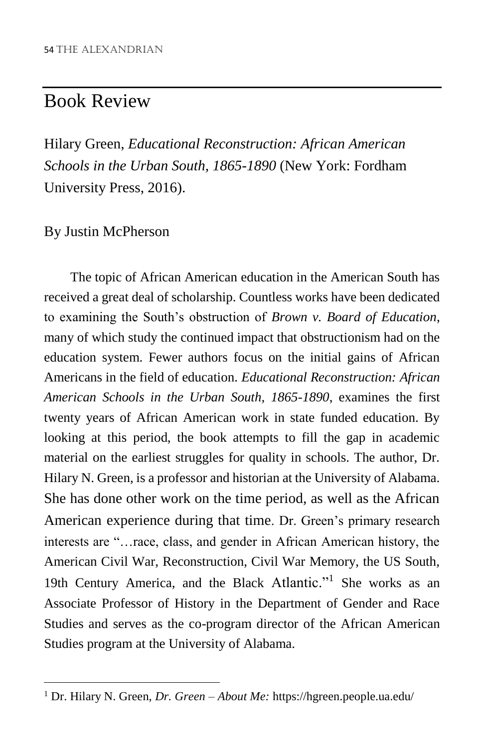## Book Review

Hilary Green, *Educational Reconstruction: African American Schools in the Urban South, 1865-1890* (New York: Fordham University Press, 2016).

By Justin McPherson

The topic of African American education in the American South has received a great deal of scholarship. Countless works have been dedicated to examining the South's obstruction of *Brown v. Board of Education*, many of which study the continued impact that obstructionism had on the education system. Fewer authors focus on the initial gains of African Americans in the field of education. *Educational Reconstruction: African American Schools in the Urban South, 1865-1890*, examines the first twenty years of African American work in state funded education. By looking at this period, the book attempts to fill the gap in academic material on the earliest struggles for quality in schools. The author, Dr. Hilary N. Green, is a professor and historian at the University of Alabama. She has done other work on the time period, as well as the African American experience during that time. Dr. Green's primary research interests are "…race, class, and gender in African American history, the American Civil War, Reconstruction, Civil War Memory, the US South, 19th Century America, and the Black Atlantic."[1] She works as an Associate Professor of History in the Department of Gender and Race Studies and serves as the co-program director of the African American Studies program at the University of Alabama.

[1] Dr. Hilary N. Green, *Dr. Green – About Me:* https://hgreen.people.ua.edu/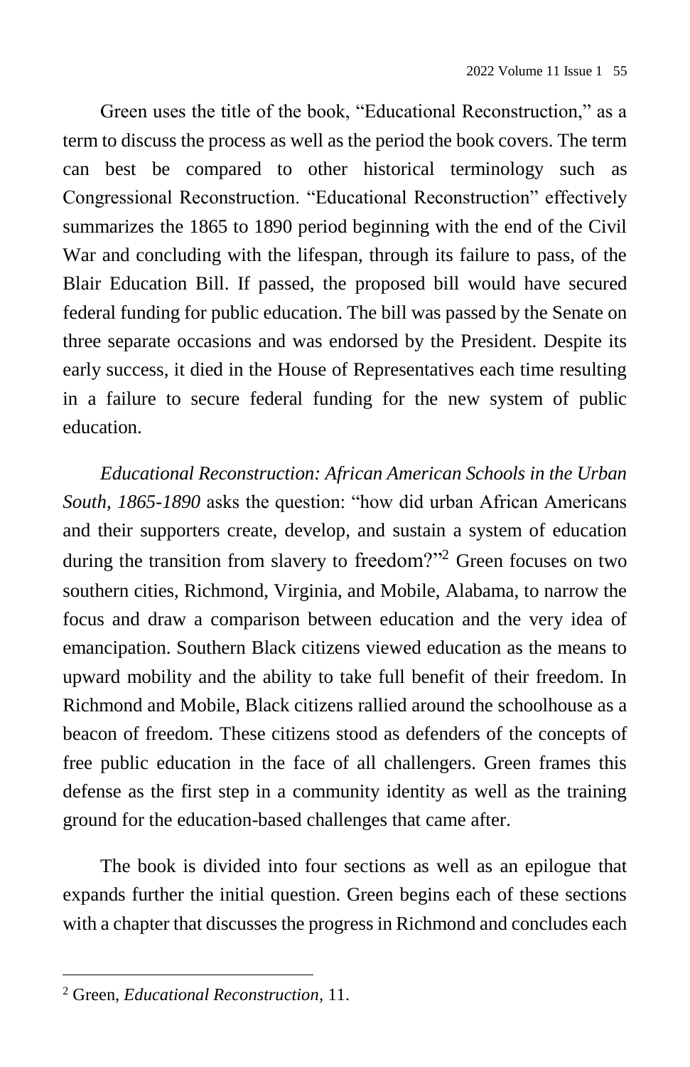Green uses the title of the book, "Educational Reconstruction," as a term to discuss the process as well as the period the book covers. The term can best be compared to other historical terminology such as Congressional Reconstruction. "Educational Reconstruction" effectively summarizes the 1865 to 1890 period beginning with the end of the Civil War and concluding with the lifespan, through its failure to pass, of the Blair Education Bill. If passed, the proposed bill would have secured federal funding for public education. The bill was passed by the Senate on three separate occasions and was endorsed by the President. Despite its early success, it died in the House of Representatives each time resulting in a failure to secure federal funding for the new system of public education.

*Educational Reconstruction: African American Schools in the Urban South, 1865-1890* asks the question: "how did urban African Americans and their supporters create, develop, and sustain a system of education during the transition from slavery to freedom?"[2] Green focuses on two southern cities, Richmond, Virginia, and Mobile, Alabama, to narrow the focus and draw a comparison between education and the very idea of emancipation. Southern Black citizens viewed education as the means to upward mobility and the ability to take full benefit of their freedom. In Richmond and Mobile, Black citizens rallied around the schoolhouse as a beacon of freedom. These citizens stood as defenders of the concepts of free public education in the face of all challengers. Green frames this defense as the first step in a community identity as well as the training ground for the education-based challenges that came after.

The book is divided into four sections as well as an epilogue that expands further the initial question. Green begins each of these sections with a chapter that discusses the progress in Richmond and concludes each

[2] Green, *Educational Reconstruction*, 11.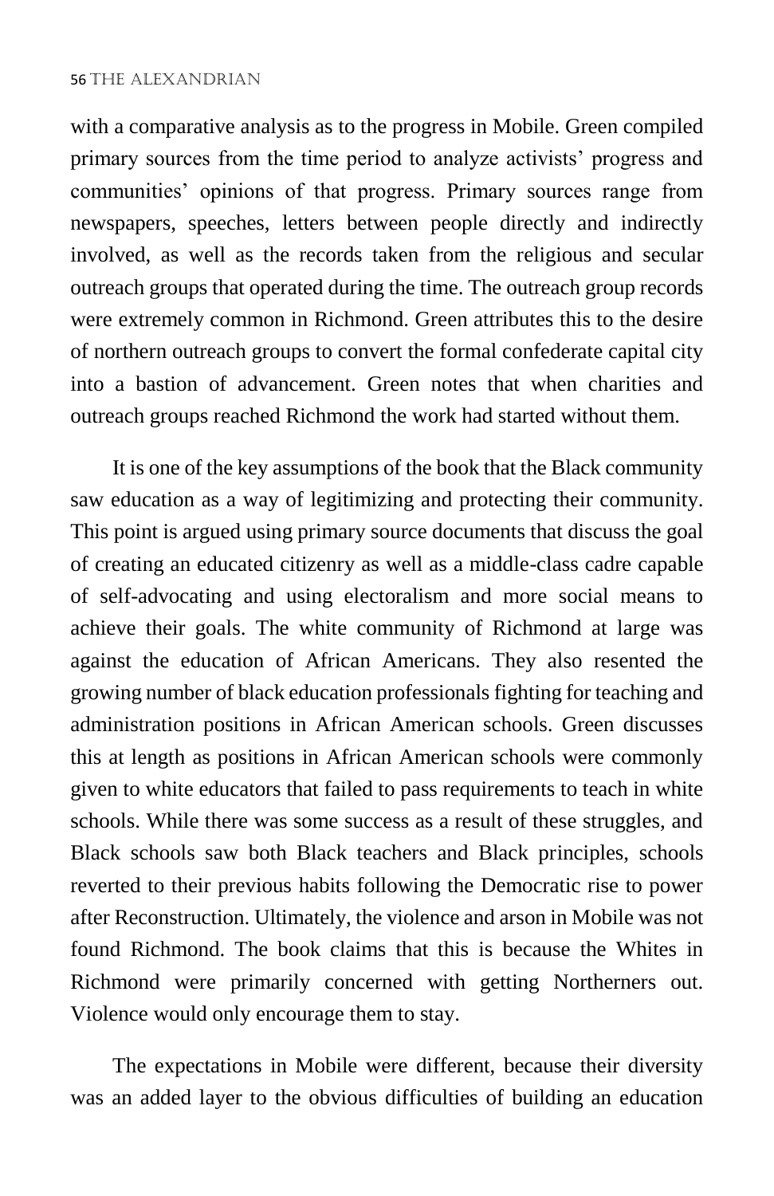with a comparative analysis as to the progress in Mobile. Green compiled primary sources from the time period to analyze activists' progress and communities' opinions of that progress. Primary sources range from newspapers, speeches, letters between people directly and indirectly involved, as well as the records taken from the religious and secular outreach groups that operated during the time. The outreach group records were extremely common in Richmond. Green attributes this to the desire of northern outreach groups to convert the formal confederate capital city into a bastion of advancement. Green notes that when charities and outreach groups reached Richmond the work had started without them.

It is one of the key assumptions of the book that the Black community saw education as a way of legitimizing and protecting their community. This point is argued using primary source documents that discuss the goal of creating an educated citizenry as well as a middle-class cadre capable of self-advocating and using electoralism and more social means to achieve their goals. The white community of Richmond at large was against the education of African Americans. They also resented the growing number of black education professionals fighting for teaching and administration positions in African American schools. Green discusses this at length as positions in African American schools were commonly given to white educators that failed to pass requirements to teach in white schools. While there was some success as a result of these struggles, and Black schools saw both Black teachers and Black principles, schools reverted to their previous habits following the Democratic rise to power after Reconstruction. Ultimately, the violence and arson in Mobile was not found Richmond. The book claims that this is because the Whites in Richmond were primarily concerned with getting Northerners out. Violence would only encourage them to stay.

The expectations in Mobile were different, because their diversity was an added layer to the obvious difficulties of building an education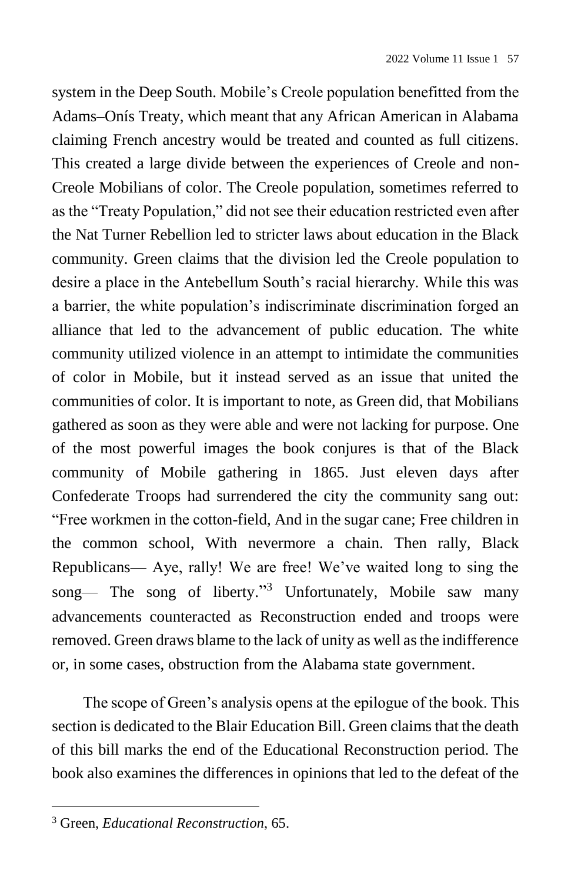system in the Deep South. Mobile's Creole population benefitted from the Adams–Onís Treaty, which meant that any African American in Alabama claiming French ancestry would be treated and counted as full citizens. This created a large divide between the experiences of Creole and non-Creole Mobilians of color. The Creole population, sometimes referred to as the "Treaty Population," did not see their education restricted even after the Nat Turner Rebellion led to stricter laws about education in the Black community. Green claims that the division led the Creole population to desire a place in the Antebellum South's racial hierarchy. While this was a barrier, the white population's indiscriminate discrimination forged an alliance that led to the advancement of public education. The white community utilized violence in an attempt to intimidate the communities of color in Mobile, but it instead served as an issue that united the communities of color. It is important to note, as Green did, that Mobilians gathered as soon as they were able and were not lacking for purpose. One of the most powerful images the book conjures is that of the Black community of Mobile gathering in 1865. Just eleven days after Confederate Troops had surrendered the city the community sang out: "Free workmen in the cotton-field, And in the sugar cane; Free children in the common school, With nevermore a chain. Then rally, Black Republicans— Aye, rally! We are free! We've waited long to sing the song— The song of liberty."[3] Unfortunately, Mobile saw many advancements counteracted as Reconstruction ended and troops were removed. Green draws blame to the lack of unity as well as the indifference or, in some cases, obstruction from the Alabama state government.

The scope of Green's analysis opens at the epilogue of the book. This section is dedicated to the Blair Education Bill. Green claims that the death of this bill marks the end of the Educational Reconstruction period. The book also examines the differences in opinions that led to the defeat of the

[3] Green, *Educational Reconstruction*, 65.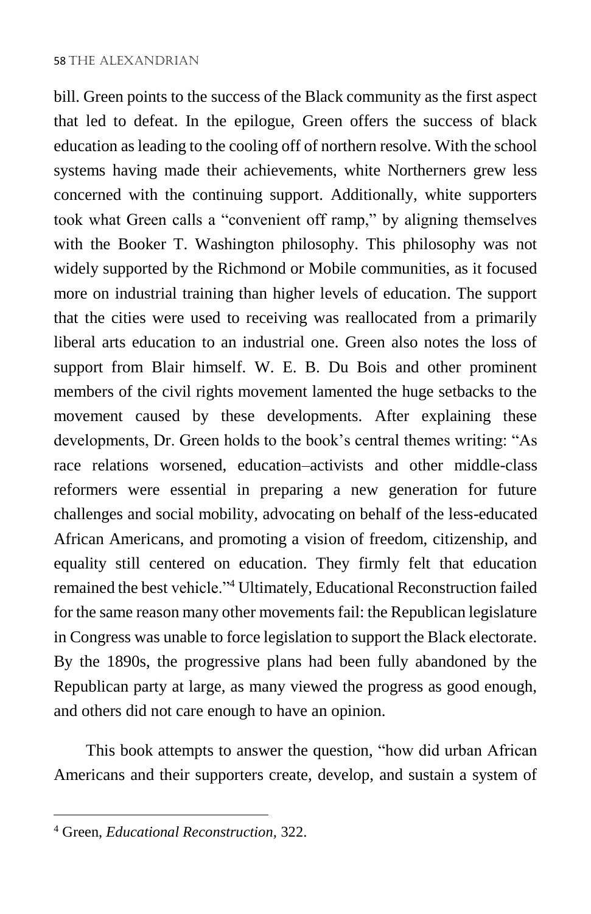bill. Green points to the success of the Black community as the first aspect that led to defeat. In the epilogue, Green offers the success of black education as leading to the cooling off of northern resolve. With the school systems having made their achievements, white Northerners grew less concerned with the continuing support. Additionally, white supporters took what Green calls a "convenient off ramp," by aligning themselves with the Booker T. Washington philosophy. This philosophy was not widely supported by the Richmond or Mobile communities, as it focused more on industrial training than higher levels of education. The support that the cities were used to receiving was reallocated from a primarily liberal arts education to an industrial one. Green also notes the loss of support from Blair himself. W. E. B. Du Bois and other prominent members of the civil rights movement lamented the huge setbacks to the movement caused by these developments. After explaining these developments, Dr. Green holds to the book's central themes writing: "As race relations worsened, education–activists and other middle-class reformers were essential in preparing a new generation for future challenges and social mobility, advocating on behalf of the less-educated African Americans, and promoting a vision of freedom, citizenship, and equality still centered on education. They firmly felt that education remained the best vehicle."[4] Ultimately, Educational Reconstruction failed for the same reason many other movements fail: the Republican legislature in Congress was unable to force legislation to support the Black electorate. By the 1890s, the progressive plans had been fully abandoned by the Republican party at large, as many viewed the progress as good enough, and others did not care enough to have an opinion.

This book attempts to answer the question, "how did urban African Americans and their supporters create, develop, and sustain a system of

---

[4] Green, *Educational Reconstruction,* 322.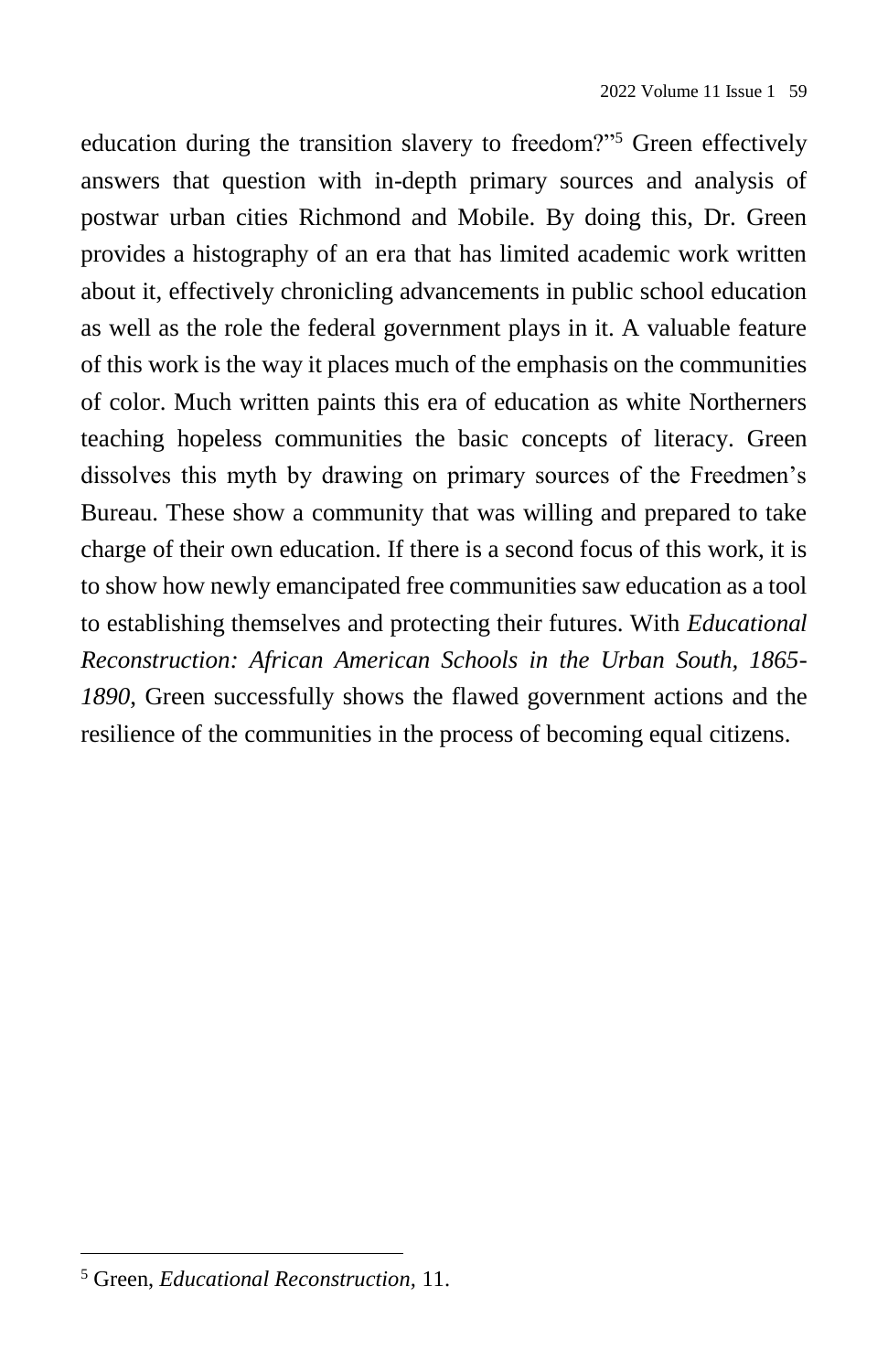education during the transition slavery to freedom?"[5] Green effectively answers that question with in-depth primary sources and analysis of postwar urban cities Richmond and Mobile. By doing this, Dr. Green provides a histography of an era that has limited academic work written about it, effectively chronicling advancements in public school education as well as the role the federal government plays in it. A valuable feature of this work is the way it places much of the emphasis on the communities of color. Much written paints this era of education as white Northerners teaching hopeless communities the basic concepts of literacy. Green dissolves this myth by drawing on primary sources of the Freedmen's Bureau. These show a community that was willing and prepared to take charge of their own education. If there is a second focus of this work, it is to show how newly emancipated free communities saw education as a tool to establishing themselves and protecting their futures. With *Educational Reconstruction: African American Schools in the Urban South, 1865-1890*, Green successfully shows the flawed government actions and the resilience of the communities in the process of becoming equal citizens.

---

[5] Green, *Educational Reconstruction*, 11.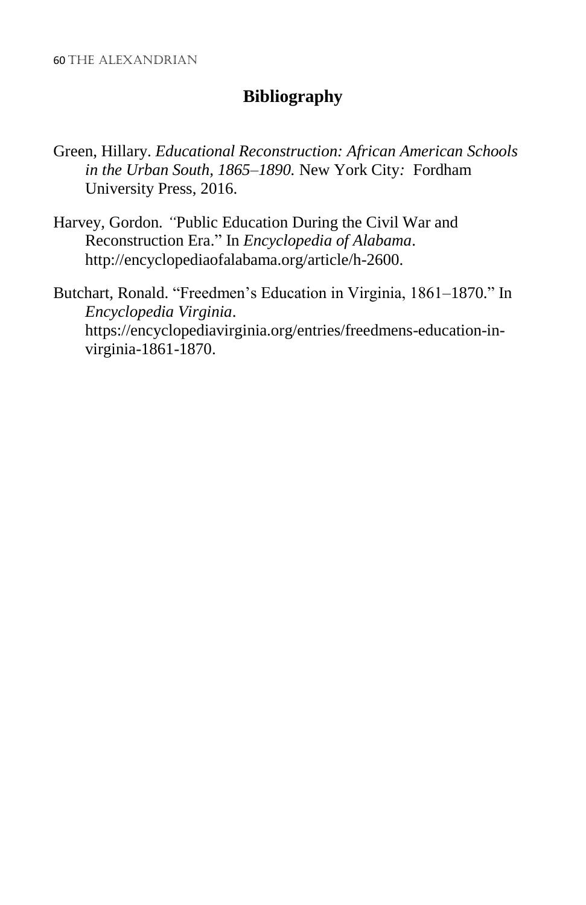## Bibliography

Green, Hillary. *Educational Reconstruction: African American Schools in the Urban South, 1865–1890.* New York City: Fordham University Press, 2016.

Harvey, Gordon. "Public Education During the Civil War and Reconstruction Era." In *Encyclopedia of Alabama*. http://encyclopediaofalabama.org/article/h-2600.

Butchart, Ronald. "Freedmen's Education in Virginia, 1861–1870." In *Encyclopedia Virginia*. https://encyclopediavirginia.org/entries/freedmens-education-in-virginia-1861-1870.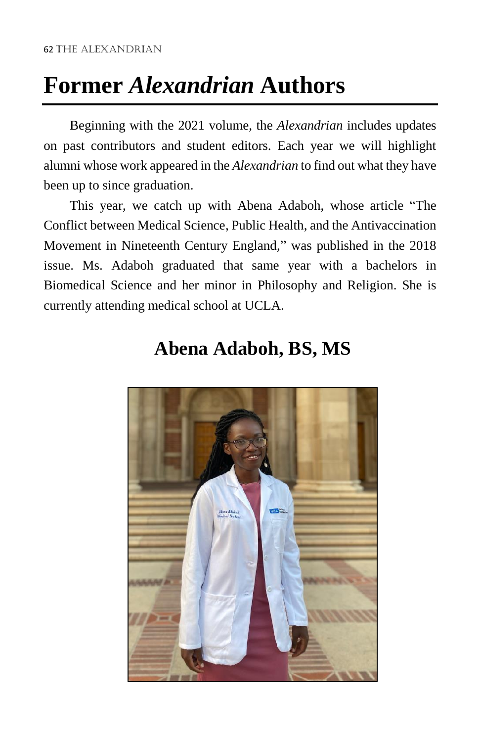# Former *Alexandrian* Authors

Beginning with the 2021 volume, the *Alexandrian* includes updates on past contributors and student editors. Each year we will highlight alumni whose work appeared in the *Alexandrian* to find out what they have been up to since graduation.

This year, we catch up with Abena Adaboh, whose article "The Conflict between Medical Science, Public Health, and the Antivaccination Movement in Nineteenth Century England," was published in the 2018 issue. Ms. Adaboh graduated that same year with a bachelors in Biomedical Science and her minor in Philosophy and Religion. She is currently attending medical school at UCLA.

## Abena Adaboh, BS, MS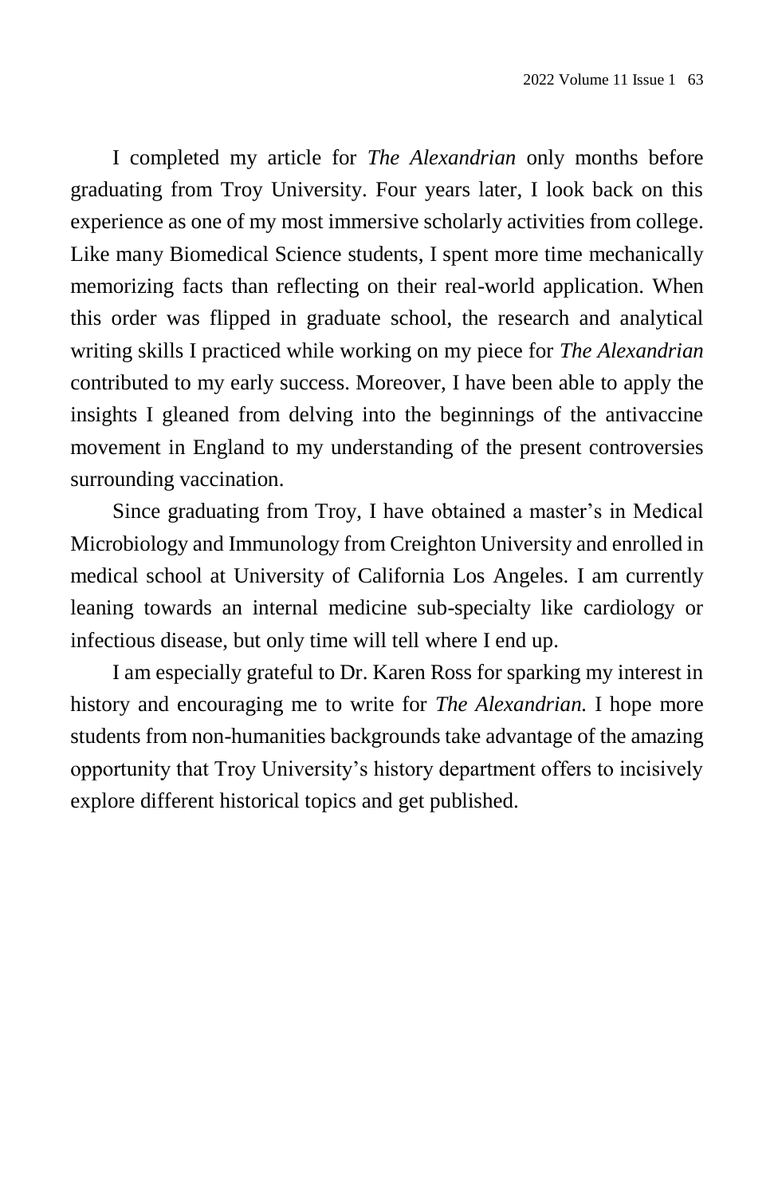I completed my article for *The Alexandrian* only months before graduating from Troy University. Four years later, I look back on this experience as one of my most immersive scholarly activities from college. Like many Biomedical Science students, I spent more time mechanically memorizing facts than reflecting on their real-world application. When this order was flipped in graduate school, the research and analytical writing skills I practiced while working on my piece for *The Alexandrian* contributed to my early success. Moreover, I have been able to apply the insights I gleaned from delving into the beginnings of the antivaccine movement in England to my understanding of the present controversies surrounding vaccination.

Since graduating from Troy, I have obtained a master's in Medical Microbiology and Immunology from Creighton University and enrolled in medical school at University of California Los Angeles. I am currently leaning towards an internal medicine sub-specialty like cardiology or infectious disease, but only time will tell where I end up.

I am especially grateful to Dr. Karen Ross for sparking my interest in history and encouraging me to write for *The Alexandrian.* I hope more students from non-humanities backgrounds take advantage of the amazing opportunity that Troy University's history department offers to incisively explore different historical topics and get published.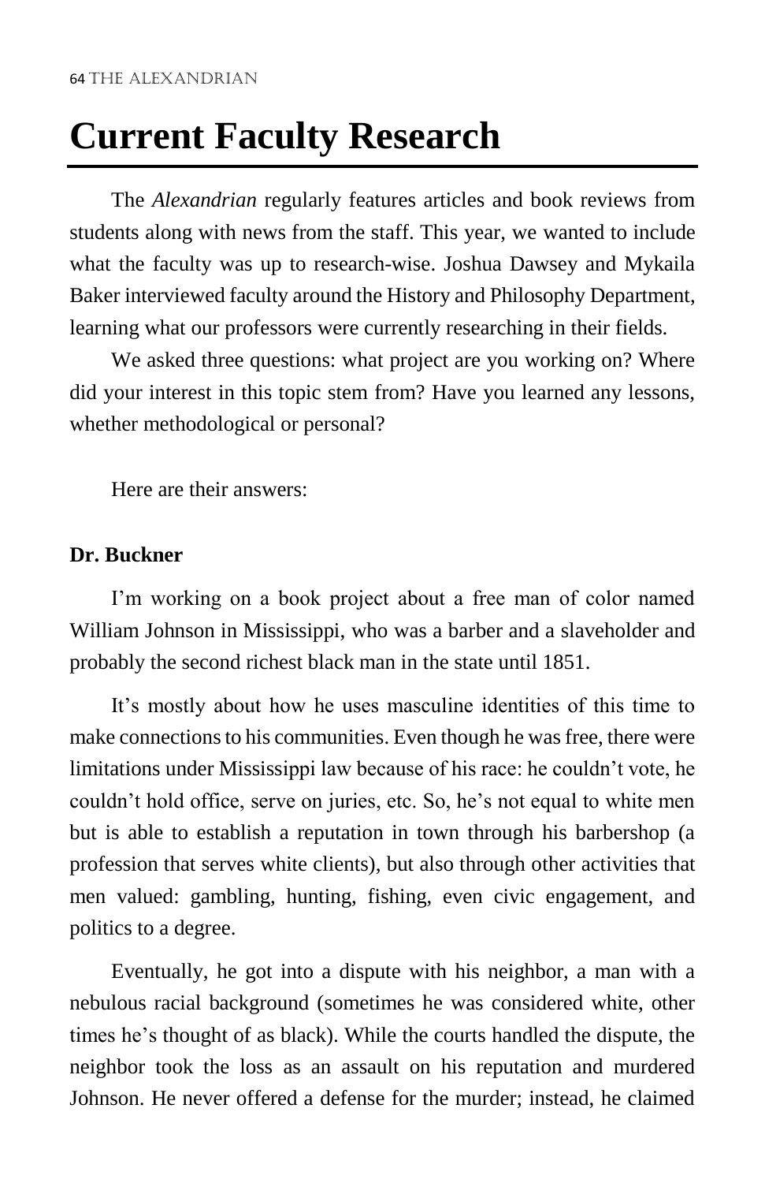# Current Faculty Research

The *Alexandrian* regularly features articles and book reviews from students along with news from the staff. This year, we wanted to include what the faculty was up to research-wise. Joshua Dawsey and Mykaila Baker interviewed faculty around the History and Philosophy Department, learning what our professors were currently researching in their fields.

We asked three questions: what project are you working on? Where did your interest in this topic stem from? Have you learned any lessons, whether methodological or personal?

Here are their answers:

**Dr. Buckner**

I'm working on a book project about a free man of color named William Johnson in Mississippi, who was a barber and a slaveholder and probably the second richest black man in the state until 1851.

It's mostly about how he uses masculine identities of this time to make connections to his communities. Even though he was free, there were limitations under Mississippi law because of his race: he couldn't vote, he couldn't hold office, serve on juries, etc. So, he's not equal to white men but is able to establish a reputation in town through his barbershop (a profession that serves white clients), but also through other activities that men valued: gambling, hunting, fishing, even civic engagement, and politics to a degree.

Eventually, he got into a dispute with his neighbor, a man with a nebulous racial background (sometimes he was considered white, other times he's thought of as black). While the courts handled the dispute, the neighbor took the loss as an assault on his reputation and murdered Johnson. He never offered a defense for the murder; instead, he claimed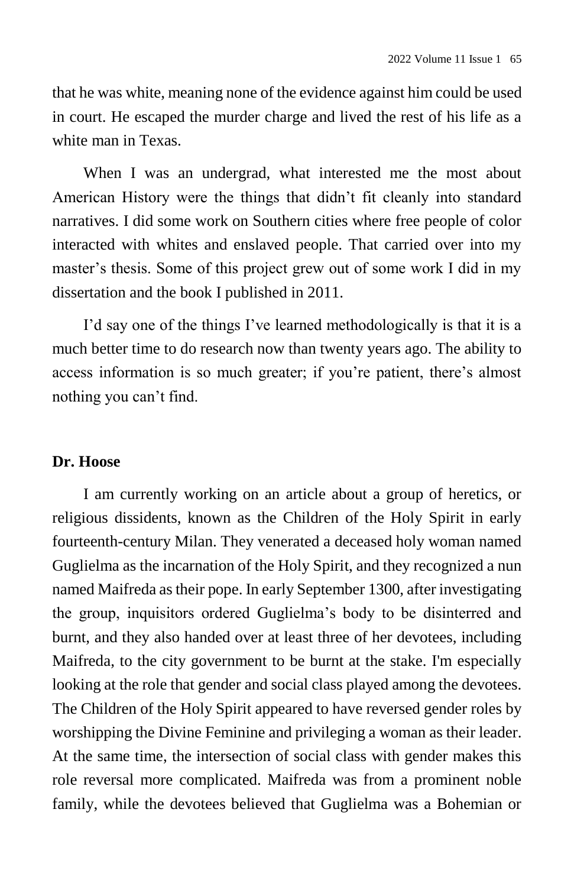that he was white, meaning none of the evidence against him could be used in court. He escaped the murder charge and lived the rest of his life as a white man in Texas.

When I was an undergrad, what interested me the most about American History were the things that didn't fit cleanly into standard narratives. I did some work on Southern cities where free people of color interacted with whites and enslaved people. That carried over into my master's thesis. Some of this project grew out of some work I did in my dissertation and the book I published in 2011.

I'd say one of the things I've learned methodologically is that it is a much better time to do research now than twenty years ago. The ability to access information is so much greater; if you're patient, there's almost nothing you can't find.

**Dr. Hoose**

I am currently working on an article about a group of heretics, or religious dissidents, known as the Children of the Holy Spirit in early fourteenth-century Milan. They venerated a deceased holy woman named Guglielma as the incarnation of the Holy Spirit, and they recognized a nun named Maifreda as their pope. In early September 1300, after investigating the group, inquisitors ordered Guglielma's body to be disinterred and burnt, and they also handed over at least three of her devotees, including Maifreda, to the city government to be burnt at the stake. I'm especially looking at the role that gender and social class played among the devotees. The Children of the Holy Spirit appeared to have reversed gender roles by worshipping the Divine Feminine and privileging a woman as their leader. At the same time, the intersection of social class with gender makes this role reversal more complicated. Maifreda was from a prominent noble family, while the devotees believed that Guglielma was a Bohemian or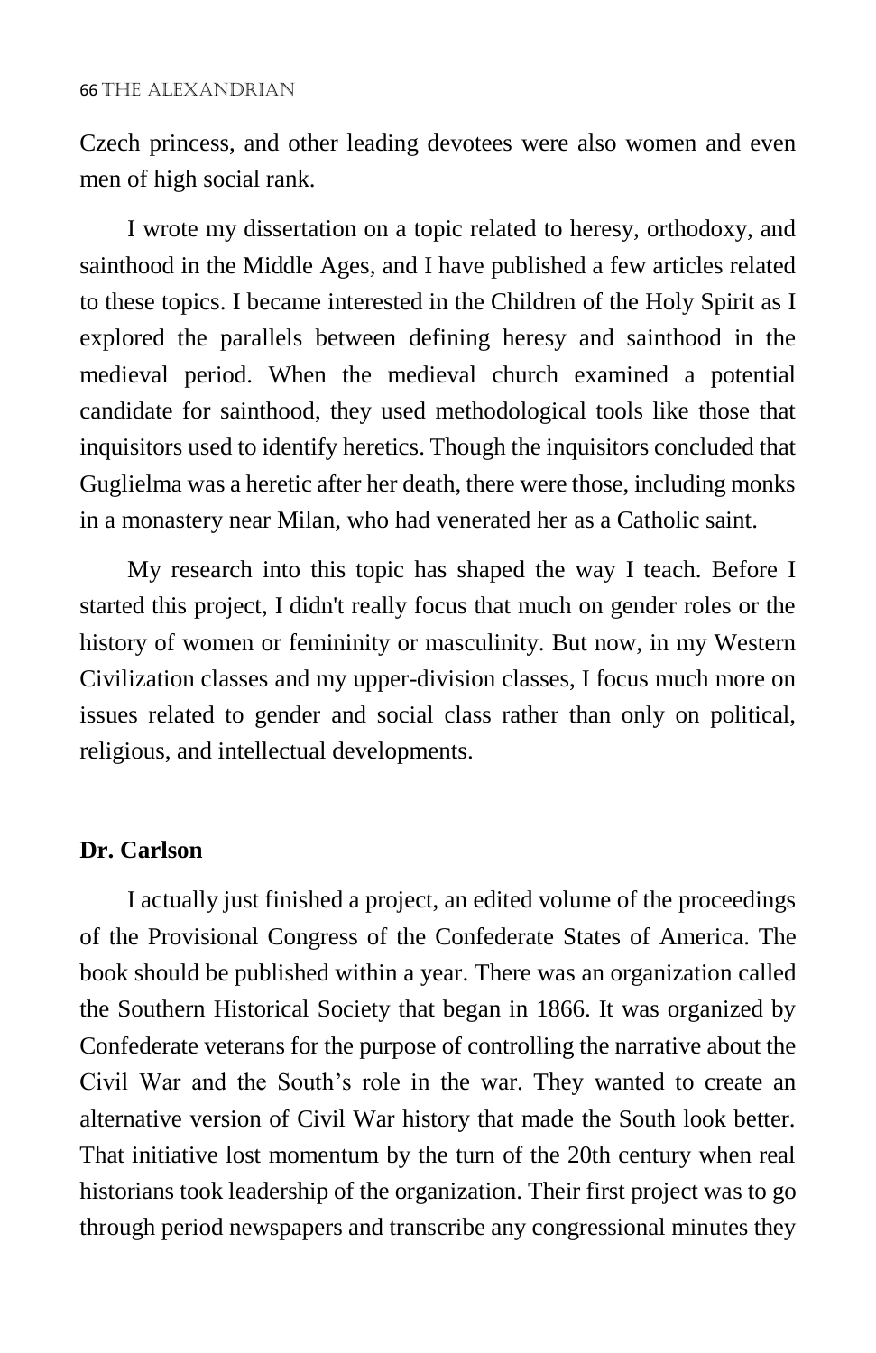Czech princess, and other leading devotees were also women and even men of high social rank.

I wrote my dissertation on a topic related to heresy, orthodoxy, and sainthood in the Middle Ages, and I have published a few articles related to these topics. I became interested in the Children of the Holy Spirit as I explored the parallels between defining heresy and sainthood in the medieval period. When the medieval church examined a potential candidate for sainthood, they used methodological tools like those that inquisitors used to identify heretics. Though the inquisitors concluded that Guglielma was a heretic after her death, there were those, including monks in a monastery near Milan, who had venerated her as a Catholic saint.

My research into this topic has shaped the way I teach. Before I started this project, I didn't really focus that much on gender roles or the history of women or femininity or masculinity. But now, in my Western Civilization classes and my upper-division classes, I focus much more on issues related to gender and social class rather than only on political, religious, and intellectual developments.

**Dr. Carlson**

I actually just finished a project, an edited volume of the proceedings of the Provisional Congress of the Confederate States of America. The book should be published within a year. There was an organization called the Southern Historical Society that began in 1866. It was organized by Confederate veterans for the purpose of controlling the narrative about the Civil War and the South's role in the war. They wanted to create an alternative version of Civil War history that made the South look better. That initiative lost momentum by the turn of the 20th century when real historians took leadership of the organization. Their first project was to go through period newspapers and transcribe any congressional minutes they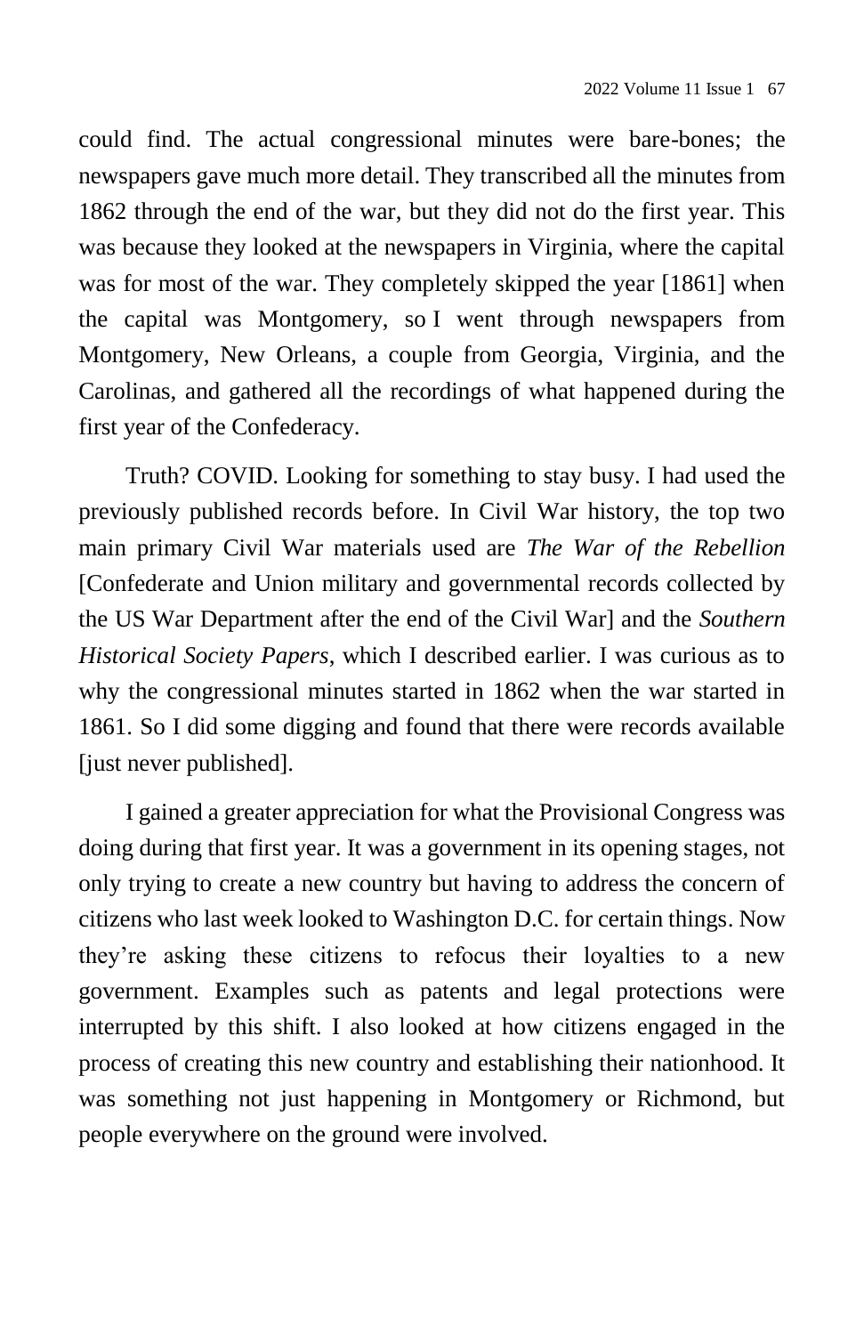could find. The actual congressional minutes were bare-bones; the newspapers gave much more detail. They transcribed all the minutes from 1862 through the end of the war, but they did not do the first year. This was because they looked at the newspapers in Virginia, where the capital was for most of the war. They completely skipped the year [1861] when the capital was Montgomery, so I went through newspapers from Montgomery, New Orleans, a couple from Georgia, Virginia, and the Carolinas, and gathered all the recordings of what happened during the first year of the Confederacy.

Truth? COVID. Looking for something to stay busy. I had used the previously published records before. In Civil War history, the top two main primary Civil War materials used are *The War of the Rebellion* [Confederate and Union military and governmental records collected by the US War Department after the end of the Civil War] and the *Southern Historical Society Papers*, which I described earlier. I was curious as to why the congressional minutes started in 1862 when the war started in 1861. So I did some digging and found that there were records available [just never published].

I gained a greater appreciation for what the Provisional Congress was doing during that first year. It was a government in its opening stages, not only trying to create a new country but having to address the concern of citizens who last week looked to Washington D.C. for certain things. Now they're asking these citizens to refocus their loyalties to a new government. Examples such as patents and legal protections were interrupted by this shift. I also looked at how citizens engaged in the process of creating this new country and establishing their nationhood. It was something not just happening in Montgomery or Richmond, but people everywhere on the ground were involved.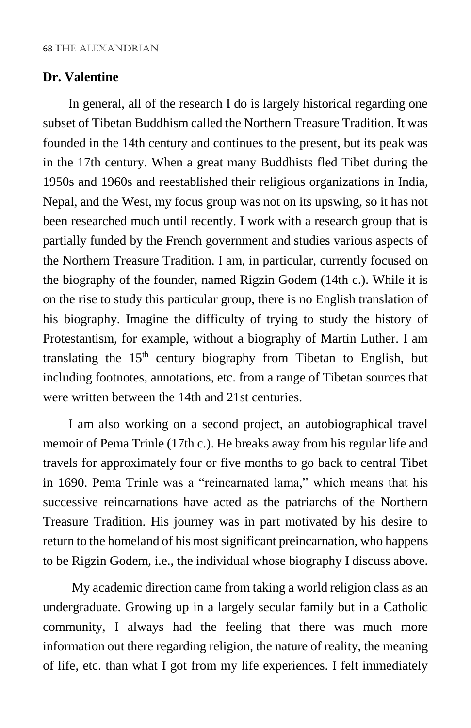**Dr. Valentine**

In general, all of the research I do is largely historical regarding one subset of Tibetan Buddhism called the Northern Treasure Tradition. It was founded in the 14th century and continues to the present, but its peak was in the 17th century. When a great many Buddhists fled Tibet during the 1950s and 1960s and reestablished their religious organizations in India, Nepal, and the West, my focus group was not on its upswing, so it has not been researched much until recently. I work with a research group that is partially funded by the French government and studies various aspects of the Northern Treasure Tradition. I am, in particular, currently focused on the biography of the founder, named Rigzin Godem (14th c.). While it is on the rise to study this particular group, there is no English translation of his biography. Imagine the difficulty of trying to study the history of Protestantism, for example, without a biography of Martin Luther. I am translating the 15th century biography from Tibetan to English, but including footnotes, annotations, etc. from a range of Tibetan sources that were written between the 14th and 21st centuries.

I am also working on a second project, an autobiographical travel memoir of Pema Trinle (17th c.). He breaks away from his regular life and travels for approximately four or five months to go back to central Tibet in 1690. Pema Trinle was a "reincarnated lama," which means that his successive reincarnations have acted as the patriarchs of the Northern Treasure Tradition. His journey was in part motivated by his desire to return to the homeland of his most significant preincarnation, who happens to be Rigzin Godem, i.e., the individual whose biography I discuss above.

My academic direction came from taking a world religion class as an undergraduate. Growing up in a largely secular family but in a Catholic community, I always had the feeling that there was much more information out there regarding religion, the nature of reality, the meaning of life, etc. than what I got from my life experiences. I felt immediately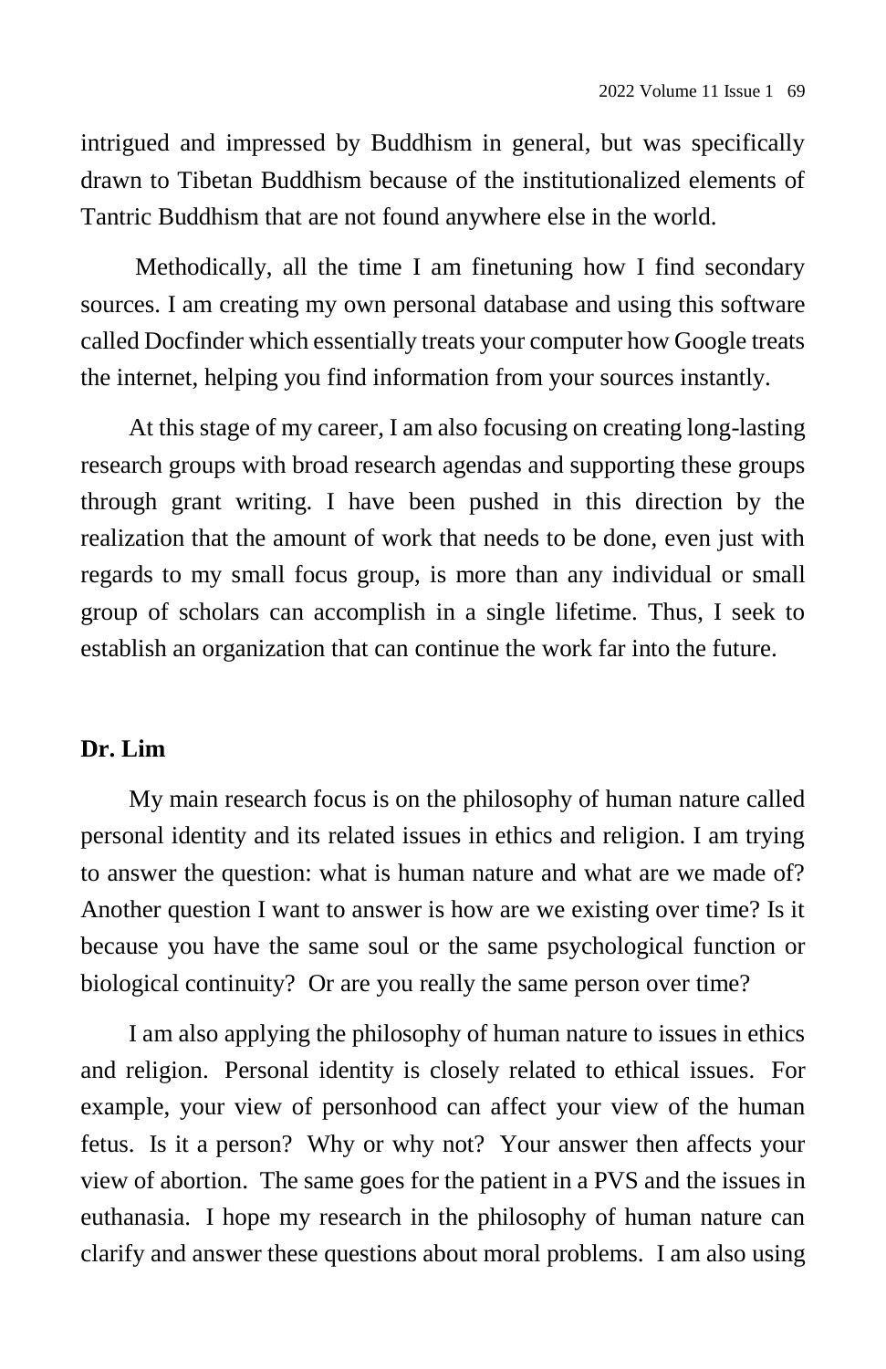intrigued and impressed by Buddhism in general, but was specifically drawn to Tibetan Buddhism because of the institutionalized elements of Tantric Buddhism that are not found anywhere else in the world.

Methodically, all the time I am finetuning how I find secondary sources. I am creating my own personal database and using this software called Docfinder which essentially treats your computer how Google treats the internet, helping you find information from your sources instantly.

At this stage of my career, I am also focusing on creating long-lasting research groups with broad research agendas and supporting these groups through grant writing. I have been pushed in this direction by the realization that the amount of work that needs to be done, even just with regards to my small focus group, is more than any individual or small group of scholars can accomplish in a single lifetime. Thus, I seek to establish an organization that can continue the work far into the future.

**Dr. Lim**

My main research focus is on the philosophy of human nature called personal identity and its related issues in ethics and religion. I am trying to answer the question: what is human nature and what are we made of? Another question I want to answer is how are we existing over time? Is it because you have the same soul or the same psychological function or biological continuity? Or are you really the same person over time?

I am also applying the philosophy of human nature to issues in ethics and religion. Personal identity is closely related to ethical issues. For example, your view of personhood can affect your view of the human fetus. Is it a person? Why or why not? Your answer then affects your view of abortion. The same goes for the patient in a PVS and the issues in euthanasia. I hope my research in the philosophy of human nature can clarify and answer these questions about moral problems. I am also using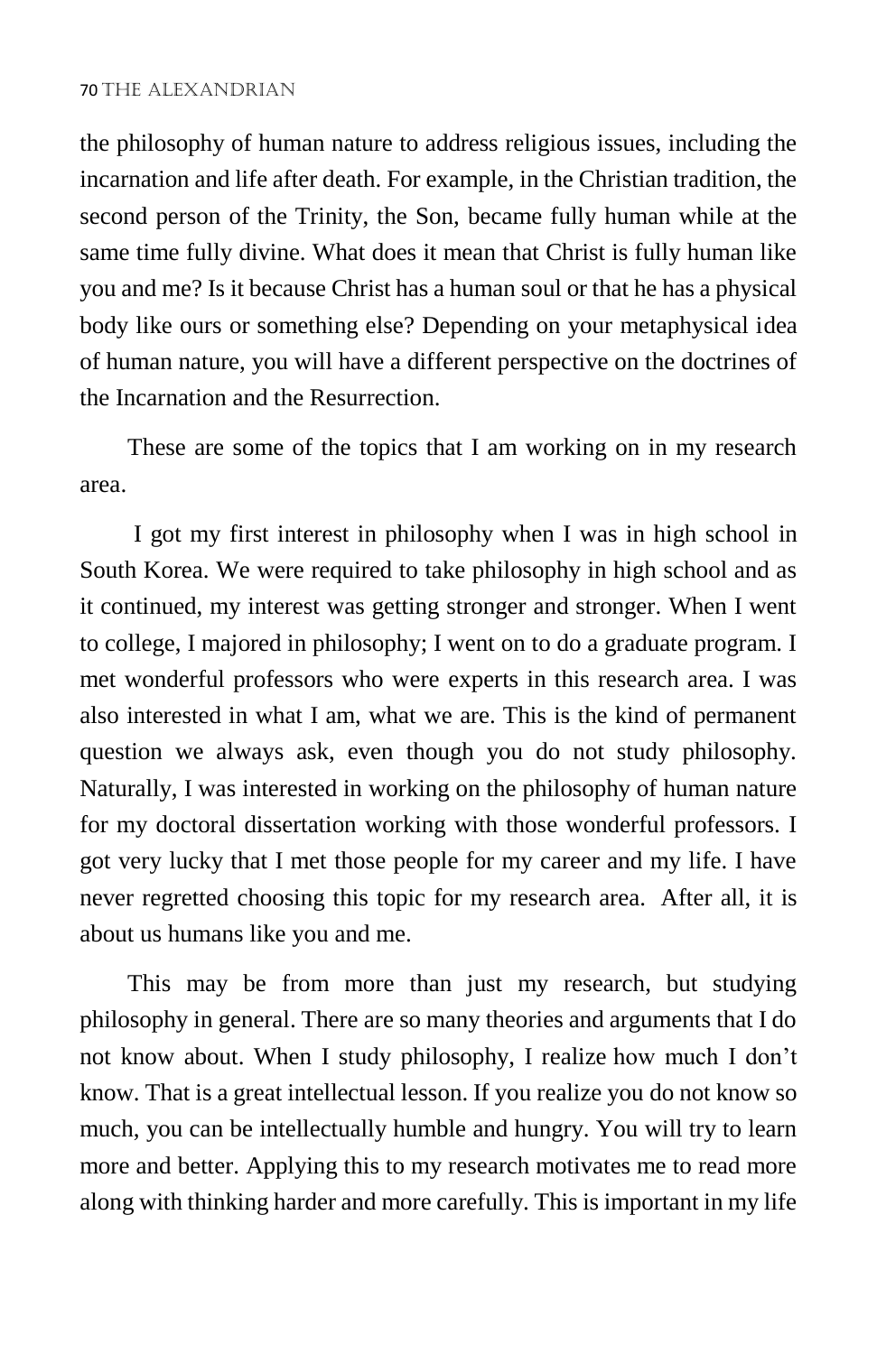the philosophy of human nature to address religious issues, including the incarnation and life after death. For example, in the Christian tradition, the second person of the Trinity, the Son, became fully human while at the same time fully divine. What does it mean that Christ is fully human like you and me? Is it because Christ has a human soul or that he has a physical body like ours or something else? Depending on your metaphysical idea of human nature, you will have a different perspective on the doctrines of the Incarnation and the Resurrection.

These are some of the topics that I am working on in my research area.

I got my first interest in philosophy when I was in high school in South Korea. We were required to take philosophy in high school and as it continued, my interest was getting stronger and stronger. When I went to college, I majored in philosophy; I went on to do a graduate program. I met wonderful professors who were experts in this research area. I was also interested in what I am, what we are. This is the kind of permanent question we always ask, even though you do not study philosophy. Naturally, I was interested in working on the philosophy of human nature for my doctoral dissertation working with those wonderful professors. I got very lucky that I met those people for my career and my life. I have never regretted choosing this topic for my research area. After all, it is about us humans like you and me.

This may be from more than just my research, but studying philosophy in general. There are so many theories and arguments that I do not know about. When I study philosophy, I realize how much I don't know. That is a great intellectual lesson. If you realize you do not know so much, you can be intellectually humble and hungry. You will try to learn more and better. Applying this to my research motivates me to read more along with thinking harder and more carefully. This is important in my life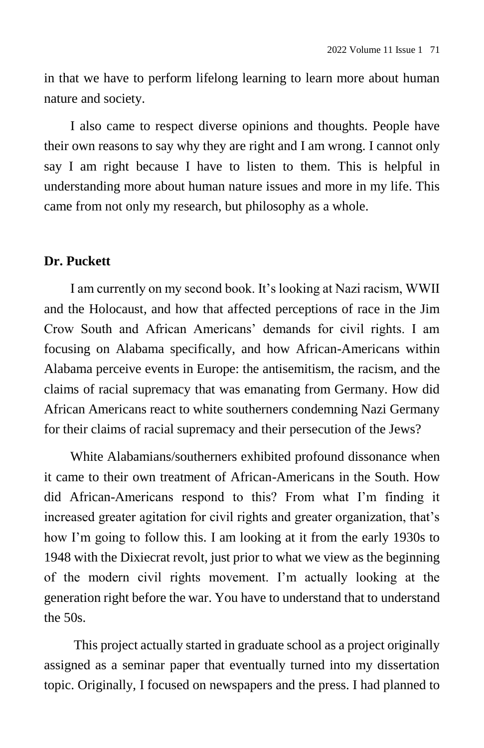in that we have to perform lifelong learning to learn more about human nature and society.

I also came to respect diverse opinions and thoughts. People have their own reasons to say why they are right and I am wrong. I cannot only say I am right because I have to listen to them. This is helpful in understanding more about human nature issues and more in my life. This came from not only my research, but philosophy as a whole.

**Dr. Puckett**

I am currently on my second book. It's looking at Nazi racism, WWII and the Holocaust, and how that affected perceptions of race in the Jim Crow South and African Americans' demands for civil rights. I am focusing on Alabama specifically, and how African-Americans within Alabama perceive events in Europe: the antisemitism, the racism, and the claims of racial supremacy that was emanating from Germany. How did African Americans react to white southerners condemning Nazi Germany for their claims of racial supremacy and their persecution of the Jews?

White Alabamians/southerners exhibited profound dissonance when it came to their own treatment of African-Americans in the South. How did African-Americans respond to this? From what I'm finding it increased greater agitation for civil rights and greater organization, that's how I'm going to follow this. I am looking at it from the early 1930s to 1948 with the Dixiecrat revolt, just prior to what we view as the beginning of the modern civil rights movement. I'm actually looking at the generation right before the war. You have to understand that to understand the 50s.

This project actually started in graduate school as a project originally assigned as a seminar paper that eventually turned into my dissertation topic. Originally, I focused on newspapers and the press. I had planned to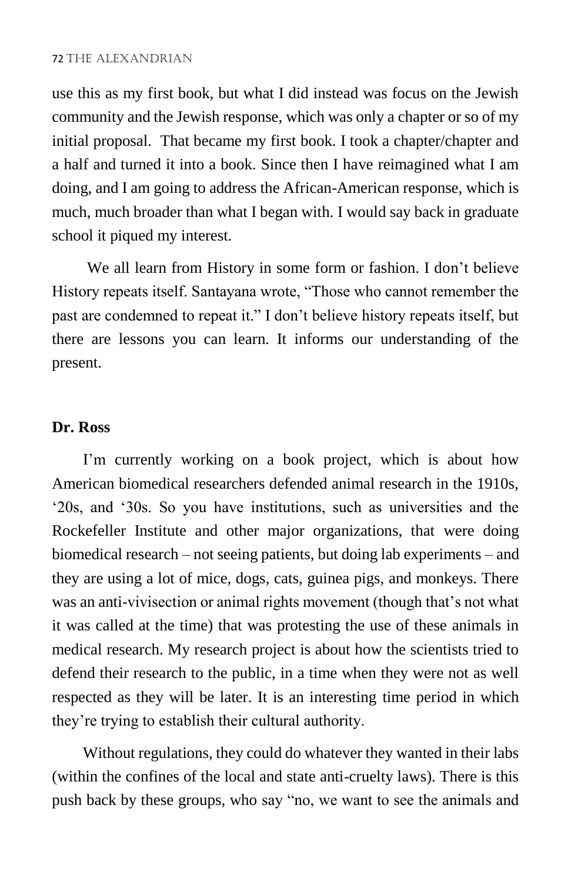use this as my first book, but what I did instead was focus on the Jewish community and the Jewish response, which was only a chapter or so of my initial proposal. That became my first book. I took a chapter/chapter and a half and turned it into a book. Since then I have reimagined what I am doing, and I am going to address the African-American response, which is much, much broader than what I began with. I would say back in graduate school it piqued my interest.

We all learn from History in some form or fashion. I don't believe History repeats itself. Santayana wrote, "Those who cannot remember the past are condemned to repeat it." I don't believe history repeats itself, but there are lessons you can learn. It informs our understanding of the present.

**Dr. Ross**

I'm currently working on a book project, which is about how American biomedical researchers defended animal research in the 1910s, '20s, and '30s. So you have institutions, such as universities and the Rockefeller Institute and other major organizations, that were doing biomedical research – not seeing patients, but doing lab experiments – and they are using a lot of mice, dogs, cats, guinea pigs, and monkeys. There was an anti-vivisection or animal rights movement (though that's not what it was called at the time) that was protesting the use of these animals in medical research. My research project is about how the scientists tried to defend their research to the public, in a time when they were not as well respected as they will be later. It is an interesting time period in which they're trying to establish their cultural authority.

Without regulations, they could do whatever they wanted in their labs (within the confines of the local and state anti-cruelty laws). There is this push back by these groups, who say "no, we want to see the animals and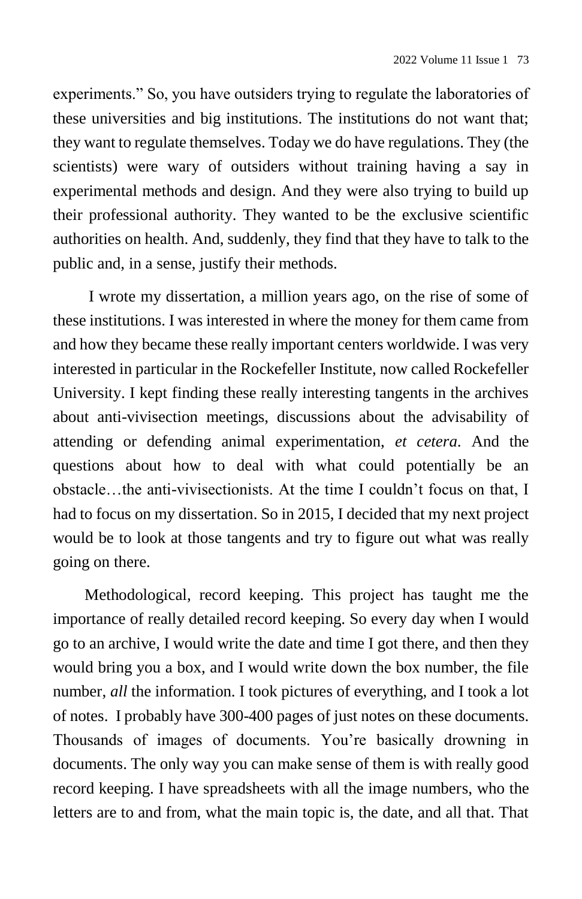experiments." So, you have outsiders trying to regulate the laboratories of these universities and big institutions. The institutions do not want that; they want to regulate themselves. Today we do have regulations. They (the scientists) were wary of outsiders without training having a say in experimental methods and design. And they were also trying to build up their professional authority. They wanted to be the exclusive scientific authorities on health. And, suddenly, they find that they have to talk to the public and, in a sense, justify their methods.

I wrote my dissertation, a million years ago, on the rise of some of these institutions. I was interested in where the money for them came from and how they became these really important centers worldwide. I was very interested in particular in the Rockefeller Institute, now called Rockefeller University. I kept finding these really interesting tangents in the archives about anti-vivisection meetings, discussions about the advisability of attending or defending animal experimentation, *et cetera*. And the questions about how to deal with what could potentially be an obstacle…the anti-vivisectionists. At the time I couldn't focus on that, I had to focus on my dissertation. So in 2015, I decided that my next project would be to look at those tangents and try to figure out what was really going on there.

Methodological, record keeping. This project has taught me the importance of really detailed record keeping. So every day when I would go to an archive, I would write the date and time I got there, and then they would bring you a box, and I would write down the box number, the file number, *all* the information. I took pictures of everything, and I took a lot of notes. I probably have 300-400 pages of just notes on these documents. Thousands of images of documents. You're basically drowning in documents. The only way you can make sense of them is with really good record keeping. I have spreadsheets with all the image numbers, who the letters are to and from, what the main topic is, the date, and all that. That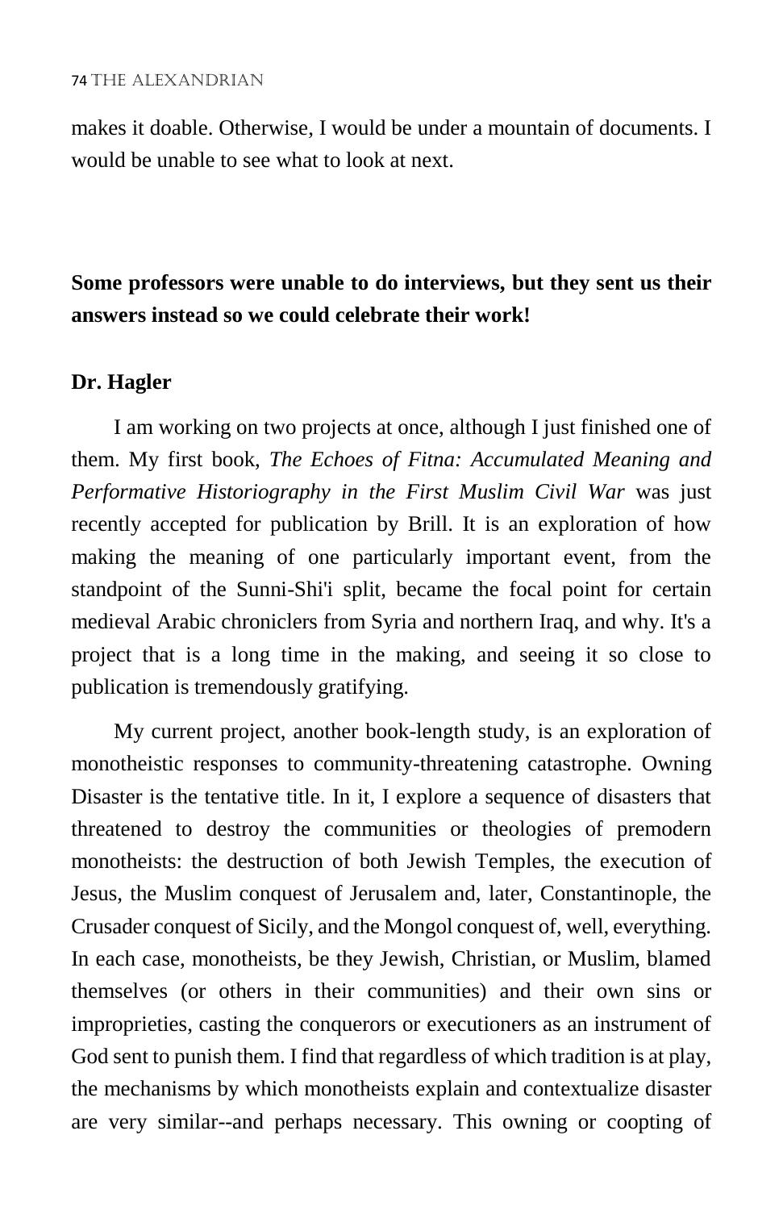makes it doable. Otherwise, I would be under a mountain of documents. I would be unable to see what to look at next.

**Some professors were unable to do interviews, but they sent us their answers instead so we could celebrate their work!**

**Dr. Hagler**

I am working on two projects at once, although I just finished one of them. My first book, *The Echoes of Fitna: Accumulated Meaning and Performative Historiography in the First Muslim Civil War* was just recently accepted for publication by Brill. It is an exploration of how making the meaning of one particularly important event, from the standpoint of the Sunni-Shi'i split, became the focal point for certain medieval Arabic chroniclers from Syria and northern Iraq, and why. It's a project that is a long time in the making, and seeing it so close to publication is tremendously gratifying.

My current project, another book-length study, is an exploration of monotheistic responses to community-threatening catastrophe. Owning Disaster is the tentative title. In it, I explore a sequence of disasters that threatened to destroy the communities or theologies of premodern monotheists: the destruction of both Jewish Temples, the execution of Jesus, the Muslim conquest of Jerusalem and, later, Constantinople, the Crusader conquest of Sicily, and the Mongol conquest of, well, everything. In each case, monotheists, be they Jewish, Christian, or Muslim, blamed themselves (or others in their communities) and their own sins or improprieties, casting the conquerors or executioners as an instrument of God sent to punish them. I find that regardless of which tradition is at play, the mechanisms by which monotheists explain and contextualize disaster are very similar--and perhaps necessary. This owning or coopting of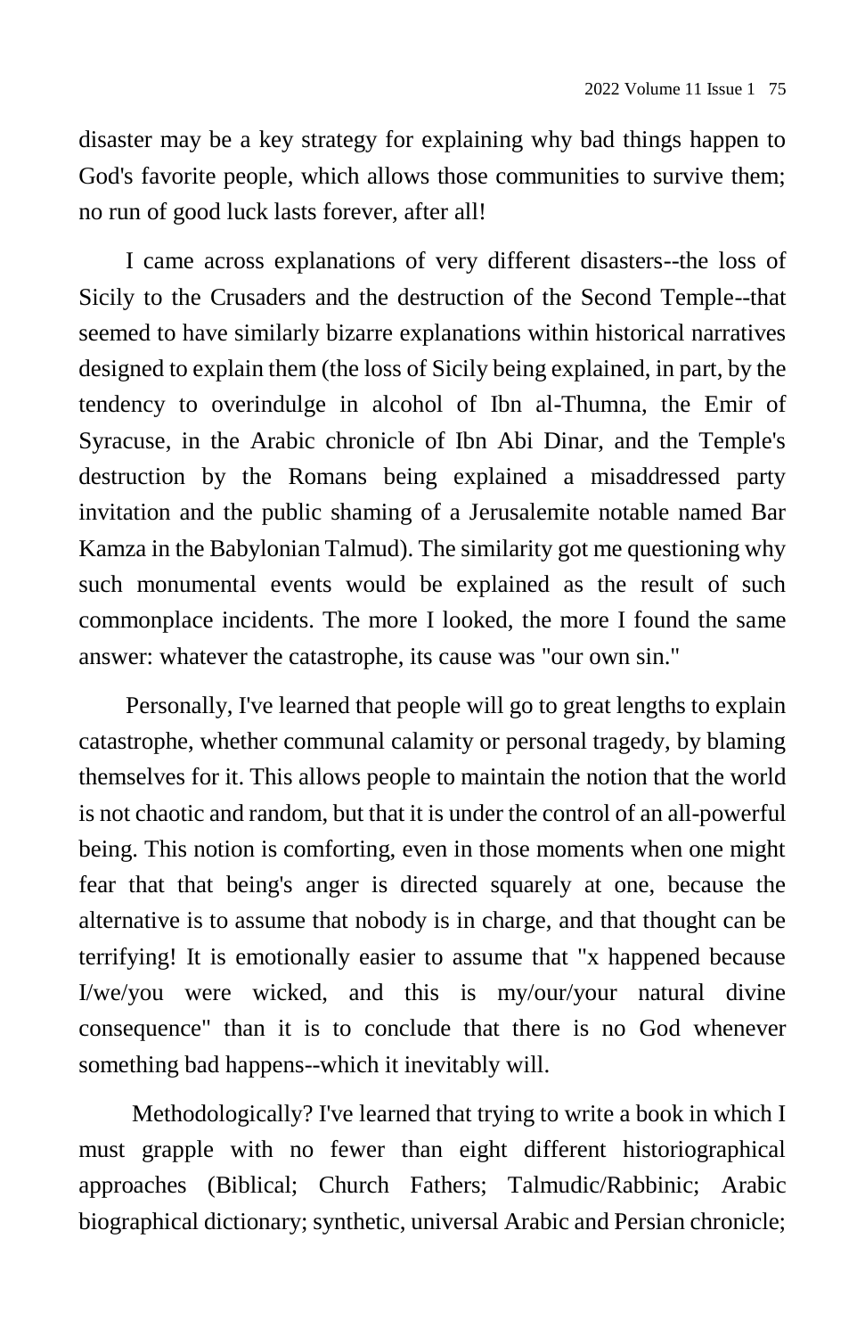disaster may be a key strategy for explaining why bad things happen to God's favorite people, which allows those communities to survive them; no run of good luck lasts forever, after all!

I came across explanations of very different disasters--the loss of Sicily to the Crusaders and the destruction of the Second Temple--that seemed to have similarly bizarre explanations within historical narratives designed to explain them (the loss of Sicily being explained, in part, by the tendency to overindulge in alcohol of Ibn al-Thumna, the Emir of Syracuse, in the Arabic chronicle of Ibn Abi Dinar, and the Temple's destruction by the Romans being explained a misaddressed party invitation and the public shaming of a Jerusalemite notable named Bar Kamza in the Babylonian Talmud). The similarity got me questioning why such monumental events would be explained as the result of such commonplace incidents. The more I looked, the more I found the same answer: whatever the catastrophe, its cause was "our own sin."

Personally, I've learned that people will go to great lengths to explain catastrophe, whether communal calamity or personal tragedy, by blaming themselves for it. This allows people to maintain the notion that the world is not chaotic and random, but that it is under the control of an all-powerful being. This notion is comforting, even in those moments when one might fear that that being's anger is directed squarely at one, because the alternative is to assume that nobody is in charge, and that thought can be terrifying! It is emotionally easier to assume that "x happened because I/we/you were wicked, and this is my/our/your natural divine consequence" than it is to conclude that there is no God whenever something bad happens--which it inevitably will.

Methodologically? I've learned that trying to write a book in which I must grapple with no fewer than eight different historiographical approaches (Biblical; Church Fathers; Talmudic/Rabbinic; Arabic biographical dictionary; synthetic, universal Arabic and Persian chronicle;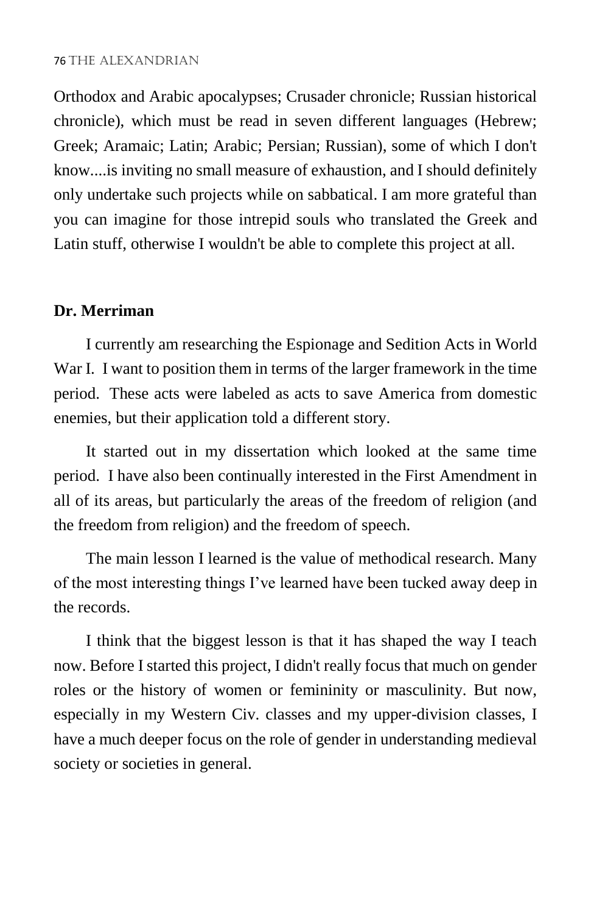Orthodox and Arabic apocalypses; Crusader chronicle; Russian historical chronicle), which must be read in seven different languages (Hebrew; Greek; Aramaic; Latin; Arabic; Persian; Russian), some of which I don't know....is inviting no small measure of exhaustion, and I should definitely only undertake such projects while on sabbatical. I am more grateful than you can imagine for those intrepid souls who translated the Greek and Latin stuff, otherwise I wouldn't be able to complete this project at all.

**Dr. Merriman**

I currently am researching the Espionage and Sedition Acts in World War I. I want to position them in terms of the larger framework in the time period. These acts were labeled as acts to save America from domestic enemies, but their application told a different story.

It started out in my dissertation which looked at the same time period. I have also been continually interested in the First Amendment in all of its areas, but particularly the areas of the freedom of religion (and the freedom from religion) and the freedom of speech.

The main lesson I learned is the value of methodical research. Many of the most interesting things I've learned have been tucked away deep in the records.

I think that the biggest lesson is that it has shaped the way I teach now. Before I started this project, I didn't really focus that much on gender roles or the history of women or femininity or masculinity. But now, especially in my Western Civ. classes and my upper-division classes, I have a much deeper focus on the role of gender in understanding medieval society or societies in general.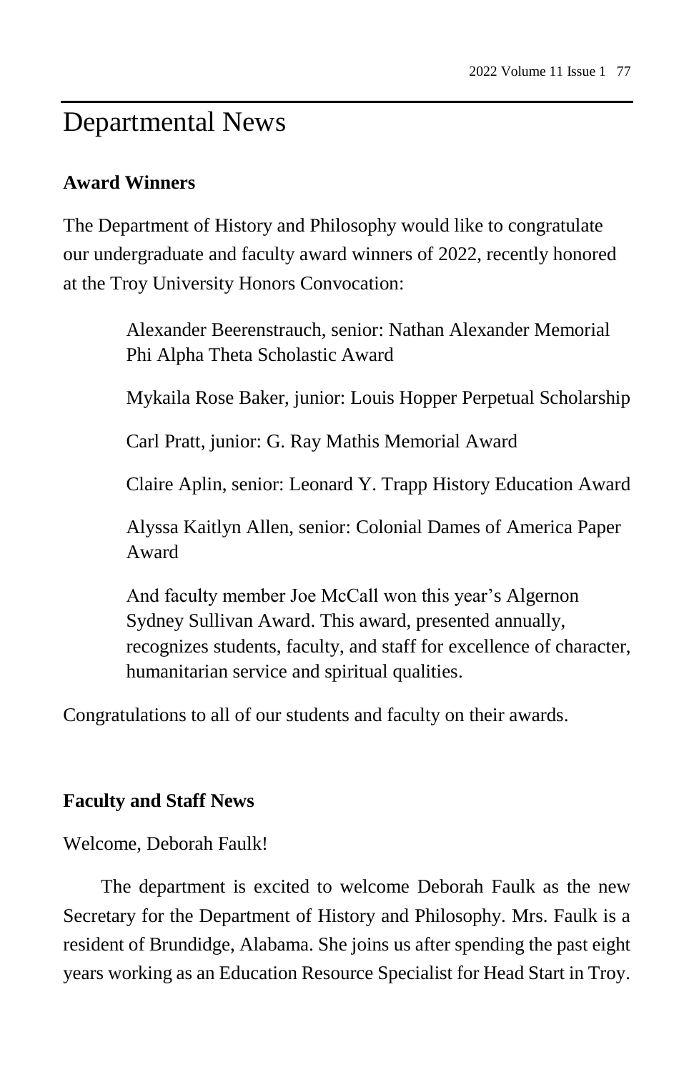# Departmental News

**Award Winners**

The Department of History and Philosophy would like to congratulate our undergraduate and faculty award winners of 2022, recently honored at the Troy University Honors Convocation:

> Alexander Beerenstrauch, senior: Nathan Alexander Memorial Phi Alpha Theta Scholastic Award
>
> Mykaila Rose Baker, junior: Louis Hopper Perpetual Scholarship
>
> Carl Pratt, junior: G. Ray Mathis Memorial Award
>
> Claire Aplin, senior: Leonard Y. Trapp History Education Award
>
> Alyssa Kaitlyn Allen, senior: Colonial Dames of America Paper Award
>
> And faculty member Joe McCall won this year's Algernon Sydney Sullivan Award. This award, presented annually, recognizes students, faculty, and staff for excellence of character, humanitarian service and spiritual qualities.

Congratulations to all of our students and faculty on their awards.

**Faculty and Staff News**

Welcome, Deborah Faulk!

The department is excited to welcome Deborah Faulk as the new Secretary for the Department of History and Philosophy. Mrs. Faulk is a resident of Brundidge, Alabama. She joins us after spending the past eight years working as an Education Resource Specialist for Head Start in Troy.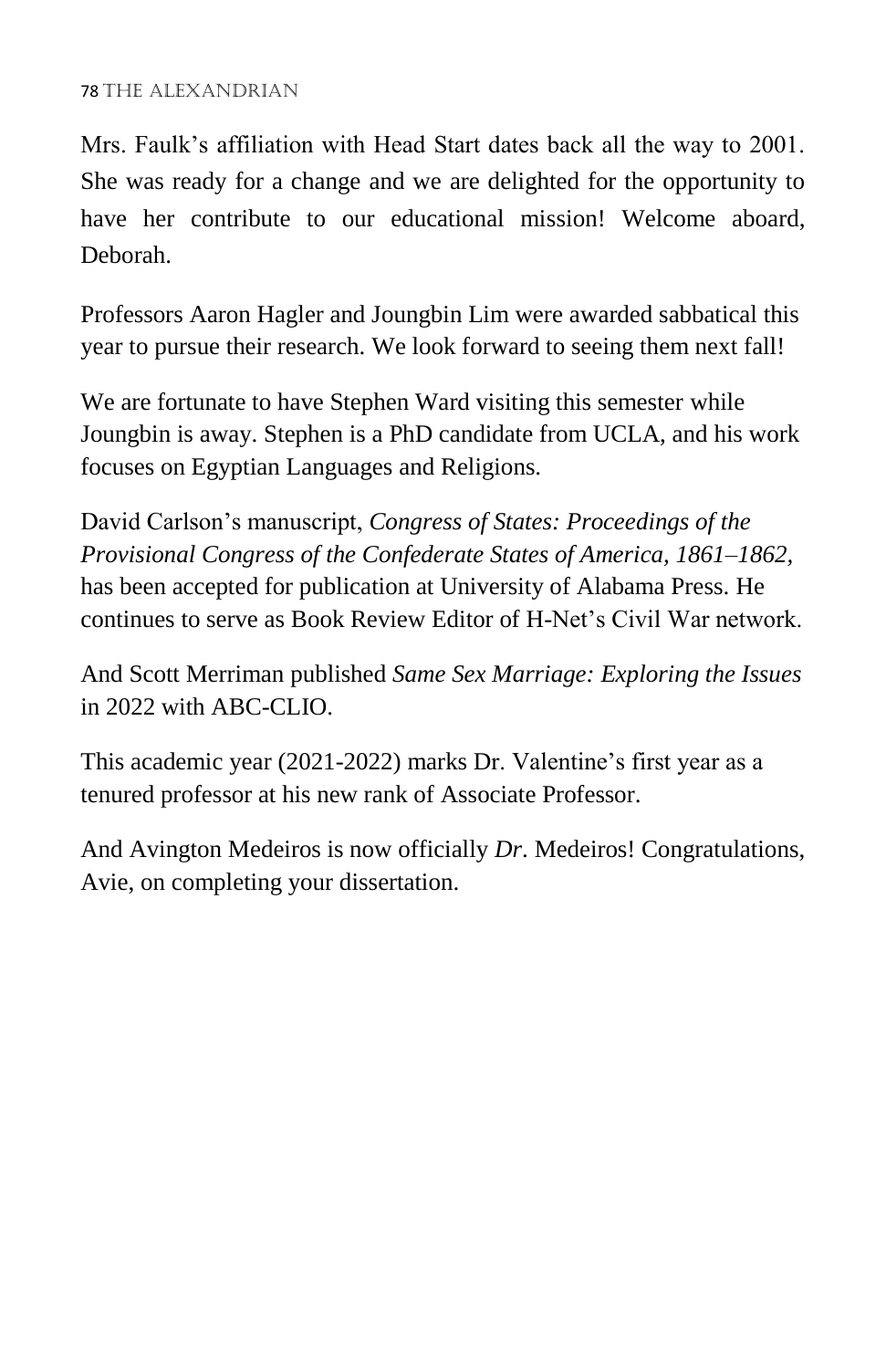Mrs. Faulk's affiliation with Head Start dates back all the way to 2001. She was ready for a change and we are delighted for the opportunity to have her contribute to our educational mission! Welcome aboard, Deborah.

Professors Aaron Hagler and Joungbin Lim were awarded sabbatical this year to pursue their research. We look forward to seeing them next fall!

We are fortunate to have Stephen Ward visiting this semester while Joungbin is away. Stephen is a PhD candidate from UCLA, and his work focuses on Egyptian Languages and Religions.

David Carlson's manuscript, *Congress of States: Proceedings of the Provisional Congress of the Confederate States of America, 1861–1862,* has been accepted for publication at University of Alabama Press. He continues to serve as Book Review Editor of H-Net's Civil War network.

And Scott Merriman published *Same Sex Marriage: Exploring the Issues* in 2022 with ABC-CLIO.

This academic year (2021-2022) marks Dr. Valentine's first year as a tenured professor at his new rank of Associate Professor.

And Avington Medeiros is now officially *Dr*. Medeiros! Congratulations, Avie, on completing your dissertation.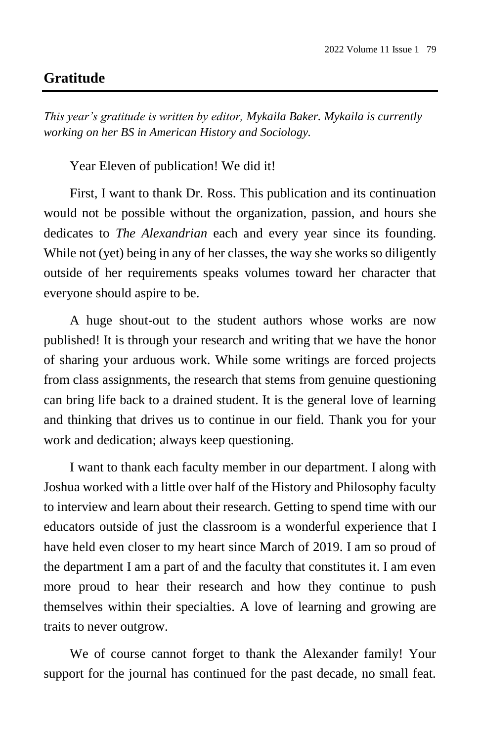## Gratitude

*This year's gratitude is written by editor, Mykaila Baker. Mykaila is currently working on her BS in American History and Sociology.*

Year Eleven of publication! We did it!

First, I want to thank Dr. Ross. This publication and its continuation would not be possible without the organization, passion, and hours she dedicates to *The Alexandrian* each and every year since its founding. While not (yet) being in any of her classes, the way she works so diligently outside of her requirements speaks volumes toward her character that everyone should aspire to be.

A huge shout-out to the student authors whose works are now published! It is through your research and writing that we have the honor of sharing your arduous work. While some writings are forced projects from class assignments, the research that stems from genuine questioning can bring life back to a drained student. It is the general love of learning and thinking that drives us to continue in our field. Thank you for your work and dedication; always keep questioning.

I want to thank each faculty member in our department. I along with Joshua worked with a little over half of the History and Philosophy faculty to interview and learn about their research. Getting to spend time with our educators outside of just the classroom is a wonderful experience that I have held even closer to my heart since March of 2019. I am so proud of the department I am a part of and the faculty that constitutes it. I am even more proud to hear their research and how they continue to push themselves within their specialties. A love of learning and growing are traits to never outgrow.

We of course cannot forget to thank the Alexander family! Your support for the journal has continued for the past decade, no small feat.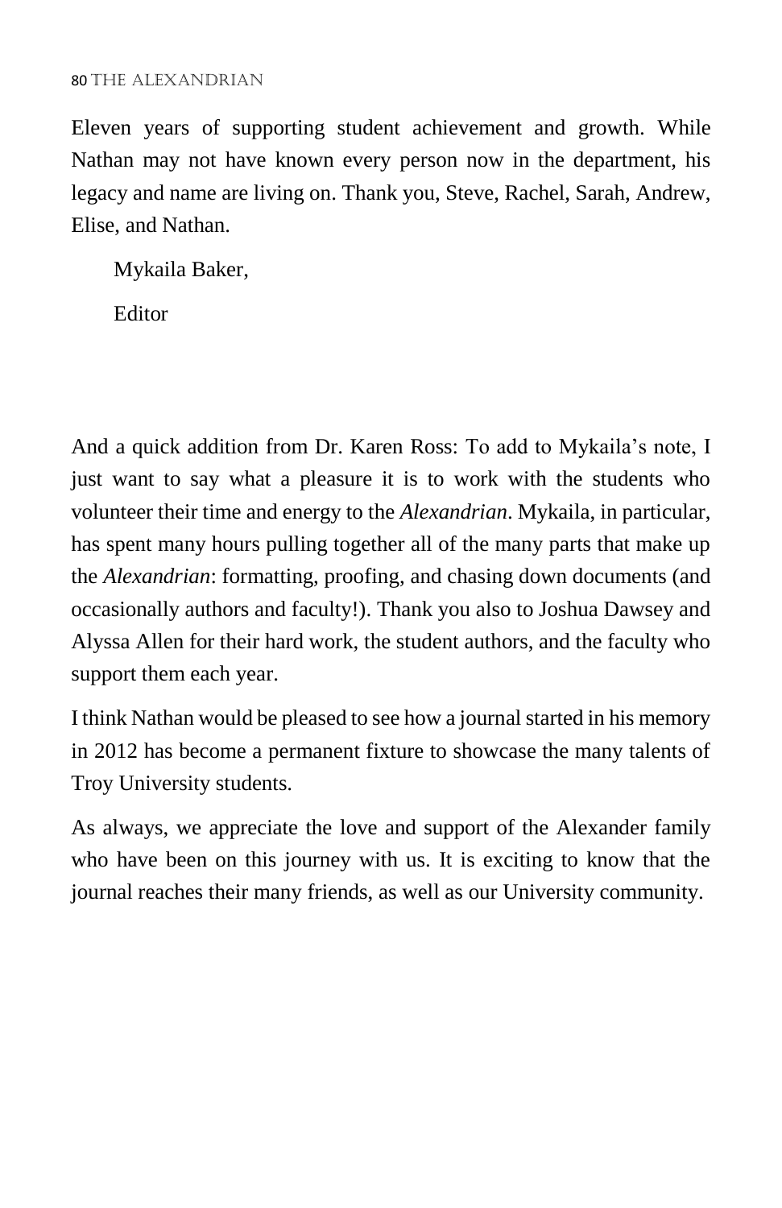Eleven years of supporting student achievement and growth. While Nathan may not have known every person now in the department, his legacy and name are living on. Thank you, Steve, Rachel, Sarah, Andrew, Elise, and Nathan.

Mykaila Baker,

Editor

And a quick addition from Dr. Karen Ross: To add to Mykaila's note, I just want to say what a pleasure it is to work with the students who volunteer their time and energy to the *Alexandrian*. Mykaila, in particular, has spent many hours pulling together all of the many parts that make up the *Alexandrian*: formatting, proofing, and chasing down documents (and occasionally authors and faculty!). Thank you also to Joshua Dawsey and Alyssa Allen for their hard work, the student authors, and the faculty who support them each year.

I think Nathan would be pleased to see how a journal started in his memory in 2012 has become a permanent fixture to showcase the many talents of Troy University students.

As always, we appreciate the love and support of the Alexander family who have been on this journey with us. It is exciting to know that the journal reaches their many friends, as well as our University community.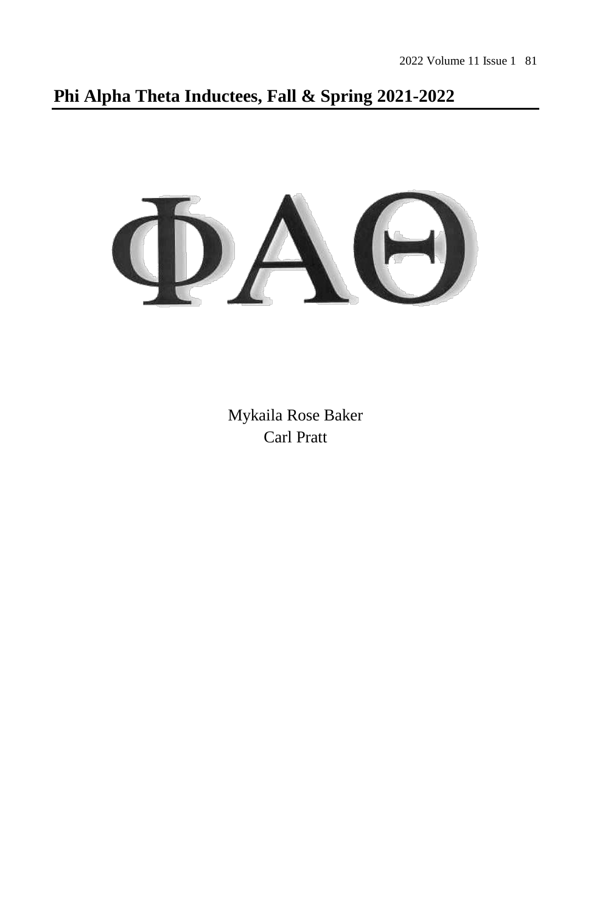## Phi Alpha Theta Inductees, Fall & Spring 2021-2022

ΦΑΘ

Mykaila Rose Baker
Carl Pratt